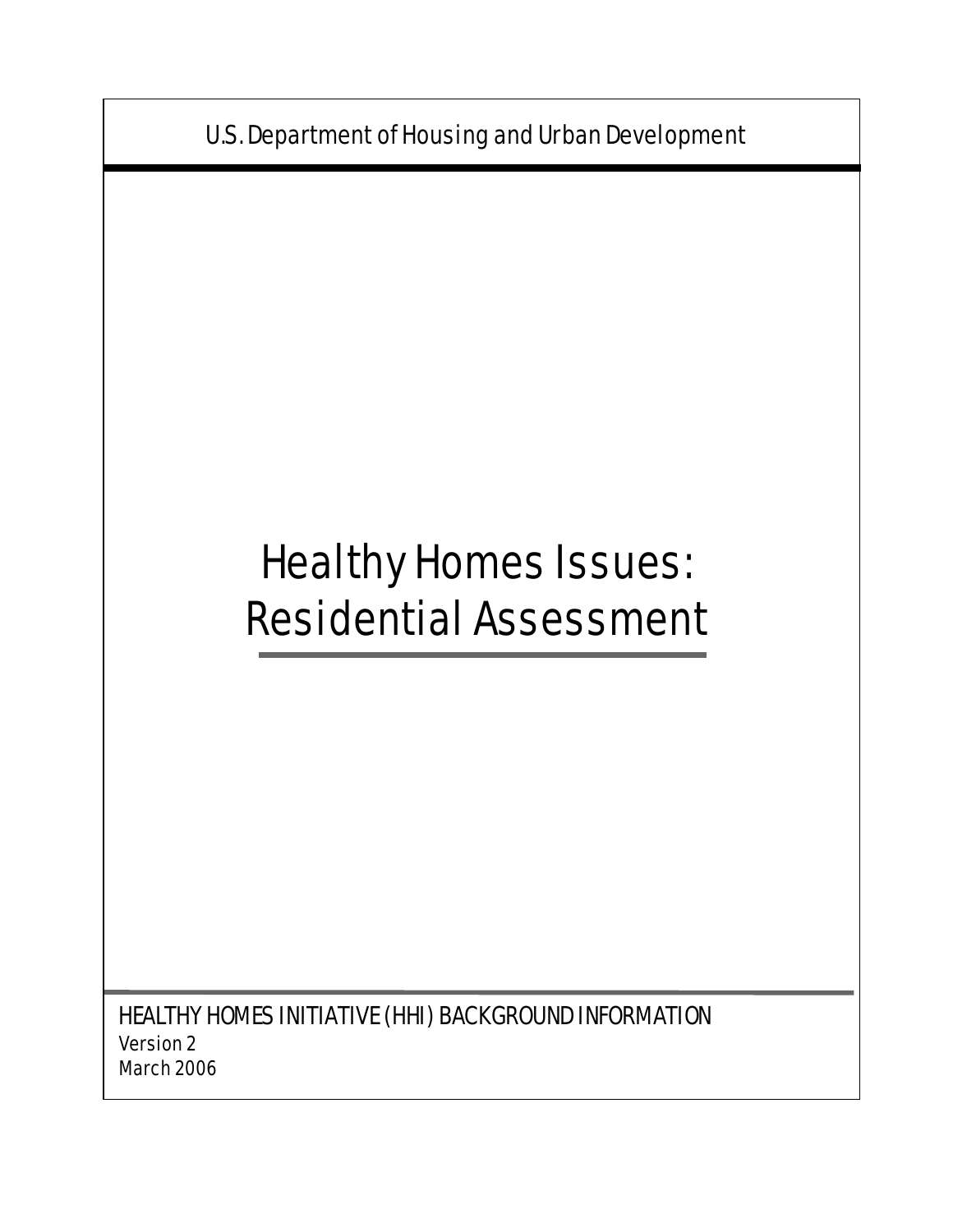U.S. Department of Housing and Urban Development

# Healthy Homes Issues: Residential Assessment

HEALTHY HOMES INITIATIVE (HHI) BACKGROUND INFORMATION

*Version 2*

*March 2006*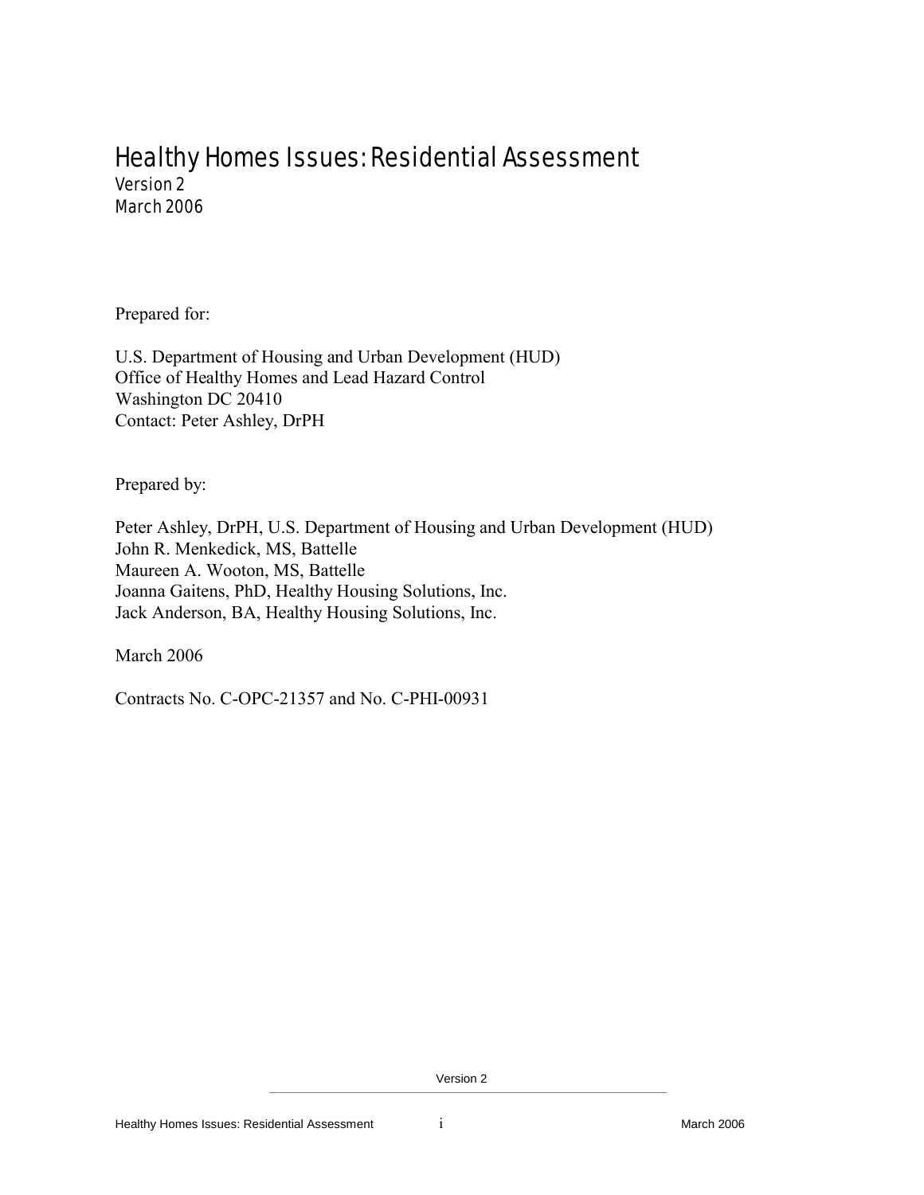# Healthy Homes Issues: Residential Assessment

Version 2
March 2006

Prepared for:

U.S. Department of Housing and Urban Development (HUD)
Office of Healthy Homes and Lead Hazard Control
Washington DC 20410
Contact: Peter Ashley, DrPH

Prepared by:

Peter Ashley, DrPH, U.S. Department of Housing and Urban Development (HUD)
John R. Menkedick, MS, Battelle
Maureen A. Wooton, MS, Battelle
Joanna Gaitens, PhD, Healthy Housing Solutions, Inc.
Jack Anderson, BA, Healthy Housing Solutions, Inc.

March 2006

Contracts No. C-OPC-21357 and No. C-PHI-00931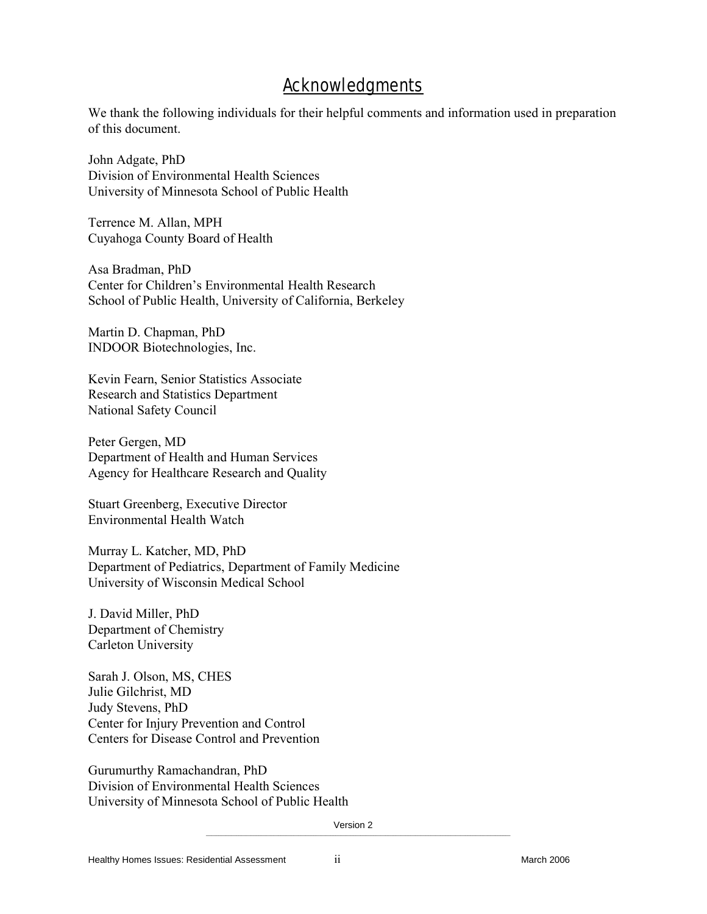## Acknowledgments

We thank the following individuals for their helpful comments and information used in preparation of this document.

John Adgate, PhD
Division of Environmental Health Sciences
University of Minnesota School of Public Health

Terrence M. Allan, MPH
Cuyahoga County Board of Health

Asa Bradman, PhD
Center for Children's Environmental Health Research
School of Public Health, University of California, Berkeley

Martin D. Chapman, PhD
INDOOR Biotechnologies, Inc.

Kevin Fearn, Senior Statistics Associate
Research and Statistics Department
National Safety Council

Peter Gergen, MD
Department of Health and Human Services
Agency for Healthcare Research and Quality

Stuart Greenberg, Executive Director
Environmental Health Watch

Murray L. Katcher, MD, PhD
Department of Pediatrics, Department of Family Medicine
University of Wisconsin Medical School

J. David Miller, PhD
Department of Chemistry
Carleton University

Sarah J. Olson, MS, CHES
Julie Gilchrist, MD
Judy Stevens, PhD
Center for Injury Prevention and Control
Centers for Disease Control and Prevention

Gurumurthy Ramachandran, PhD
Division of Environmental Health Sciences
University of Minnesota School of Public Health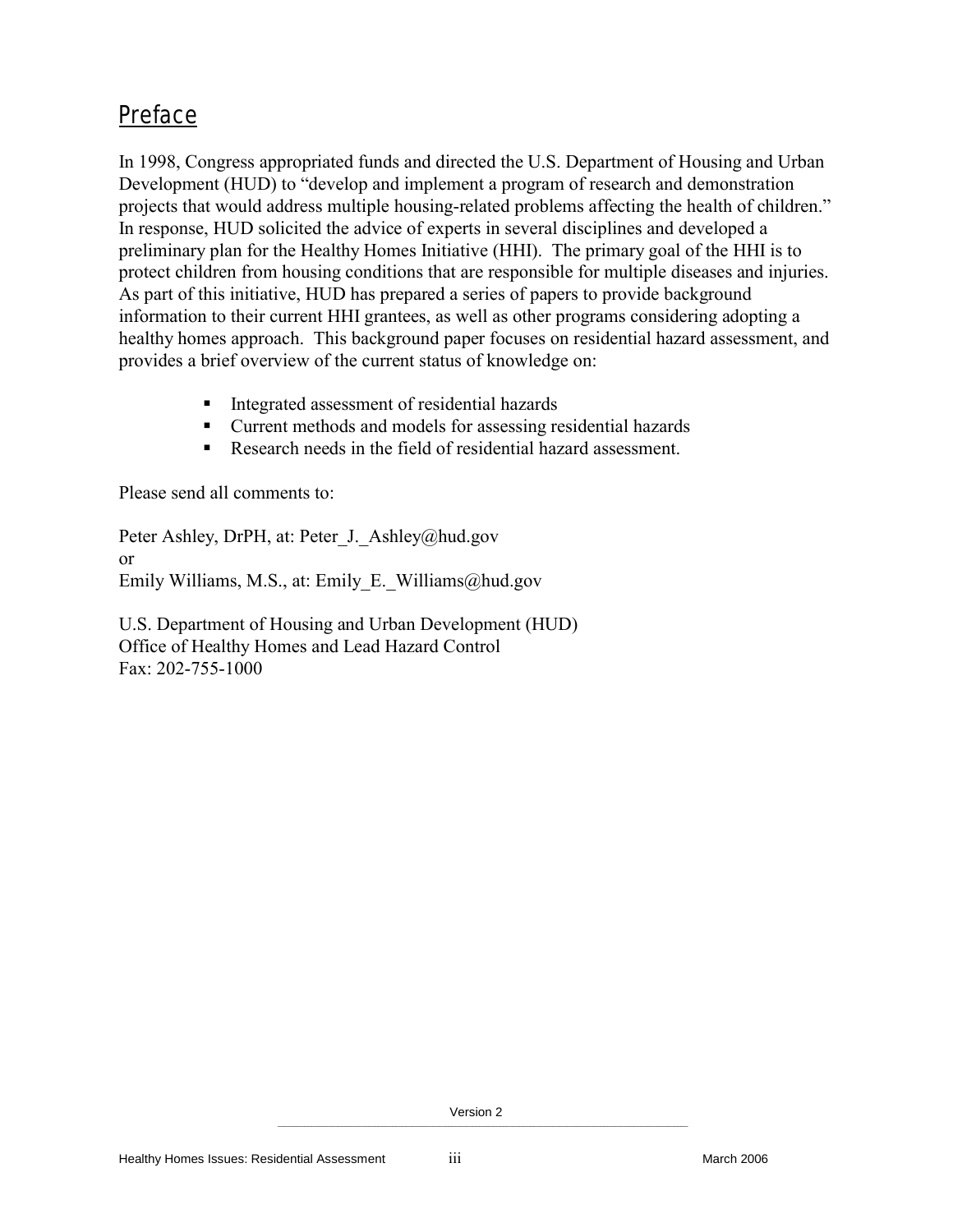# Preface

In 1998, Congress appropriated funds and directed the U.S. Department of Housing and Urban Development (HUD) to "develop and implement a program of research and demonstration projects that would address multiple housing-related problems affecting the health of children." In response, HUD solicited the advice of experts in several disciplines and developed a preliminary plan for the Healthy Homes Initiative (HHI). The primary goal of the HHI is to protect children from housing conditions that are responsible for multiple diseases and injuries. As part of this initiative, HUD has prepared a series of papers to provide background information to their current HHI grantees, as well as other programs considering adopting a healthy homes approach. This background paper focuses on residential hazard assessment, and provides a brief overview of the current status of knowledge on:

- Integrated assessment of residential hazards
- Current methods and models for assessing residential hazards
- Research needs in the field of residential hazard assessment.

Please send all comments to:

Peter Ashley, DrPH, at: Peter_J._Ashley@hud.gov
or
Emily Williams, M.S., at: Emily_E._Williams@hud.gov

U.S. Department of Housing and Urban Development (HUD)
Office of Healthy Homes and Lead Hazard Control
Fax: 202-755-1000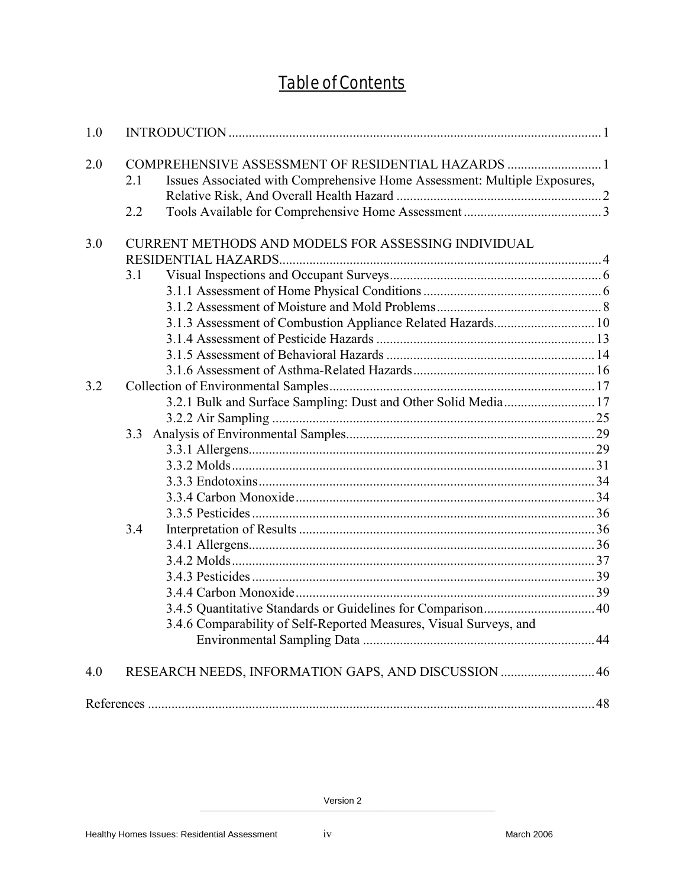# Table of Contents

1.0 INTRODUCTION ... 1

2.0 COMPREHENSIVE ASSESSMENT OF RESIDENTIAL HAZARDS ... 1
- 2.1 Issues Associated with Comprehensive Home Assessment: Multiple Exposures, Relative Risk, And Overall Health Hazard ... 2
- 2.2 Tools Available for Comprehensive Home Assessment ... 3

3.0 CURRENT METHODS AND MODELS FOR ASSESSING INDIVIDUAL RESIDENTIAL HAZARDS ... 4
- 3.1 Visual Inspections and Occupant Surveys ... 6
  - 3.1.1 Assessment of Home Physical Conditions ... 6
  - 3.1.2 Assessment of Moisture and Mold Problems ... 8
  - 3.1.3 Assessment of Combustion Appliance Related Hazards ... 10
  - 3.1.4 Assessment of Pesticide Hazards ... 13
  - 3.1.5 Assessment of Behavioral Hazards ... 14
  - 3.1.6 Assessment of Asthma-Related Hazards ... 16
- 3.2 Collection of Environmental Samples ... 17
  - 3.2.1 Bulk and Surface Sampling: Dust and Other Solid Media ... 17
  - 3.2.2 Air Sampling ... 25
- 3.3 Analysis of Environmental Samples ... 29
  - 3.3.1 Allergens ... 29
  - 3.3.2 Molds ... 31
  - 3.3.3 Endotoxins ... 34
  - 3.3.4 Carbon Monoxide ... 34
  - 3.3.5 Pesticides ... 36
- 3.4 Interpretation of Results ... 36
  - 3.4.1 Allergens ... 36
  - 3.4.2 Molds ... 37
  - 3.4.3 Pesticides ... 39
  - 3.4.4 Carbon Monoxide ... 39
  - 3.4.5 Quantitative Standards or Guidelines for Comparison ... 40
  - 3.4.6 Comparability of Self-Reported Measures, Visual Surveys, and Environmental Sampling Data ... 44

4.0 RESEARCH NEEDS, INFORMATION GAPS, AND DISCUSSION ... 46

References ... 48

Version 2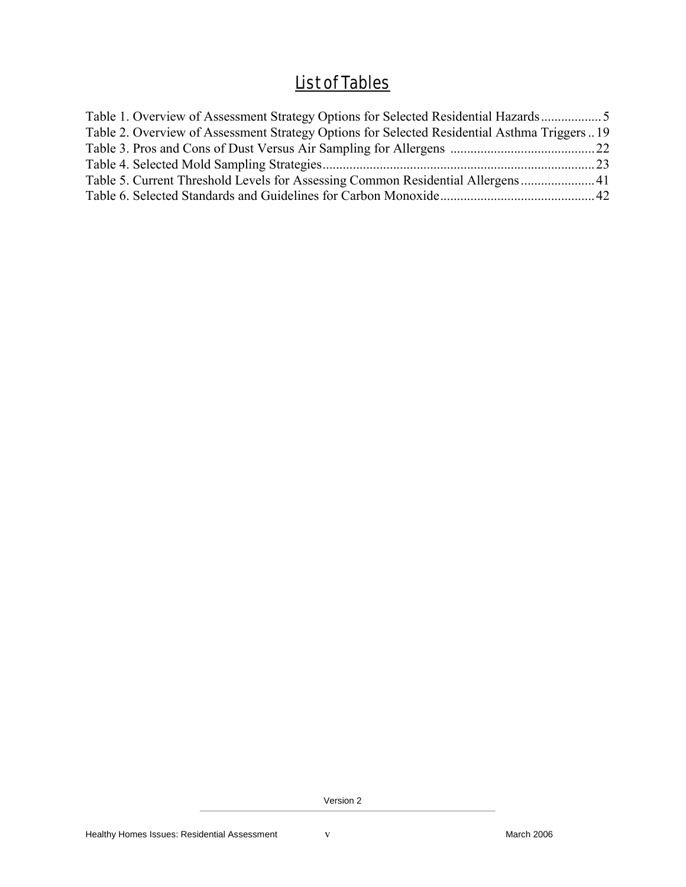# List of Tables

Table 1. Overview of Assessment Strategy Options for Selected Residential Hazards .................. 5
Table 2. Overview of Assessment Strategy Options for Selected Residential Asthma Triggers .. 19
Table 3. Pros and Cons of Dust Versus Air Sampling for Allergens ........................................... 22
Table 4. Selected Mold Sampling Strategies ................................................................................. 23
Table 5. Current Threshold Levels for Assessing Common Residential Allergens ...................... 41
Table 6. Selected Standards and Guidelines for Carbon Monoxide .............................................. 42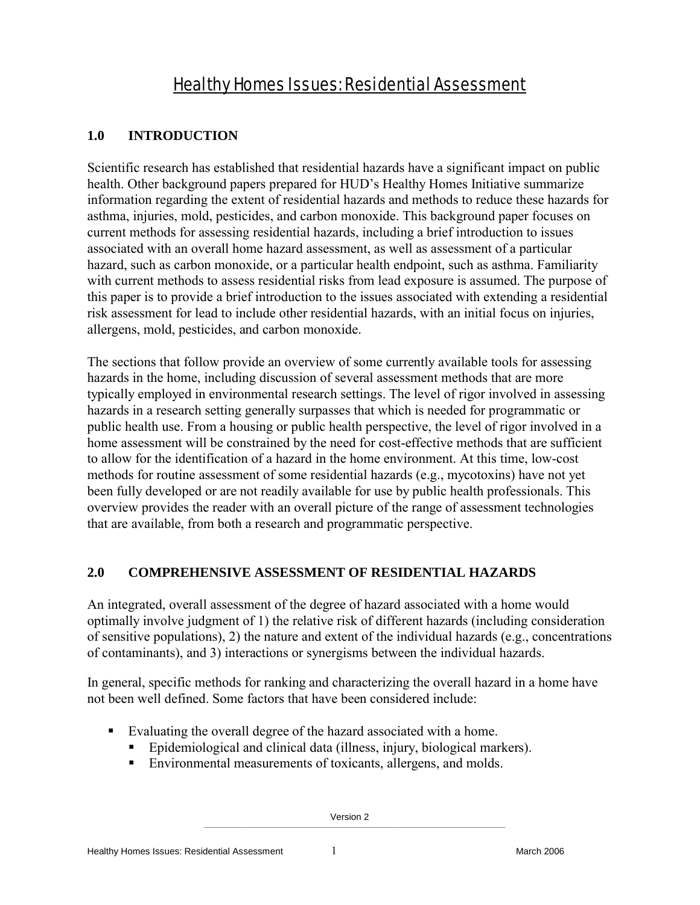# Healthy Homes Issues: Residential Assessment

## 1.0 INTRODUCTION

Scientific research has established that residential hazards have a significant impact on public health. Other background papers prepared for HUD's Healthy Homes Initiative summarize information regarding the extent of residential hazards and methods to reduce these hazards for asthma, injuries, mold, pesticides, and carbon monoxide. This background paper focuses on current methods for assessing residential hazards, including a brief introduction to issues associated with an overall home hazard assessment, as well as assessment of a particular hazard, such as carbon monoxide, or a particular health endpoint, such as asthma. Familiarity with current methods to assess residential risks from lead exposure is assumed. The purpose of this paper is to provide a brief introduction to the issues associated with extending a residential risk assessment for lead to include other residential hazards, with an initial focus on injuries, allergens, mold, pesticides, and carbon monoxide.

The sections that follow provide an overview of some currently available tools for assessing hazards in the home, including discussion of several assessment methods that are more typically employed in environmental research settings. The level of rigor involved in assessing hazards in a research setting generally surpasses that which is needed for programmatic or public health use. From a housing or public health perspective, the level of rigor involved in a home assessment will be constrained by the need for cost-effective methods that are sufficient to allow for the identification of a hazard in the home environment. At this time, low-cost methods for routine assessment of some residential hazards (e.g., mycotoxins) have not yet been fully developed or are not readily available for use by public health professionals. This overview provides the reader with an overall picture of the range of assessment technologies that are available, from both a research and programmatic perspective.

## 2.0 COMPREHENSIVE ASSESSMENT OF RESIDENTIAL HAZARDS

An integrated, overall assessment of the degree of hazard associated with a home would optimally involve judgment of 1) the relative risk of different hazards (including consideration of sensitive populations), 2) the nature and extent of the individual hazards (e.g., concentrations of contaminants), and 3) interactions or synergisms between the individual hazards.

In general, specific methods for ranking and characterizing the overall hazard in a home have not been well defined. Some factors that have been considered include:

- Evaluating the overall degree of the hazard associated with a home.
  - Epidemiological and clinical data (illness, injury, biological markers).
  - Environmental measurements of toxicants, allergens, and molds.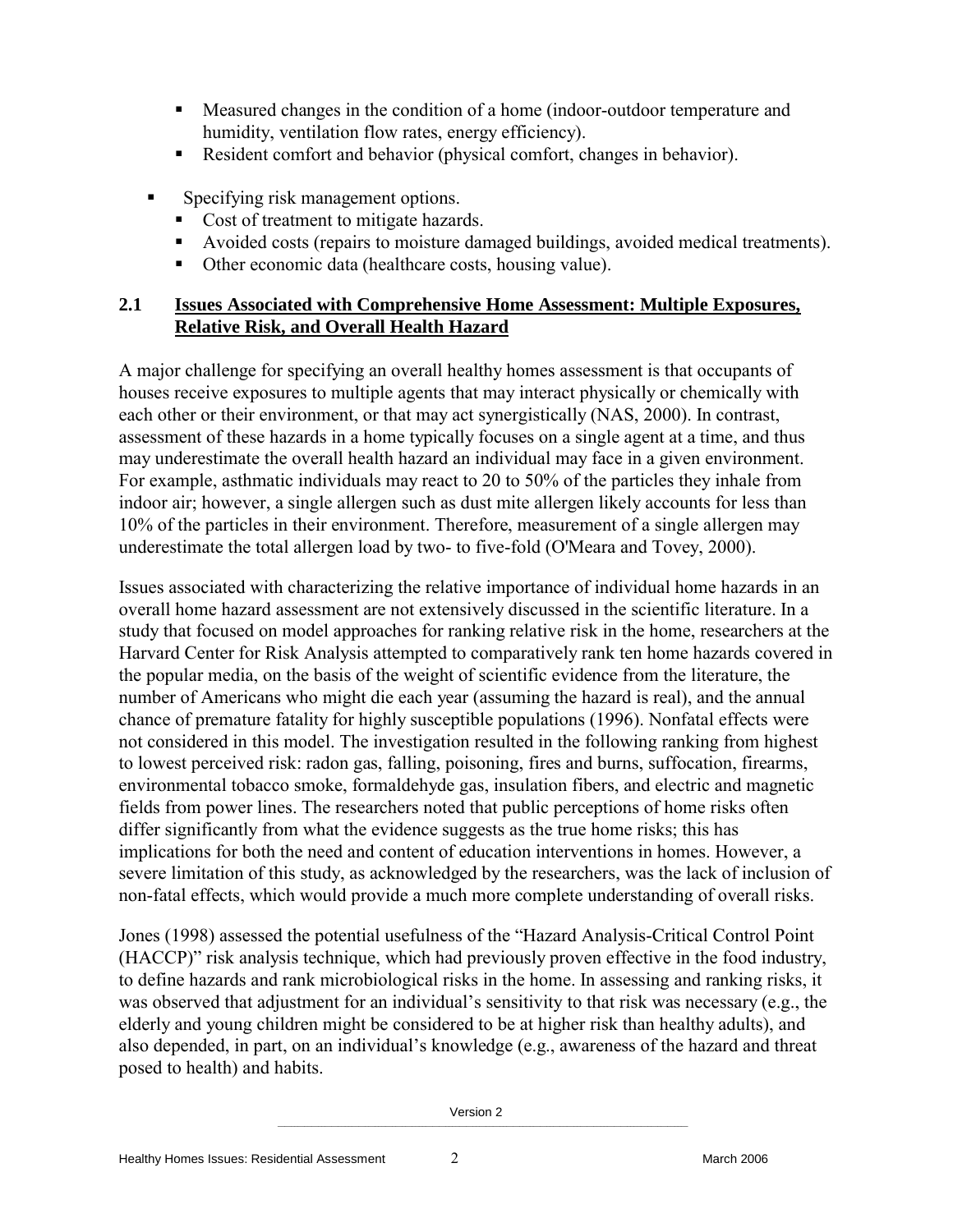- Measured changes in the condition of a home (indoor-outdoor temperature and humidity, ventilation flow rates, energy efficiency).
    - Resident comfort and behavior (physical comfort, changes in behavior).

- Specifying risk management options.
    - Cost of treatment to mitigate hazards.
    - Avoided costs (repairs to moisture damaged buildings, avoided medical treatments).
    - Other economic data (healthcare costs, housing value).

## 2.1 Issues Associated with Comprehensive Home Assessment: Multiple Exposures, Relative Risk, and Overall Health Hazard

A major challenge for specifying an overall healthy homes assessment is that occupants of houses receive exposures to multiple agents that may interact physically or chemically with each other or their environment, or that may act synergistically (NAS, 2000). In contrast, assessment of these hazards in a home typically focuses on a single agent at a time, and thus may underestimate the overall health hazard an individual may face in a given environment. For example, asthmatic individuals may react to 20 to 50% of the particles they inhale from indoor air; however, a single allergen such as dust mite allergen likely accounts for less than 10% of the particles in their environment. Therefore, measurement of a single allergen may underestimate the total allergen load by two- to five-fold (O'Meara and Tovey, 2000).

Issues associated with characterizing the relative importance of individual home hazards in an overall home hazard assessment are not extensively discussed in the scientific literature. In a study that focused on model approaches for ranking relative risk in the home, researchers at the Harvard Center for Risk Analysis attempted to comparatively rank ten home hazards covered in the popular media, on the basis of the weight of scientific evidence from the literature, the number of Americans who might die each year (assuming the hazard is real), and the annual chance of premature fatality for highly susceptible populations (1996). Nonfatal effects were not considered in this model. The investigation resulted in the following ranking from highest to lowest perceived risk: radon gas, falling, poisoning, fires and burns, suffocation, firearms, environmental tobacco smoke, formaldehyde gas, insulation fibers, and electric and magnetic fields from power lines. The researchers noted that public perceptions of home risks often differ significantly from what the evidence suggests as the true home risks; this has implications for both the need and content of education interventions in homes. However, a severe limitation of this study, as acknowledged by the researchers, was the lack of inclusion of non-fatal effects, which would provide a much more complete understanding of overall risks.

Jones (1998) assessed the potential usefulness of the "Hazard Analysis-Critical Control Point (HACCP)" risk analysis technique, which had previously proven effective in the food industry, to define hazards and rank microbiological risks in the home. In assessing and ranking risks, it was observed that adjustment for an individual's sensitivity to that risk was necessary (e.g., the elderly and young children might be considered to be at higher risk than healthy adults), and also depended, in part, on an individual's knowledge (e.g., awareness of the hazard and threat posed to health) and habits.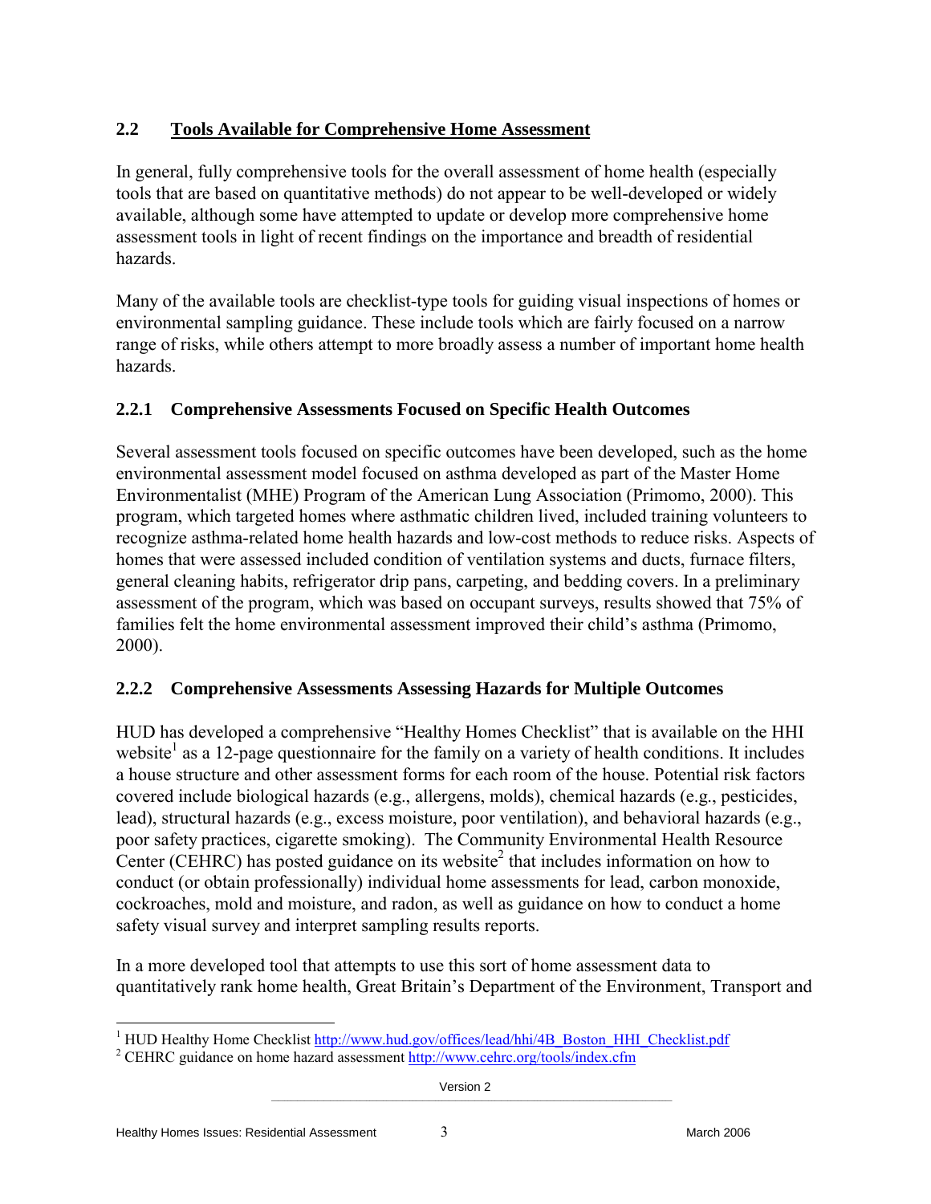## 2.2 Tools Available for Comprehensive Home Assessment

In general, fully comprehensive tools for the overall assessment of home health (especially tools that are based on quantitative methods) do not appear to be well-developed or widely available, although some have attempted to update or develop more comprehensive home assessment tools in light of recent findings on the importance and breadth of residential hazards.

Many of the available tools are checklist-type tools for guiding visual inspections of homes or environmental sampling guidance. These include tools which are fairly focused on a narrow range of risks, while others attempt to more broadly assess a number of important home health hazards.

### 2.2.1 Comprehensive Assessments Focused on Specific Health Outcomes

Several assessment tools focused on specific outcomes have been developed, such as the home environmental assessment model focused on asthma developed as part of the Master Home Environmentalist (MHE) Program of the American Lung Association (Primomo, 2000). This program, which targeted homes where asthmatic children lived, included training volunteers to recognize asthma-related home health hazards and low-cost methods to reduce risks. Aspects of homes that were assessed included condition of ventilation systems and ducts, furnace filters, general cleaning habits, refrigerator drip pans, carpeting, and bedding covers. In a preliminary assessment of the program, which was based on occupant surveys, results showed that 75% of families felt the home environmental assessment improved their child's asthma (Primomo, 2000).

### 2.2.2 Comprehensive Assessments Assessing Hazards for Multiple Outcomes

HUD has developed a comprehensive "Healthy Homes Checklist" that is available on the HHI website[1] as a 12-page questionnaire for the family on a variety of health conditions. It includes a house structure and other assessment forms for each room of the house. Potential risk factors covered include biological hazards (e.g., allergens, molds), chemical hazards (e.g., pesticides, lead), structural hazards (e.g., excess moisture, poor ventilation), and behavioral hazards (e.g., poor safety practices, cigarette smoking). The Community Environmental Health Resource Center (CEHRC) has posted guidance on its website[2] that includes information on how to conduct (or obtain professionally) individual home assessments for lead, carbon monoxide, cockroaches, mold and moisture, and radon, as well as guidance on how to conduct a home safety visual survey and interpret sampling results reports.

In a more developed tool that attempts to use this sort of home assessment data to quantitatively rank home health, Great Britain's Department of the Environment, Transport and

---

[1] HUD Healthy Home Checklist http://www.hud.gov/offices/lead/hhi/4B_Boston_HHI_Checklist.pdf

[2] CEHRC guidance on home hazard assessment http://www.cehrc.org/tools/index.cfm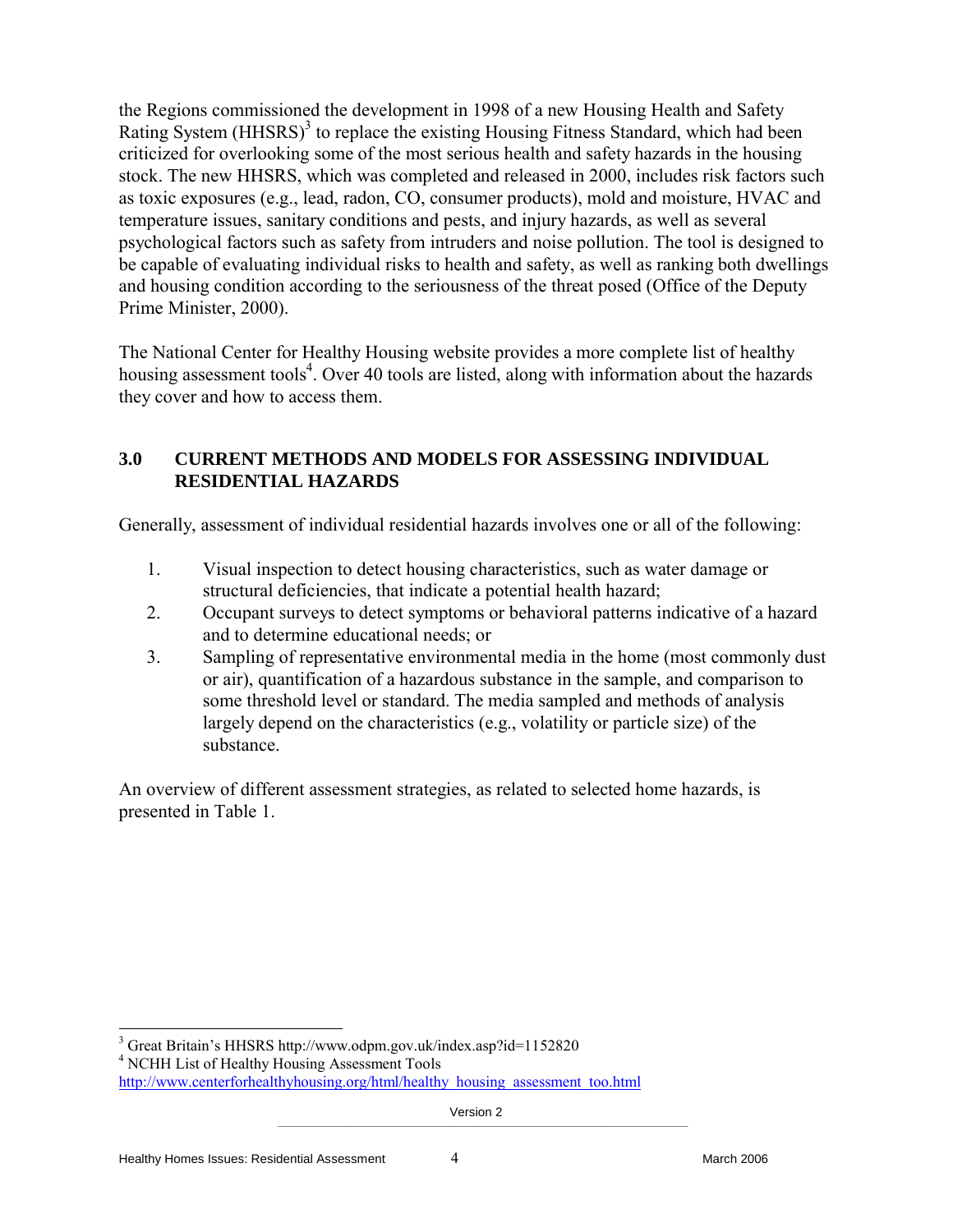the Regions commissioned the development in 1998 of a new Housing Health and Safety Rating System (HHSRS)[3] to replace the existing Housing Fitness Standard, which had been criticized for overlooking some of the most serious health and safety hazards in the housing stock. The new HHSRS, which was completed and released in 2000, includes risk factors such as toxic exposures (e.g., lead, radon, CO, consumer products), mold and moisture, HVAC and temperature issues, sanitary conditions and pests, and injury hazards, as well as several psychological factors such as safety from intruders and noise pollution. The tool is designed to be capable of evaluating individual risks to health and safety, as well as ranking both dwellings and housing condition according to the seriousness of the threat posed (Office of the Deputy Prime Minister, 2000).

The National Center for Healthy Housing website provides a more complete list of healthy housing assessment tools[4]. Over 40 tools are listed, along with information about the hazards they cover and how to access them.

## 3.0 CURRENT METHODS AND MODELS FOR ASSESSING INDIVIDUAL RESIDENTIAL HAZARDS

Generally, assessment of individual residential hazards involves one or all of the following:

1. Visual inspection to detect housing characteristics, such as water damage or structural deficiencies, that indicate a potential health hazard;
2. Occupant surveys to detect symptoms or behavioral patterns indicative of a hazard and to determine educational needs; or
3. Sampling of representative environmental media in the home (most commonly dust or air), quantification of a hazardous substance in the sample, and comparison to some threshold level or standard. The media sampled and methods of analysis largely depend on the characteristics (e.g., volatility or particle size) of the substance.

An overview of different assessment strategies, as related to selected home hazards, is presented in Table 1.

---

[3] Great Britain's HHSRS http://www.odpm.gov.uk/index.asp?id=1152820

[4] NCHH List of Healthy Housing Assessment Tools http://www.centerforhealthyhousing.org/html/healthy_housing_assessment_too.html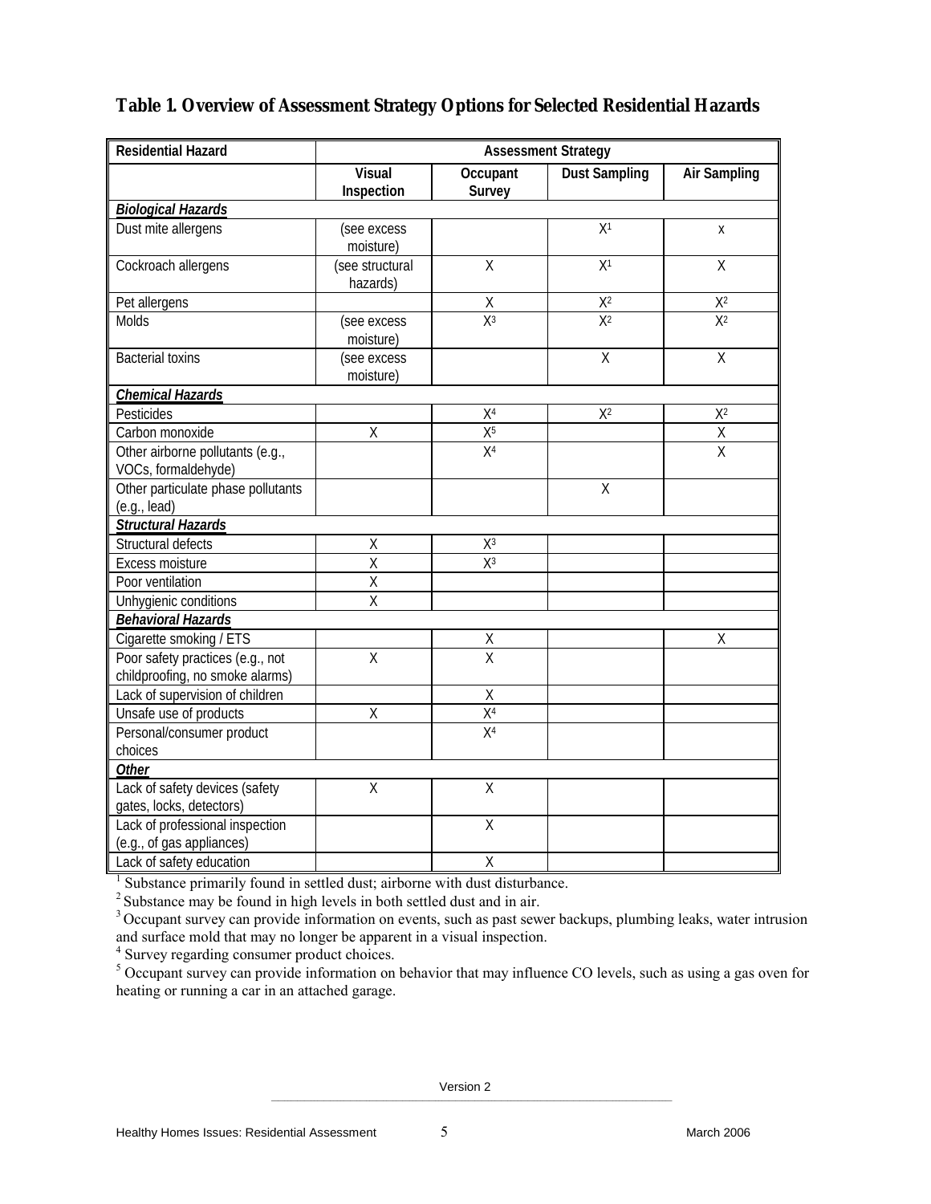**Table 1. Overview of Assessment Strategy Options for Selected Residential Hazards**

| Residential Hazard | Assessment Strategy | | | |
|---|---|---|---|---|
| | Visual Inspection | Occupant Survey | Dust Sampling | Air Sampling |
| ***Biological Hazards*** | | | | |
| Dust mite allergens | (see excess moisture) | | X[1] | x |
| Cockroach allergens | (see structural hazards) | X | X[1] | X |
| Pet allergens | | X | X[2] | X[2] |
| Molds | (see excess moisture) | X[3] | X[2] | X[2] |
| Bacterial toxins | (see excess moisture) | | X | X |
| ***Chemical Hazards*** | | | | |
| Pesticides | | X[4] | X[2] | X[2] |
| Carbon monoxide | X | X[5] | | X |
| Other airborne pollutants (e.g., VOCs, formaldehyde) | | X[4] | | X |
| Other particulate phase pollutants (e.g., lead) | | | X | |
| ***Structural Hazards*** | | | | |
| Structural defects | X | X[3] | | |
| Excess moisture | X | X[3] | | |
| Poor ventilation | X | | | |
| Unhygienic conditions | X | | | |
| ***Behavioral Hazards*** | | | | |
| Cigarette smoking / ETS | | X | | X |
| Poor safety practices (e.g., not childproofing, no smoke alarms) | X | X | | |
| Lack of supervision of children | | X | | |
| Unsafe use of products | X | X[4] | | |
| Personal/consumer product choices | | X[4] | | |
| ***Other*** | | | | |
| Lack of safety devices (safety gates, locks, detectors) | X | X | | |
| Lack of professional inspection (e.g., of gas appliances) | | X | | |
| Lack of safety education | | X | | |

[1] Substance primarily found in settled dust; airborne with dust disturbance.
[2] Substance may be found in high levels in both settled dust and in air.
[3] Occupant survey can provide information on events, such as past sewer backups, plumbing leaks, water intrusion and surface mold that may no longer be apparent in a visual inspection.
[4] Survey regarding consumer product choices.
[5] Occupant survey can provide information on behavior that may influence CO levels, such as using a gas oven for heating or running a car in an attached garage.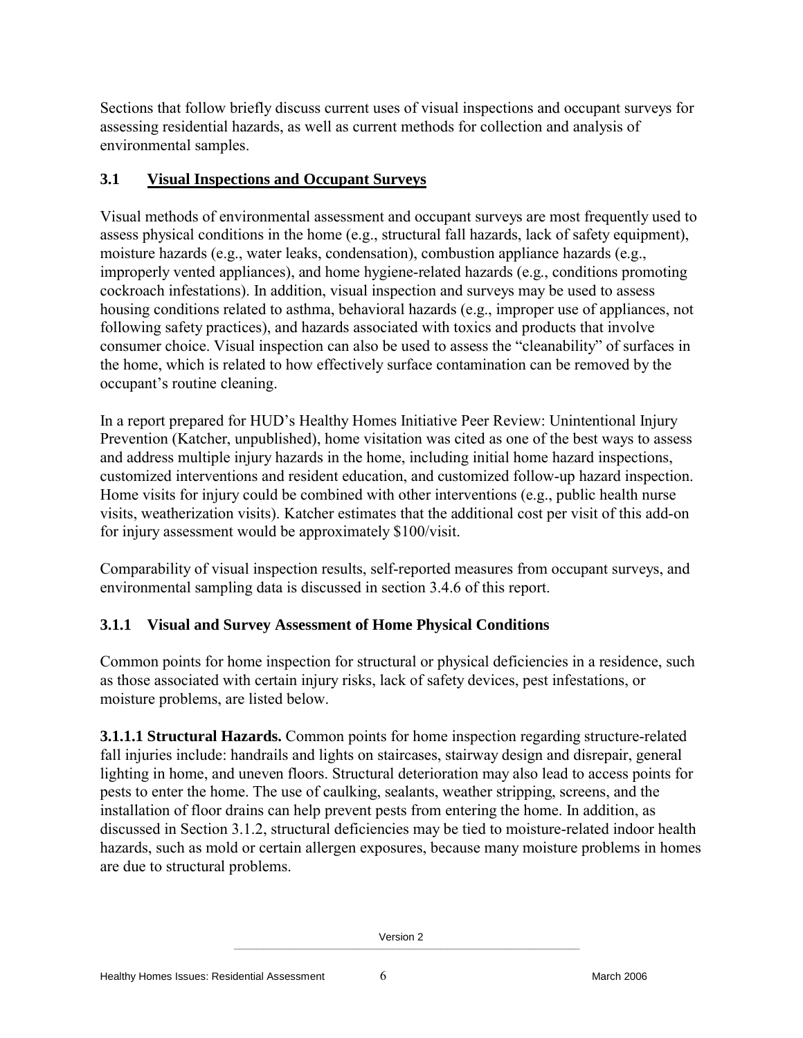Sections that follow briefly discuss current uses of visual inspections and occupant surveys for assessing residential hazards, as well as current methods for collection and analysis of environmental samples.

## 3.1 Visual Inspections and Occupant Surveys

Visual methods of environmental assessment and occupant surveys are most frequently used to assess physical conditions in the home (e.g., structural fall hazards, lack of safety equipment), moisture hazards (e.g., water leaks, condensation), combustion appliance hazards (e.g., improperly vented appliances), and home hygiene-related hazards (e.g., conditions promoting cockroach infestations). In addition, visual inspection and surveys may be used to assess housing conditions related to asthma, behavioral hazards (e.g., improper use of appliances, not following safety practices), and hazards associated with toxics and products that involve consumer choice. Visual inspection can also be used to assess the "cleanability" of surfaces in the home, which is related to how effectively surface contamination can be removed by the occupant's routine cleaning.

In a report prepared for HUD's Healthy Homes Initiative Peer Review: Unintentional Injury Prevention (Katcher, unpublished), home visitation was cited as one of the best ways to assess and address multiple injury hazards in the home, including initial home hazard inspections, customized interventions and resident education, and customized follow-up hazard inspection. Home visits for injury could be combined with other interventions (e.g., public health nurse visits, weatherization visits). Katcher estimates that the additional cost per visit of this add-on for injury assessment would be approximately $100/visit.

Comparability of visual inspection results, self-reported measures from occupant surveys, and environmental sampling data is discussed in section 3.4.6 of this report.

### 3.1.1 Visual and Survey Assessment of Home Physical Conditions

Common points for home inspection for structural or physical deficiencies in a residence, such as those associated with certain injury risks, lack of safety devices, pest infestations, or moisture problems, are listed below.

**3.1.1.1 Structural Hazards.** Common points for home inspection regarding structure-related fall injuries include: handrails and lights on staircases, stairway design and disrepair, general lighting in home, and uneven floors. Structural deterioration may also lead to access points for pests to enter the home. The use of caulking, sealants, weather stripping, screens, and the installation of floor drains can help prevent pests from entering the home. In addition, as discussed in Section 3.1.2, structural deficiencies may be tied to moisture-related indoor health hazards, such as mold or certain allergen exposures, because many moisture problems in homes are due to structural problems.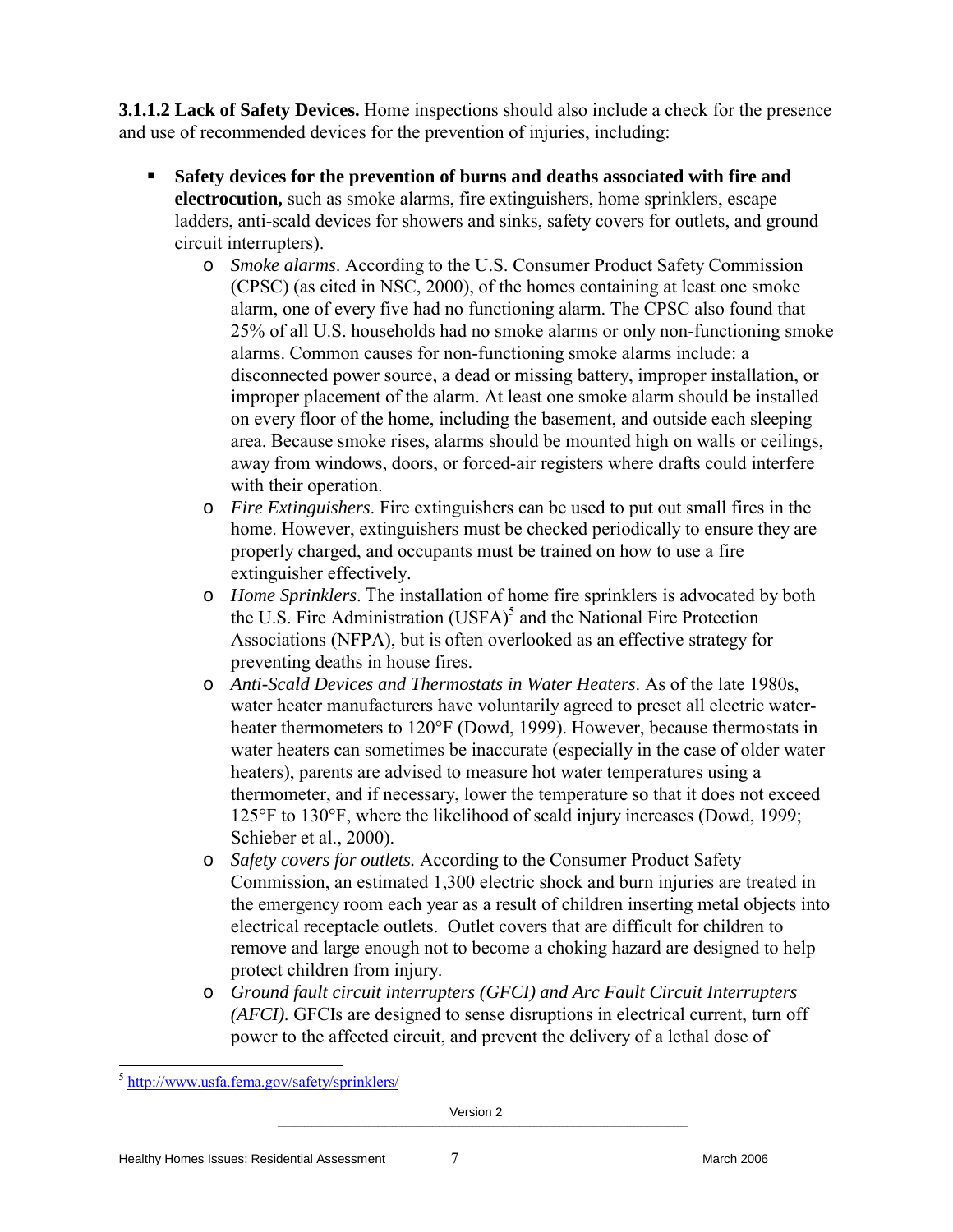**3.1.1.2 Lack of Safety Devices.** Home inspections should also include a check for the presence and use of recommended devices for the prevention of injuries, including:

- **Safety devices for the prevention of burns and deaths associated with fire and electrocution,** such as smoke alarms, fire extinguishers, home sprinklers, escape ladders, anti-scald devices for showers and sinks, safety covers for outlets, and ground circuit interrupters).
    - *Smoke alarms*. According to the U.S. Consumer Product Safety Commission (CPSC) (as cited in NSC, 2000), of the homes containing at least one smoke alarm, one of every five had no functioning alarm. The CPSC also found that 25% of all U.S. households had no smoke alarms or only non-functioning smoke alarms. Common causes for non-functioning smoke alarms include: a disconnected power source, a dead or missing battery, improper installation, or improper placement of the alarm. At least one smoke alarm should be installed on every floor of the home, including the basement, and outside each sleeping area. Because smoke rises, alarms should be mounted high on walls or ceilings, away from windows, doors, or forced-air registers where drafts could interfere with their operation.
    - *Fire Extinguishers*. Fire extinguishers can be used to put out small fires in the home. However, extinguishers must be checked periodically to ensure they are properly charged, and occupants must be trained on how to use a fire extinguisher effectively.
    - *Home Sprinklers*. The installation of home fire sprinklers is advocated by both the U.S. Fire Administration (USFA)[5] and the National Fire Protection Associations (NFPA), but is often overlooked as an effective strategy for preventing deaths in house fires.
    - *Anti-Scald Devices and Thermostats in Water Heaters*. As of the late 1980s, water heater manufacturers have voluntarily agreed to preset all electric water-heater thermometers to 120°F (Dowd, 1999). However, because thermostats in water heaters can sometimes be inaccurate (especially in the case of older water heaters), parents are advised to measure hot water temperatures using a thermometer, and if necessary, lower the temperature so that it does not exceed 125°F to 130°F, where the likelihood of scald injury increases (Dowd, 1999; Schieber et al., 2000).
    - *Safety covers for outlets.* According to the Consumer Product Safety Commission, an estimated 1,300 electric shock and burn injuries are treated in the emergency room each year as a result of children inserting metal objects into electrical receptacle outlets. Outlet covers that are difficult for children to remove and large enough not to become a choking hazard are designed to help protect children from injury.
    - *Ground fault circuit interrupters (GFCI) and Arc Fault Circuit Interrupters (AFCI).* GFCIs are designed to sense disruptions in electrical current, turn off power to the affected circuit, and prevent the delivery of a lethal dose of

[5] http://www.usfa.fema.gov/safety/sprinklers/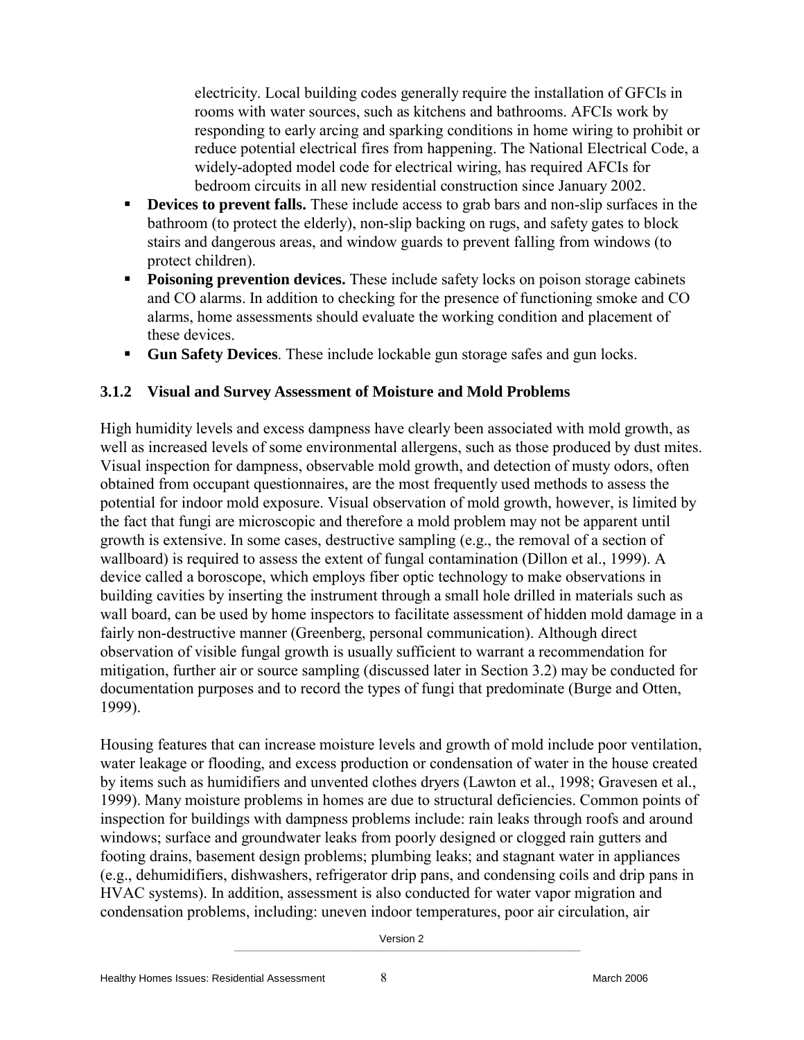electricity. Local building codes generally require the installation of GFCIs in rooms with water sources, such as kitchens and bathrooms. AFCIs work by responding to early arcing and sparking conditions in home wiring to prohibit or reduce potential electrical fires from happening. The National Electrical Code, a widely-adopted model code for electrical wiring, has required AFCIs for bedroom circuits in all new residential construction since January 2002.

- **Devices to prevent falls.** These include access to grab bars and non-slip surfaces in the bathroom (to protect the elderly), non-slip backing on rugs, and safety gates to block stairs and dangerous areas, and window guards to prevent falling from windows (to protect children).
- **Poisoning prevention devices.** These include safety locks on poison storage cabinets and CO alarms. In addition to checking for the presence of functioning smoke and CO alarms, home assessments should evaluate the working condition and placement of these devices.
- **Gun Safety Devices**. These include lockable gun storage safes and gun locks.

### 3.1.2 Visual and Survey Assessment of Moisture and Mold Problems

High humidity levels and excess dampness have clearly been associated with mold growth, as well as increased levels of some environmental allergens, such as those produced by dust mites. Visual inspection for dampness, observable mold growth, and detection of musty odors, often obtained from occupant questionnaires, are the most frequently used methods to assess the potential for indoor mold exposure. Visual observation of mold growth, however, is limited by the fact that fungi are microscopic and therefore a mold problem may not be apparent until growth is extensive. In some cases, destructive sampling (e.g., the removal of a section of wallboard) is required to assess the extent of fungal contamination (Dillon et al., 1999). A device called a boroscope, which employs fiber optic technology to make observations in building cavities by inserting the instrument through a small hole drilled in materials such as wall board, can be used by home inspectors to facilitate assessment of hidden mold damage in a fairly non-destructive manner (Greenberg, personal communication). Although direct observation of visible fungal growth is usually sufficient to warrant a recommendation for mitigation, further air or source sampling (discussed later in Section 3.2) may be conducted for documentation purposes and to record the types of fungi that predominate (Burge and Otten, 1999).

Housing features that can increase moisture levels and growth of mold include poor ventilation, water leakage or flooding, and excess production or condensation of water in the house created by items such as humidifiers and unvented clothes dryers (Lawton et al., 1998; Gravesen et al., 1999). Many moisture problems in homes are due to structural deficiencies. Common points of inspection for buildings with dampness problems include: rain leaks through roofs and around windows; surface and groundwater leaks from poorly designed or clogged rain gutters and footing drains, basement design problems; plumbing leaks; and stagnant water in appliances (e.g., dehumidifiers, dishwashers, refrigerator drip pans, and condensing coils and drip pans in HVAC systems). In addition, assessment is also conducted for water vapor migration and condensation problems, including: uneven indoor temperatures, poor air circulation, air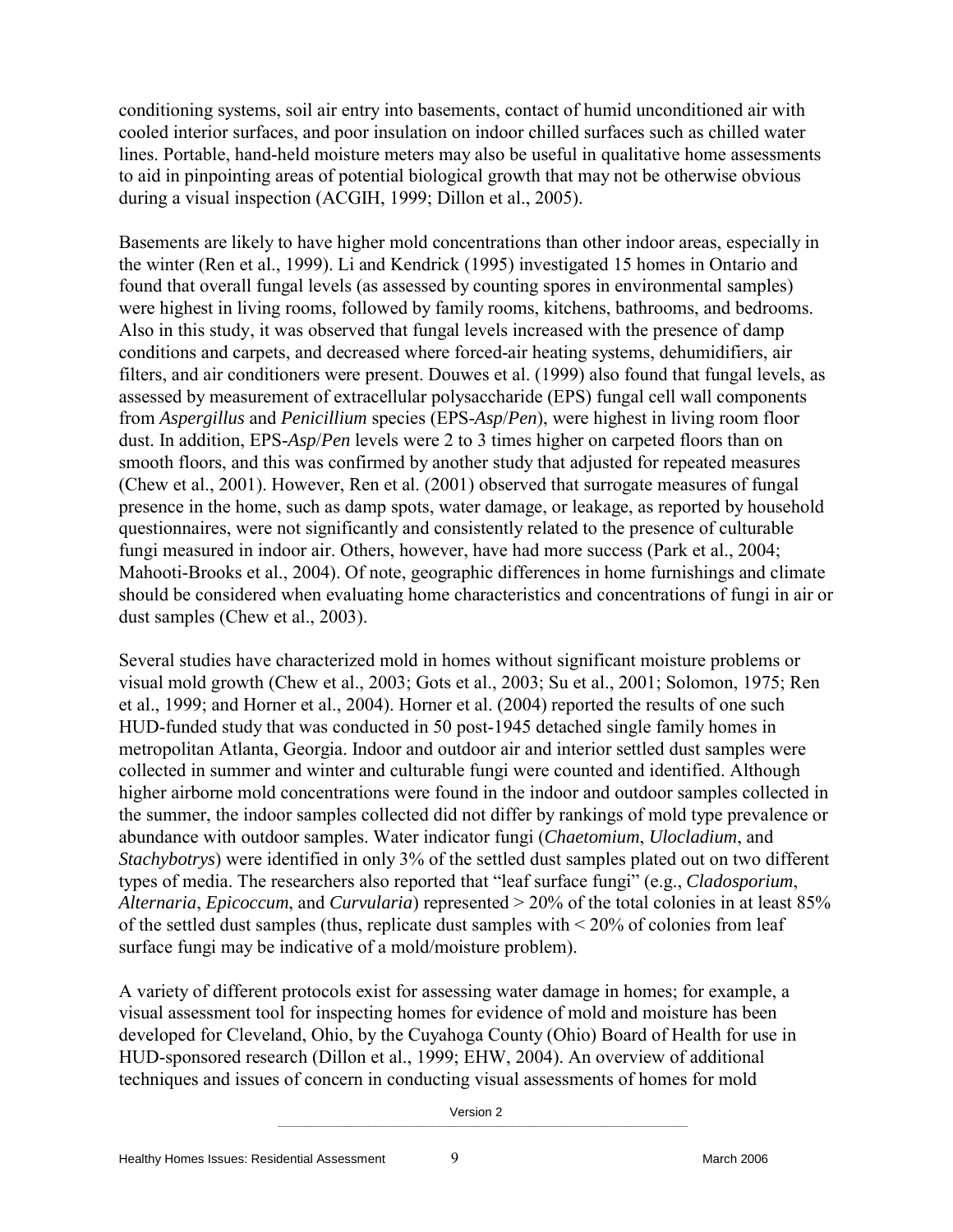conditioning systems, soil air entry into basements, contact of humid unconditioned air with cooled interior surfaces, and poor insulation on indoor chilled surfaces such as chilled water lines. Portable, hand-held moisture meters may also be useful in qualitative home assessments to aid in pinpointing areas of potential biological growth that may not be otherwise obvious during a visual inspection (ACGIH, 1999; Dillon et al., 2005).

Basements are likely to have higher mold concentrations than other indoor areas, especially in the winter (Ren et al., 1999). Li and Kendrick (1995) investigated 15 homes in Ontario and found that overall fungal levels (as assessed by counting spores in environmental samples) were highest in living rooms, followed by family rooms, kitchens, bathrooms, and bedrooms. Also in this study, it was observed that fungal levels increased with the presence of damp conditions and carpets, and decreased where forced-air heating systems, dehumidifiers, air filters, and air conditioners were present. Douwes et al. (1999) also found that fungal levels, as assessed by measurement of extracellular polysaccharide (EPS) fungal cell wall components from *Aspergillus* and *Penicillium* species (EPS-*Asp*/*Pen*), were highest in living room floor dust. In addition, EPS-*Asp*/*Pen* levels were 2 to 3 times higher on carpeted floors than on smooth floors, and this was confirmed by another study that adjusted for repeated measures (Chew et al., 2001). However, Ren et al. (2001) observed that surrogate measures of fungal presence in the home, such as damp spots, water damage, or leakage, as reported by household questionnaires, were not significantly and consistently related to the presence of culturable fungi measured in indoor air. Others, however, have had more success (Park et al., 2004; Mahooti-Brooks et al., 2004). Of note, geographic differences in home furnishings and climate should be considered when evaluating home characteristics and concentrations of fungi in air or dust samples (Chew et al., 2003).

Several studies have characterized mold in homes without significant moisture problems or visual mold growth (Chew et al., 2003; Gots et al., 2003; Su et al., 2001; Solomon, 1975; Ren et al., 1999; and Horner et al., 2004). Horner et al. (2004) reported the results of one such HUD-funded study that was conducted in 50 post-1945 detached single family homes in metropolitan Atlanta, Georgia. Indoor and outdoor air and interior settled dust samples were collected in summer and winter and culturable fungi were counted and identified. Although higher airborne mold concentrations were found in the indoor and outdoor samples collected in the summer, the indoor samples collected did not differ by rankings of mold type prevalence or abundance with outdoor samples. Water indicator fungi (*Chaetomium*, *Ulocladium*, and *Stachybotrys*) were identified in only 3% of the settled dust samples plated out on two different types of media. The researchers also reported that "leaf surface fungi" (e.g., *Cladosporium*, *Alternaria*, *Epicoccum*, and *Curvularia*) represented > 20% of the total colonies in at least 85% of the settled dust samples (thus, replicate dust samples with < 20% of colonies from leaf surface fungi may be indicative of a mold/moisture problem).

A variety of different protocols exist for assessing water damage in homes; for example, a visual assessment tool for inspecting homes for evidence of mold and moisture has been developed for Cleveland, Ohio, by the Cuyahoga County (Ohio) Board of Health for use in HUD-sponsored research (Dillon et al., 1999; EHW, 2004). An overview of additional techniques and issues of concern in conducting visual assessments of homes for mold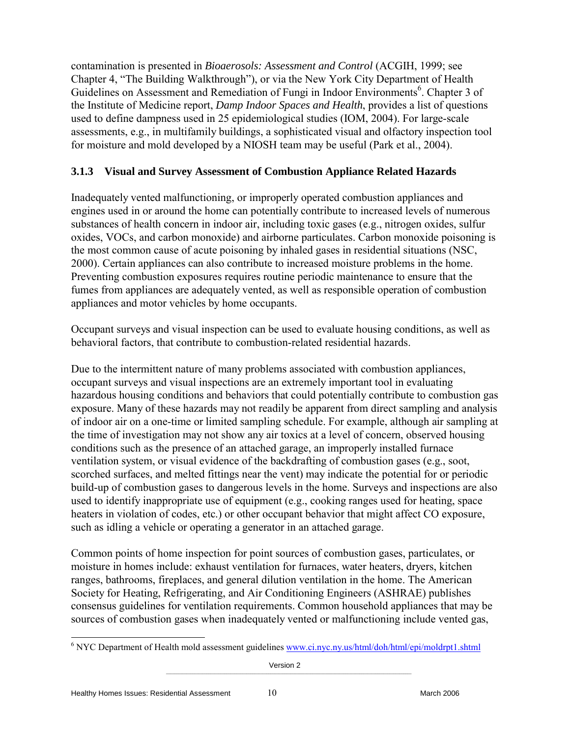contamination is presented in *Bioaerosols: Assessment and Control* (ACGIH, 1999; see Chapter 4, "The Building Walkthrough"), or via the New York City Department of Health Guidelines on Assessment and Remediation of Fungi in Indoor Environments[6]. Chapter 3 of the Institute of Medicine report, *Damp Indoor Spaces and Health*, provides a list of questions used to define dampness used in 25 epidemiological studies (IOM, 2004). For large-scale assessments, e.g., in multifamily buildings, a sophisticated visual and olfactory inspection tool for moisture and mold developed by a NIOSH team may be useful (Park et al., 2004).

### 3.1.3 Visual and Survey Assessment of Combustion Appliance Related Hazards

Inadequately vented malfunctioning, or improperly operated combustion appliances and engines used in or around the home can potentially contribute to increased levels of numerous substances of health concern in indoor air, including toxic gases (e.g., nitrogen oxides, sulfur oxides, VOCs, and carbon monoxide) and airborne particulates. Carbon monoxide poisoning is the most common cause of acute poisoning by inhaled gases in residential situations (NSC, 2000). Certain appliances can also contribute to increased moisture problems in the home. Preventing combustion exposures requires routine periodic maintenance to ensure that the fumes from appliances are adequately vented, as well as responsible operation of combustion appliances and motor vehicles by home occupants.

Occupant surveys and visual inspection can be used to evaluate housing conditions, as well as behavioral factors, that contribute to combustion-related residential hazards.

Due to the intermittent nature of many problems associated with combustion appliances, occupant surveys and visual inspections are an extremely important tool in evaluating hazardous housing conditions and behaviors that could potentially contribute to combustion gas exposure. Many of these hazards may not readily be apparent from direct sampling and analysis of indoor air on a one-time or limited sampling schedule. For example, although air sampling at the time of investigation may not show any air toxics at a level of concern, observed housing conditions such as the presence of an attached garage, an improperly installed furnace ventilation system, or visual evidence of the backdrafting of combustion gases (e.g., soot, scorched surfaces, and melted fittings near the vent) may indicate the potential for or periodic build-up of combustion gases to dangerous levels in the home. Surveys and inspections are also used to identify inappropriate use of equipment (e.g., cooking ranges used for heating, space heaters in violation of codes, etc.) or other occupant behavior that might affect CO exposure, such as idling a vehicle or operating a generator in an attached garage.

Common points of home inspection for point sources of combustion gases, particulates, or moisture in homes include: exhaust ventilation for furnaces, water heaters, dryers, kitchen ranges, bathrooms, fireplaces, and general dilution ventilation in the home. The American Society for Heating, Refrigerating, and Air Conditioning Engineers (ASHRAE) publishes consensus guidelines for ventilation requirements. Common household appliances that may be sources of combustion gases when inadequately vented or malfunctioning include vented gas,

[6] NYC Department of Health mold assessment guidelines www.ci.nyc.ny.us/html/doh/html/epi/moldrpt1.shtml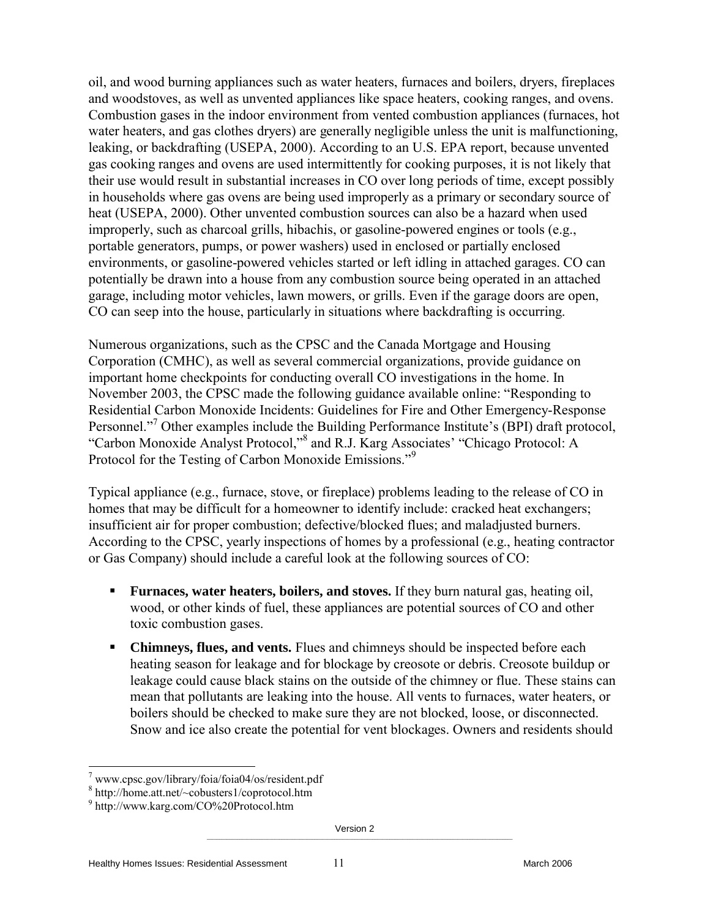oil, and wood burning appliances such as water heaters, furnaces and boilers, dryers, fireplaces and woodstoves, as well as unvented appliances like space heaters, cooking ranges, and ovens. Combustion gases in the indoor environment from vented combustion appliances (furnaces, hot water heaters, and gas clothes dryers) are generally negligible unless the unit is malfunctioning, leaking, or backdrafting (USEPA, 2000). According to an U.S. EPA report, because unvented gas cooking ranges and ovens are used intermittently for cooking purposes, it is not likely that their use would result in substantial increases in CO over long periods of time, except possibly in households where gas ovens are being used improperly as a primary or secondary source of heat (USEPA, 2000). Other unvented combustion sources can also be a hazard when used improperly, such as charcoal grills, hibachis, or gasoline-powered engines or tools (e.g., portable generators, pumps, or power washers) used in enclosed or partially enclosed environments, or gasoline-powered vehicles started or left idling in attached garages. CO can potentially be drawn into a house from any combustion source being operated in an attached garage, including motor vehicles, lawn mowers, or grills. Even if the garage doors are open, CO can seep into the house, particularly in situations where backdrafting is occurring.

Numerous organizations, such as the CPSC and the Canada Mortgage and Housing Corporation (CMHC), as well as several commercial organizations, provide guidance on important home checkpoints for conducting overall CO investigations in the home. In November 2003, the CPSC made the following guidance available online: "Responding to Residential Carbon Monoxide Incidents: Guidelines for Fire and Other Emergency-Response Personnel."[7] Other examples include the Building Performance Institute's (BPI) draft protocol, "Carbon Monoxide Analyst Protocol,"[8] and R.J. Karg Associates' "Chicago Protocol: A Protocol for the Testing of Carbon Monoxide Emissions."[9]

Typical appliance (e.g., furnace, stove, or fireplace) problems leading to the release of CO in homes that may be difficult for a homeowner to identify include: cracked heat exchangers; insufficient air for proper combustion; defective/blocked flues; and maladjusted burners. According to the CPSC, yearly inspections of homes by a professional (e.g., heating contractor or Gas Company) should include a careful look at the following sources of CO:

- **Furnaces, water heaters, boilers, and stoves.** If they burn natural gas, heating oil, wood, or other kinds of fuel, these appliances are potential sources of CO and other toxic combustion gases.
- **Chimneys, flues, and vents.** Flues and chimneys should be inspected before each heating season for leakage and for blockage by creosote or debris. Creosote buildup or leakage could cause black stains on the outside of the chimney or flue. These stains can mean that pollutants are leaking into the house. All vents to furnaces, water heaters, or boilers should be checked to make sure they are not blocked, loose, or disconnected. Snow and ice also create the potential for vent blockages. Owners and residents should

[7] www.cpsc.gov/library/foia/foia04/os/resident.pdf
[8] http://home.att.net/~cobusters1/coprotocol.htm
[9] http://www.karg.com/CO%20Protocol.htm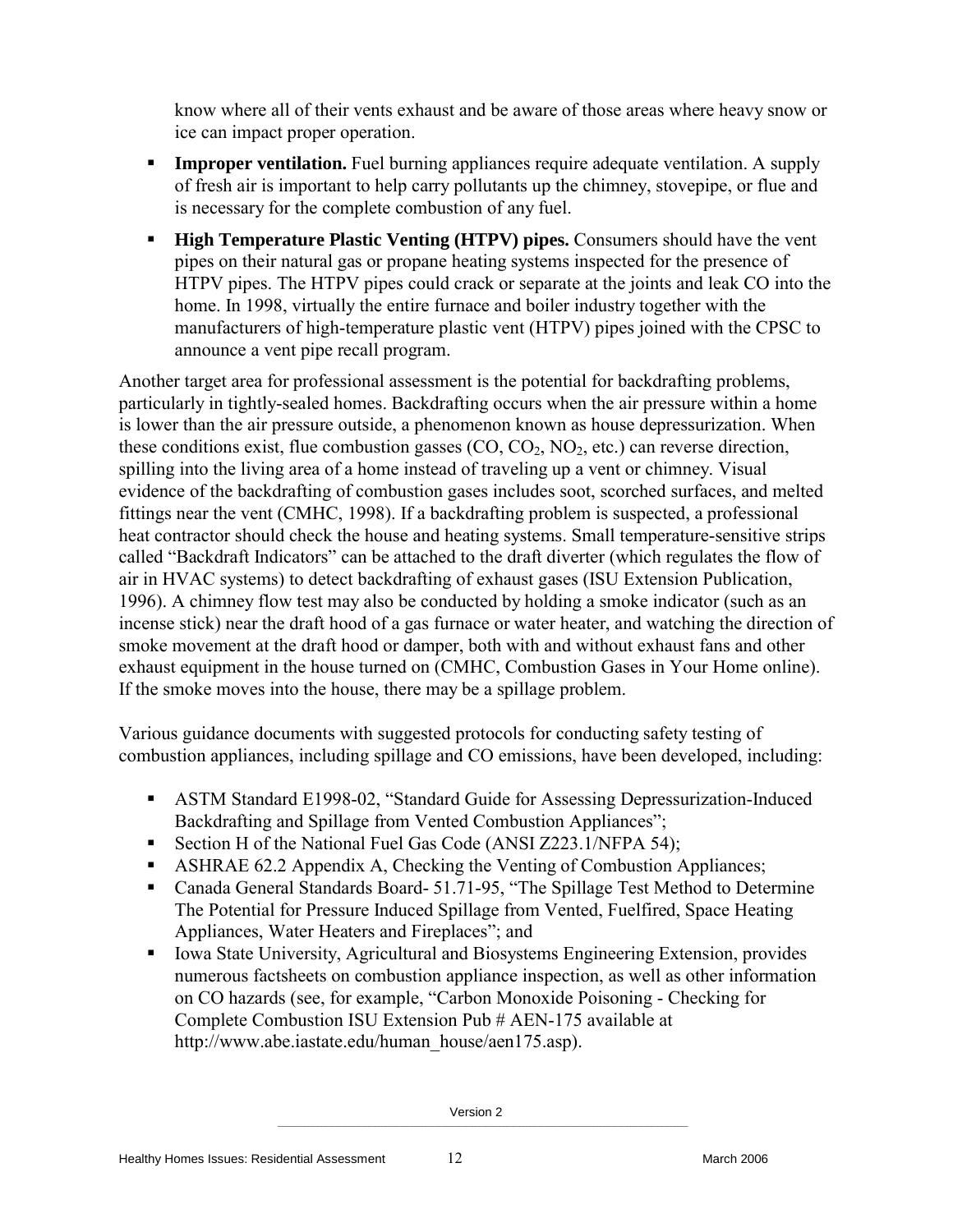know where all of their vents exhaust and be aware of those areas where heavy snow or ice can impact proper operation.

- **Improper ventilation.** Fuel burning appliances require adequate ventilation. A supply of fresh air is important to help carry pollutants up the chimney, stovepipe, or flue and is necessary for the complete combustion of any fuel.
- **High Temperature Plastic Venting (HTPV) pipes.** Consumers should have the vent pipes on their natural gas or propane heating systems inspected for the presence of HTPV pipes. The HTPV pipes could crack or separate at the joints and leak CO into the home. In 1998, virtually the entire furnace and boiler industry together with the manufacturers of high-temperature plastic vent (HTPV) pipes joined with the CPSC to announce a vent pipe recall program.

Another target area for professional assessment is the potential for backdrafting problems, particularly in tightly-sealed homes. Backdrafting occurs when the air pressure within a home is lower than the air pressure outside, a phenomenon known as house depressurization. When these conditions exist, flue combustion gasses ($CO$, $CO_2$, $NO_2$, etc.) can reverse direction, spilling into the living area of a home instead of traveling up a vent or chimney. Visual evidence of the backdrafting of combustion gases includes soot, scorched surfaces, and melted fittings near the vent (CMHC, 1998). If a backdrafting problem is suspected, a professional heat contractor should check the house and heating systems. Small temperature-sensitive strips called "Backdraft Indicators" can be attached to the draft diverter (which regulates the flow of air in HVAC systems) to detect backdrafting of exhaust gases (ISU Extension Publication, 1996). A chimney flow test may also be conducted by holding a smoke indicator (such as an incense stick) near the draft hood of a gas furnace or water heater, and watching the direction of smoke movement at the draft hood or damper, both with and without exhaust fans and other exhaust equipment in the house turned on (CMHC, Combustion Gases in Your Home online). If the smoke moves into the house, there may be a spillage problem.

Various guidance documents with suggested protocols for conducting safety testing of combustion appliances, including spillage and CO emissions, have been developed, including:

- ASTM Standard E1998-02, "Standard Guide for Assessing Depressurization-Induced Backdrafting and Spillage from Vented Combustion Appliances";
- Section H of the National Fuel Gas Code (ANSI Z223.1/NFPA 54);
- ASHRAE 62.2 Appendix A, Checking the Venting of Combustion Appliances;
- Canada General Standards Board- 51.71-95, "The Spillage Test Method to Determine The Potential for Pressure Induced Spillage from Vented, Fuelfired, Space Heating Appliances, Water Heaters and Fireplaces"; and
- Iowa State University, Agricultural and Biosystems Engineering Extension, provides numerous factsheets on combustion appliance inspection, as well as other information on CO hazards (see, for example, "Carbon Monoxide Poisoning - Checking for Complete Combustion ISU Extension Pub # AEN-175 available at http://www.abe.iastate.edu/human_house/aen175.asp).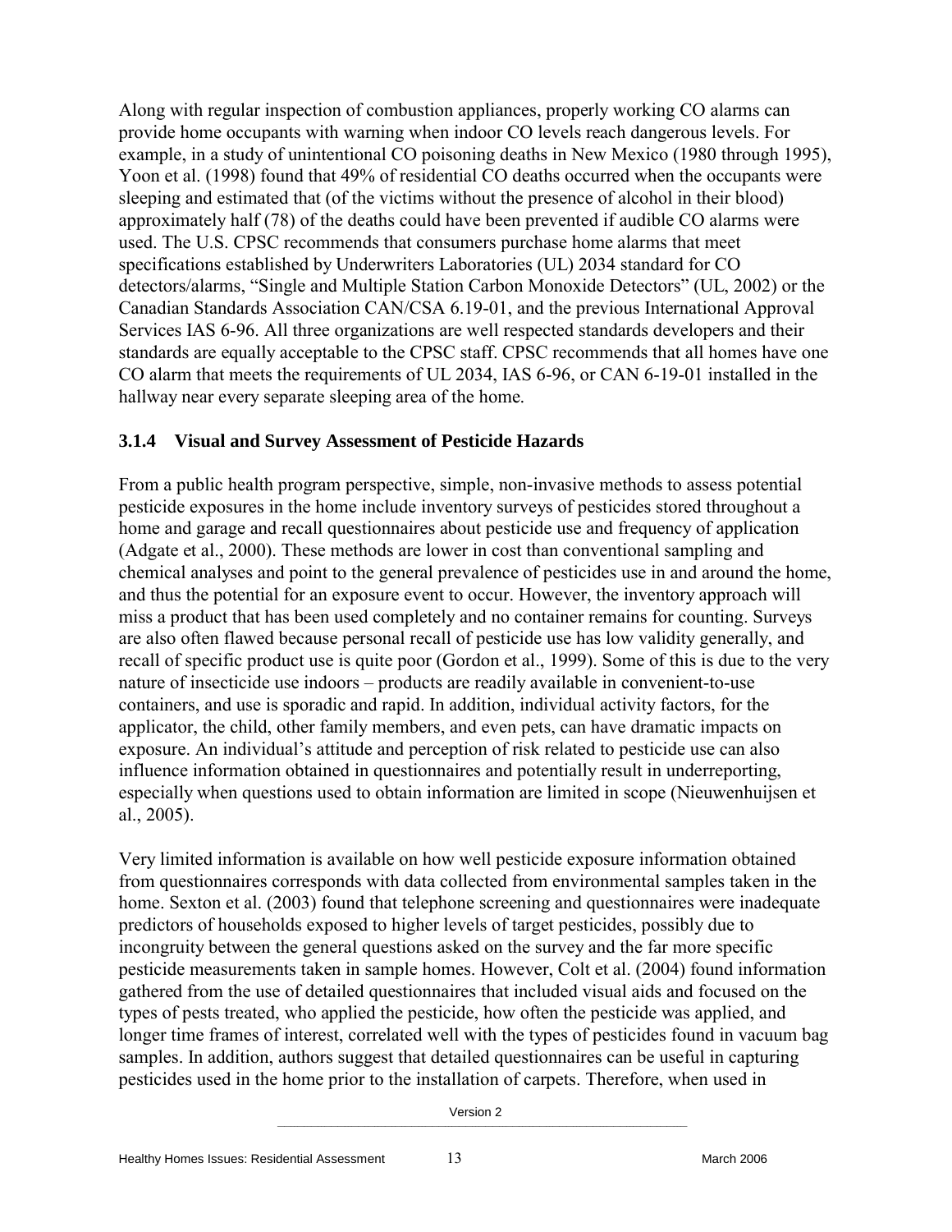Along with regular inspection of combustion appliances, properly working CO alarms can provide home occupants with warning when indoor CO levels reach dangerous levels. For example, in a study of unintentional CO poisoning deaths in New Mexico (1980 through 1995), Yoon et al. (1998) found that 49% of residential CO deaths occurred when the occupants were sleeping and estimated that (of the victims without the presence of alcohol in their blood) approximately half (78) of the deaths could have been prevented if audible CO alarms were used. The U.S. CPSC recommends that consumers purchase home alarms that meet specifications established by Underwriters Laboratories (UL) 2034 standard for CO detectors/alarms, "Single and Multiple Station Carbon Monoxide Detectors" (UL, 2002) or the Canadian Standards Association CAN/CSA 6.19-01, and the previous International Approval Services IAS 6-96. All three organizations are well respected standards developers and their standards are equally acceptable to the CPSC staff. CPSC recommends that all homes have one CO alarm that meets the requirements of UL 2034, IAS 6-96, or CAN 6-19-01 installed in the hallway near every separate sleeping area of the home.

### 3.1.4 Visual and Survey Assessment of Pesticide Hazards

From a public health program perspective, simple, non-invasive methods to assess potential pesticide exposures in the home include inventory surveys of pesticides stored throughout a home and garage and recall questionnaires about pesticide use and frequency of application (Adgate et al., 2000). These methods are lower in cost than conventional sampling and chemical analyses and point to the general prevalence of pesticides use in and around the home, and thus the potential for an exposure event to occur. However, the inventory approach will miss a product that has been used completely and no container remains for counting. Surveys are also often flawed because personal recall of pesticide use has low validity generally, and recall of specific product use is quite poor (Gordon et al., 1999). Some of this is due to the very nature of insecticide use indoors – products are readily available in convenient-to-use containers, and use is sporadic and rapid. In addition, individual activity factors, for the applicator, the child, other family members, and even pets, can have dramatic impacts on exposure. An individual's attitude and perception of risk related to pesticide use can also influence information obtained in questionnaires and potentially result in underreporting, especially when questions used to obtain information are limited in scope (Nieuwenhuijsen et al., 2005).

Very limited information is available on how well pesticide exposure information obtained from questionnaires corresponds with data collected from environmental samples taken in the home. Sexton et al. (2003) found that telephone screening and questionnaires were inadequate predictors of households exposed to higher levels of target pesticides, possibly due to incongruity between the general questions asked on the survey and the far more specific pesticide measurements taken in sample homes. However, Colt et al. (2004) found information gathered from the use of detailed questionnaires that included visual aids and focused on the types of pests treated, who applied the pesticide, how often the pesticide was applied, and longer time frames of interest, correlated well with the types of pesticides found in vacuum bag samples. In addition, authors suggest that detailed questionnaires can be useful in capturing pesticides used in the home prior to the installation of carpets. Therefore, when used in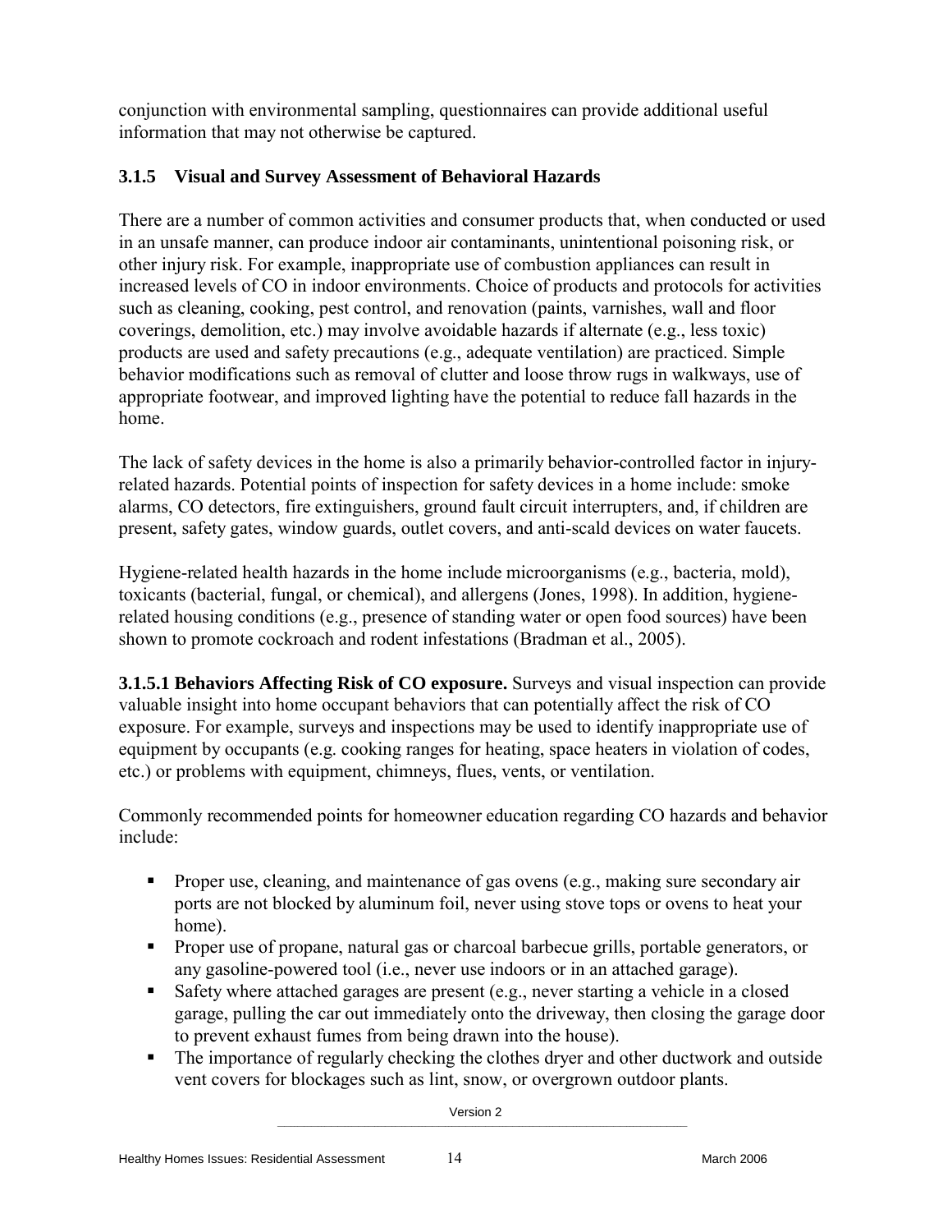conjunction with environmental sampling, questionnaires can provide additional useful information that may not otherwise be captured.

### 3.1.5 Visual and Survey Assessment of Behavioral Hazards

There are a number of common activities and consumer products that, when conducted or used in an unsafe manner, can produce indoor air contaminants, unintentional poisoning risk, or other injury risk. For example, inappropriate use of combustion appliances can result in increased levels of CO in indoor environments. Choice of products and protocols for activities such as cleaning, cooking, pest control, and renovation (paints, varnishes, wall and floor coverings, demolition, etc.) may involve avoidable hazards if alternate (e.g., less toxic) products are used and safety precautions (e.g., adequate ventilation) are practiced. Simple behavior modifications such as removal of clutter and loose throw rugs in walkways, use of appropriate footwear, and improved lighting have the potential to reduce fall hazards in the home.

The lack of safety devices in the home is also a primarily behavior-controlled factor in injury-related hazards. Potential points of inspection for safety devices in a home include: smoke alarms, CO detectors, fire extinguishers, ground fault circuit interrupters, and, if children are present, safety gates, window guards, outlet covers, and anti-scald devices on water faucets.

Hygiene-related health hazards in the home include microorganisms (e.g., bacteria, mold), toxicants (bacterial, fungal, or chemical), and allergens (Jones, 1998). In addition, hygiene-related housing conditions (e.g., presence of standing water or open food sources) have been shown to promote cockroach and rodent infestations (Bradman et al., 2005).

**3.1.5.1 Behaviors Affecting Risk of CO exposure.** Surveys and visual inspection can provide valuable insight into home occupant behaviors that can potentially affect the risk of CO exposure. For example, surveys and inspections may be used to identify inappropriate use of equipment by occupants (e.g. cooking ranges for heating, space heaters in violation of codes, etc.) or problems with equipment, chimneys, flues, vents, or ventilation.

Commonly recommended points for homeowner education regarding CO hazards and behavior include:

- Proper use, cleaning, and maintenance of gas ovens (e.g., making sure secondary air ports are not blocked by aluminum foil, never using stove tops or ovens to heat your home).
- Proper use of propane, natural gas or charcoal barbecue grills, portable generators, or any gasoline-powered tool (i.e., never use indoors or in an attached garage).
- Safety where attached garages are present (e.g., never starting a vehicle in a closed garage, pulling the car out immediately onto the driveway, then closing the garage door to prevent exhaust fumes from being drawn into the house).
- The importance of regularly checking the clothes dryer and other ductwork and outside vent covers for blockages such as lint, snow, or overgrown outdoor plants.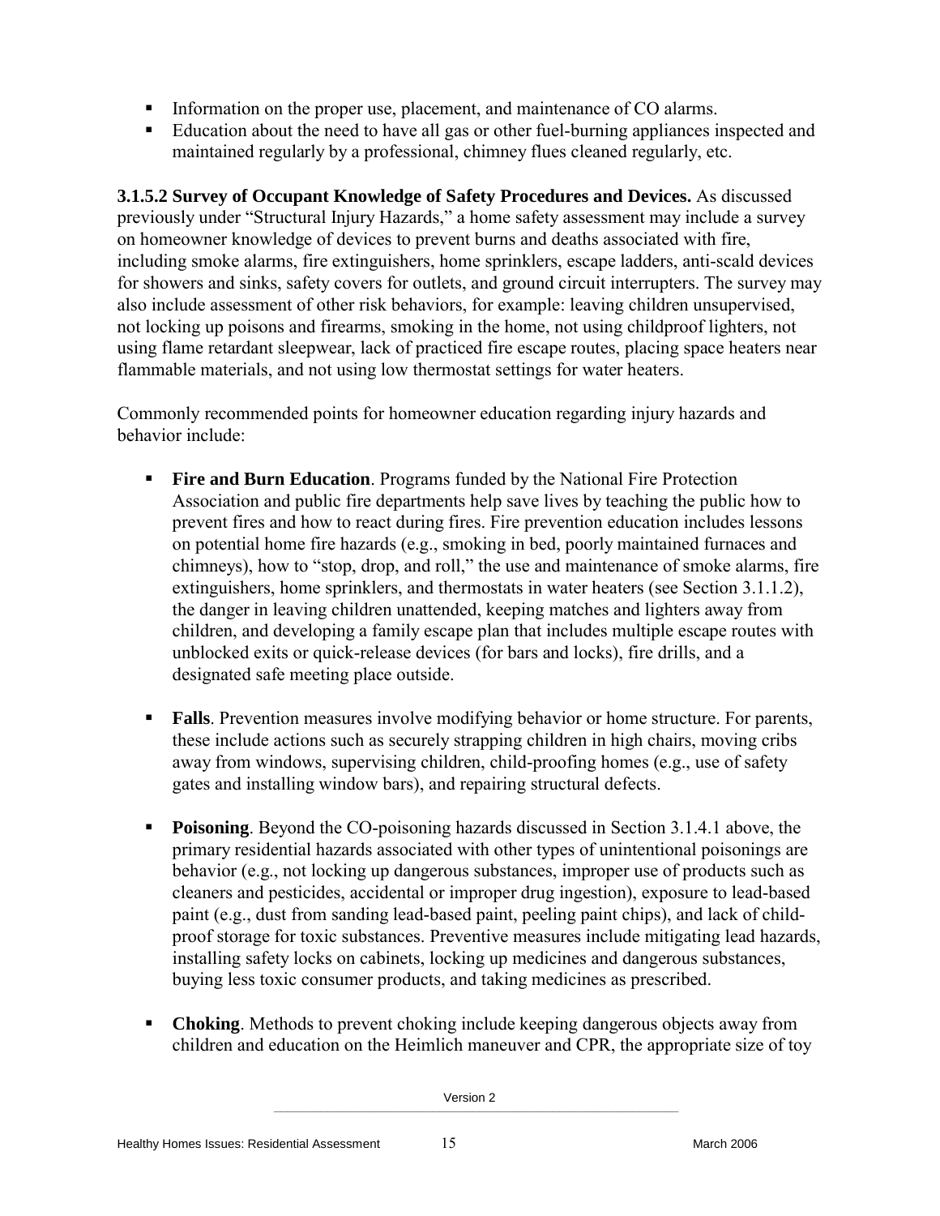- Information on the proper use, placement, and maintenance of CO alarms.
- Education about the need to have all gas or other fuel-burning appliances inspected and maintained regularly by a professional, chimney flues cleaned regularly, etc.

**3.1.5.2 Survey of Occupant Knowledge of Safety Procedures and Devices.** As discussed previously under "Structural Injury Hazards," a home safety assessment may include a survey on homeowner knowledge of devices to prevent burns and deaths associated with fire, including smoke alarms, fire extinguishers, home sprinklers, escape ladders, anti-scald devices for showers and sinks, safety covers for outlets, and ground circuit interrupters. The survey may also include assessment of other risk behaviors, for example: leaving children unsupervised, not locking up poisons and firearms, smoking in the home, not using childproof lighters, not using flame retardant sleepwear, lack of practiced fire escape routes, placing space heaters near flammable materials, and not using low thermostat settings for water heaters.

Commonly recommended points for homeowner education regarding injury hazards and behavior include:

- **Fire and Burn Education**. Programs funded by the National Fire Protection Association and public fire departments help save lives by teaching the public how to prevent fires and how to react during fires. Fire prevention education includes lessons on potential home fire hazards (e.g., smoking in bed, poorly maintained furnaces and chimneys), how to "stop, drop, and roll," the use and maintenance of smoke alarms, fire extinguishers, home sprinklers, and thermostats in water heaters (see Section 3.1.1.2), the danger in leaving children unattended, keeping matches and lighters away from children, and developing a family escape plan that includes multiple escape routes with unblocked exits or quick-release devices (for bars and locks), fire drills, and a designated safe meeting place outside.

- **Falls**. Prevention measures involve modifying behavior or home structure. For parents, these include actions such as securely strapping children in high chairs, moving cribs away from windows, supervising children, child-proofing homes (e.g., use of safety gates and installing window bars), and repairing structural defects.

- **Poisoning**. Beyond the CO-poisoning hazards discussed in Section 3.1.4.1 above, the primary residential hazards associated with other types of unintentional poisonings are behavior (e.g., not locking up dangerous substances, improper use of products such as cleaners and pesticides, accidental or improper drug ingestion), exposure to lead-based paint (e.g., dust from sanding lead-based paint, peeling paint chips), and lack of child-proof storage for toxic substances. Preventive measures include mitigating lead hazards, installing safety locks on cabinets, locking up medicines and dangerous substances, buying less toxic consumer products, and taking medicines as prescribed.

- **Choking**. Methods to prevent choking include keeping dangerous objects away from children and education on the Heimlich maneuver and CPR, the appropriate size of toy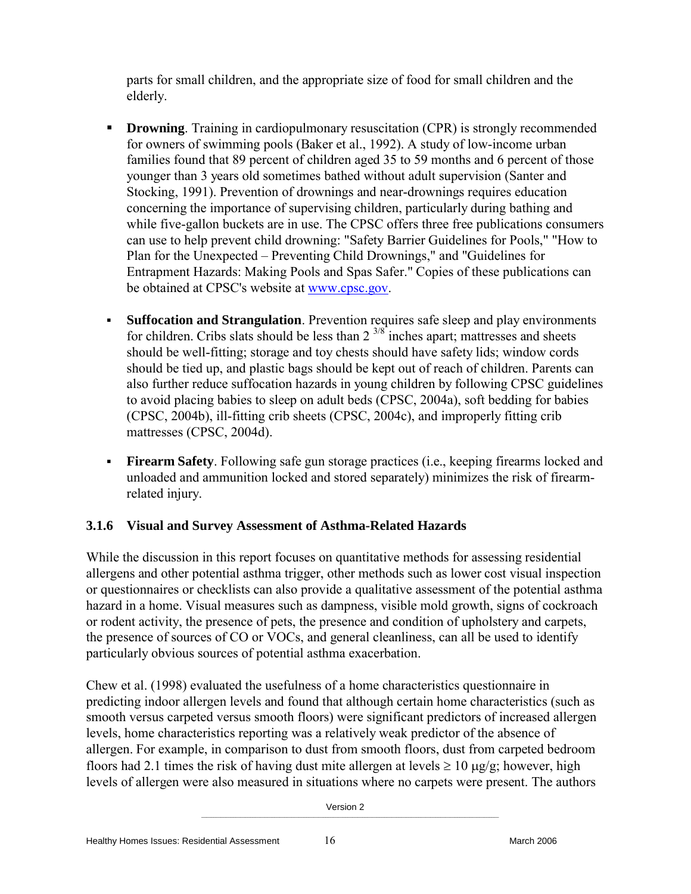parts for small children, and the appropriate size of food for small children and the elderly.

- **Drowning**. Training in cardiopulmonary resuscitation (CPR) is strongly recommended for owners of swimming pools (Baker et al., 1992). A study of low-income urban families found that 89 percent of children aged 35 to 59 months and 6 percent of those younger than 3 years old sometimes bathed without adult supervision (Santer and Stocking, 1991). Prevention of drownings and near-drownings requires education concerning the importance of supervising children, particularly during bathing and while five-gallon buckets are in use. The CPSC offers three free publications consumers can use to help prevent child drowning: "Safety Barrier Guidelines for Pools," "How to Plan for the Unexpected – Preventing Child Drownings," and "Guidelines for Entrapment Hazards: Making Pools and Spas Safer." Copies of these publications can be obtained at CPSC's website at www.cpsc.gov.

- **Suffocation and Strangulation**. Prevention requires safe sleep and play environments for children. Cribs slats should be less than 2 $^{3/8}$ inches apart; mattresses and sheets should be well-fitting; storage and toy chests should have safety lids; window cords should be tied up, and plastic bags should be kept out of reach of children. Parents can also further reduce suffocation hazards in young children by following CPSC guidelines to avoid placing babies to sleep on adult beds (CPSC, 2004a), soft bedding for babies (CPSC, 2004b), ill-fitting crib sheets (CPSC, 2004c), and improperly fitting crib mattresses (CPSC, 2004d).

- **Firearm Safety**. Following safe gun storage practices (i.e., keeping firearms locked and unloaded and ammunition locked and stored separately) minimizes the risk of firearm-related injury.

### 3.1.6 Visual and Survey Assessment of Asthma-Related Hazards

While the discussion in this report focuses on quantitative methods for assessing residential allergens and other potential asthma trigger, other methods such as lower cost visual inspection or questionnaires or checklists can also provide a qualitative assessment of the potential asthma hazard in a home. Visual measures such as dampness, visible mold growth, signs of cockroach or rodent activity, the presence of pets, the presence and condition of upholstery and carpets, the presence of sources of CO or VOCs, and general cleanliness, can all be used to identify particularly obvious sources of potential asthma exacerbation.

Chew et al. (1998) evaluated the usefulness of a home characteristics questionnaire in predicting indoor allergen levels and found that although certain home characteristics (such as smooth versus carpeted versus smooth floors) were significant predictors of increased allergen levels, home characteristics reporting was a relatively weak predictor of the absence of allergen. For example, in comparison to dust from smooth floors, dust from carpeted bedroom floors had 2.1 times the risk of having dust mite allergen at levels $\geq 10$ μg/g; however, high levels of allergen were also measured in situations where no carpets were present. The authors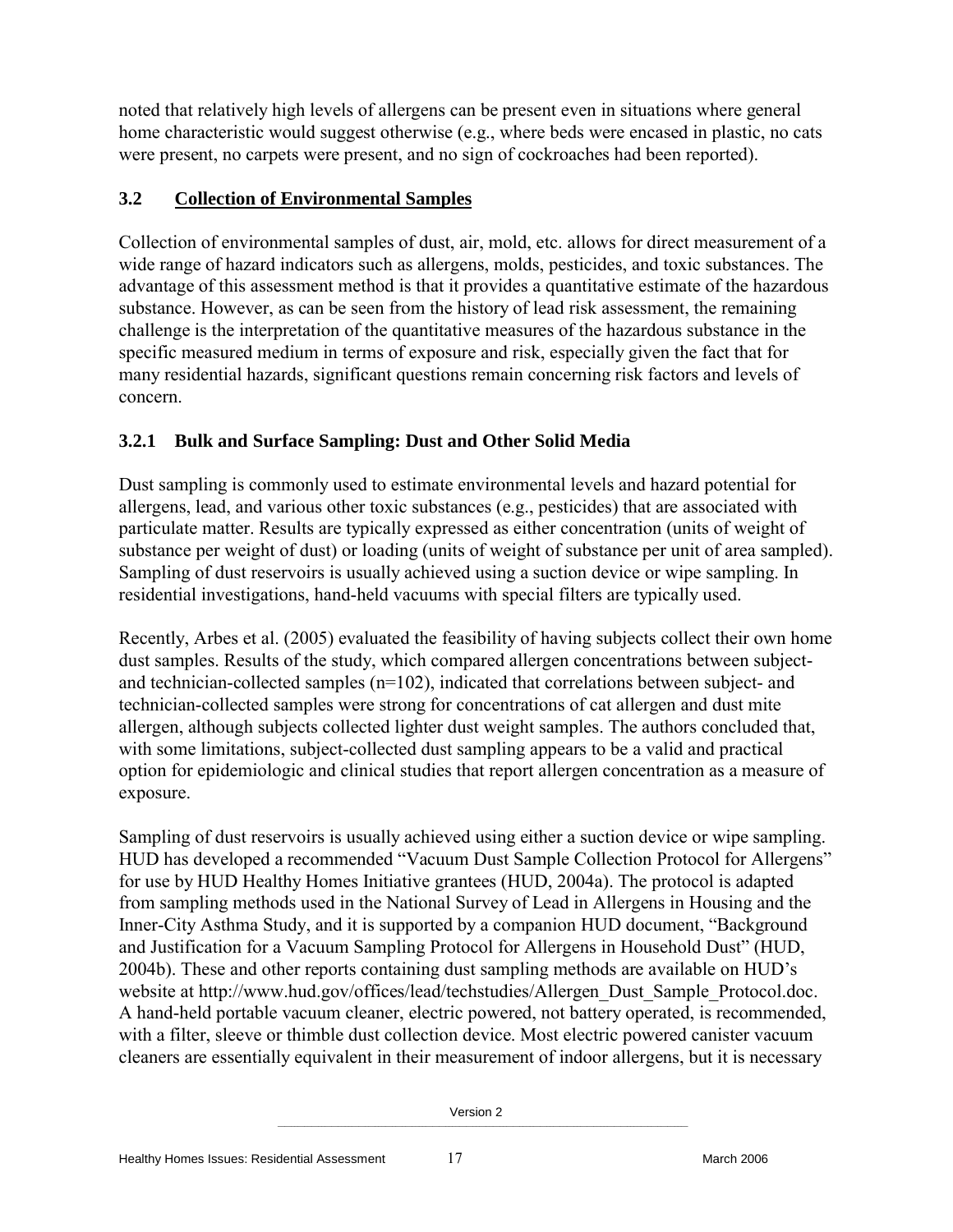noted that relatively high levels of allergens can be present even in situations where general home characteristic would suggest otherwise (e.g., where beds were encased in plastic, no cats were present, no carpets were present, and no sign of cockroaches had been reported).

## 3.2 Collection of Environmental Samples

Collection of environmental samples of dust, air, mold, etc. allows for direct measurement of a wide range of hazard indicators such as allergens, molds, pesticides, and toxic substances. The advantage of this assessment method is that it provides a quantitative estimate of the hazardous substance. However, as can be seen from the history of lead risk assessment, the remaining challenge is the interpretation of the quantitative measures of the hazardous substance in the specific measured medium in terms of exposure and risk, especially given the fact that for many residential hazards, significant questions remain concerning risk factors and levels of concern.

### 3.2.1 Bulk and Surface Sampling: Dust and Other Solid Media

Dust sampling is commonly used to estimate environmental levels and hazard potential for allergens, lead, and various other toxic substances (e.g., pesticides) that are associated with particulate matter. Results are typically expressed as either concentration (units of weight of substance per weight of dust) or loading (units of weight of substance per unit of area sampled). Sampling of dust reservoirs is usually achieved using a suction device or wipe sampling. In residential investigations, hand-held vacuums with special filters are typically used.

Recently, Arbes et al. (2005) evaluated the feasibility of having subjects collect their own home dust samples. Results of the study, which compared allergen concentrations between subject- and technician-collected samples (n=102), indicated that correlations between subject- and technician-collected samples were strong for concentrations of cat allergen and dust mite allergen, although subjects collected lighter dust weight samples. The authors concluded that, with some limitations, subject-collected dust sampling appears to be a valid and practical option for epidemiologic and clinical studies that report allergen concentration as a measure of exposure.

Sampling of dust reservoirs is usually achieved using either a suction device or wipe sampling. HUD has developed a recommended "Vacuum Dust Sample Collection Protocol for Allergens" for use by HUD Healthy Homes Initiative grantees (HUD, 2004a). The protocol is adapted from sampling methods used in the National Survey of Lead in Allergens in Housing and the Inner-City Asthma Study, and it is supported by a companion HUD document, "Background and Justification for a Vacuum Sampling Protocol for Allergens in Household Dust" (HUD, 2004b). These and other reports containing dust sampling methods are available on HUD's website at http://www.hud.gov/offices/lead/techstudies/Allergen_Dust_Sample_Protocol.doc. A hand-held portable vacuum cleaner, electric powered, not battery operated, is recommended, with a filter, sleeve or thimble dust collection device. Most electric powered canister vacuum cleaners are essentially equivalent in their measurement of indoor allergens, but it is necessary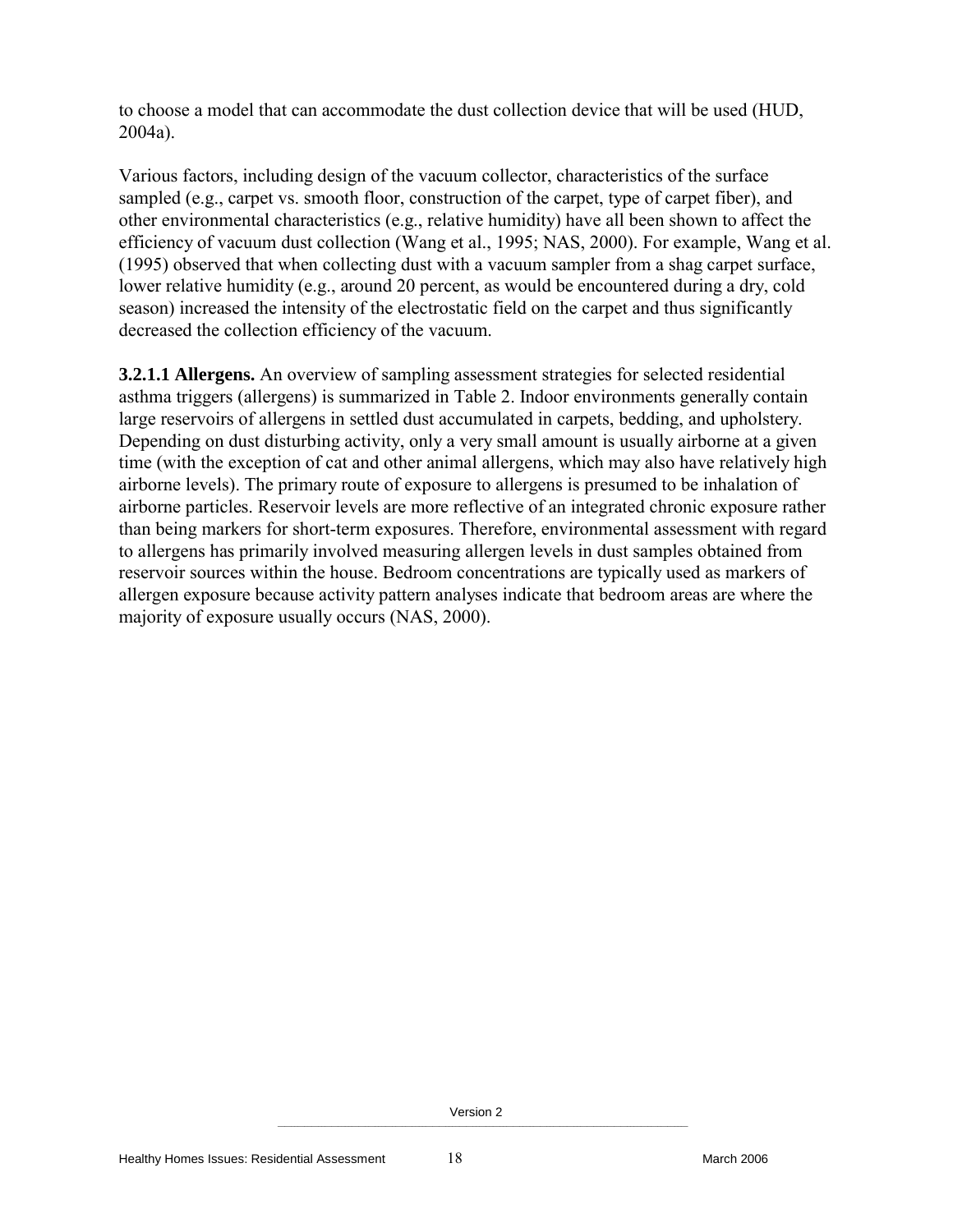to choose a model that can accommodate the dust collection device that will be used (HUD, 2004a).

Various factors, including design of the vacuum collector, characteristics of the surface sampled (e.g., carpet vs. smooth floor, construction of the carpet, type of carpet fiber), and other environmental characteristics (e.g., relative humidity) have all been shown to affect the efficiency of vacuum dust collection (Wang et al., 1995; NAS, 2000). For example, Wang et al. (1995) observed that when collecting dust with a vacuum sampler from a shag carpet surface, lower relative humidity (e.g., around 20 percent, as would be encountered during a dry, cold season) increased the intensity of the electrostatic field on the carpet and thus significantly decreased the collection efficiency of the vacuum.

**3.2.1.1 Allergens.** An overview of sampling assessment strategies for selected residential asthma triggers (allergens) is summarized in Table 2. Indoor environments generally contain large reservoirs of allergens in settled dust accumulated in carpets, bedding, and upholstery. Depending on dust disturbing activity, only a very small amount is usually airborne at a given time (with the exception of cat and other animal allergens, which may also have relatively high airborne levels). The primary route of exposure to allergens is presumed to be inhalation of airborne particles. Reservoir levels are more reflective of an integrated chronic exposure rather than being markers for short-term exposures. Therefore, environmental assessment with regard to allergens has primarily involved measuring allergen levels in dust samples obtained from reservoir sources within the house. Bedroom concentrations are typically used as markers of allergen exposure because activity pattern analyses indicate that bedroom areas are where the majority of exposure usually occurs (NAS, 2000).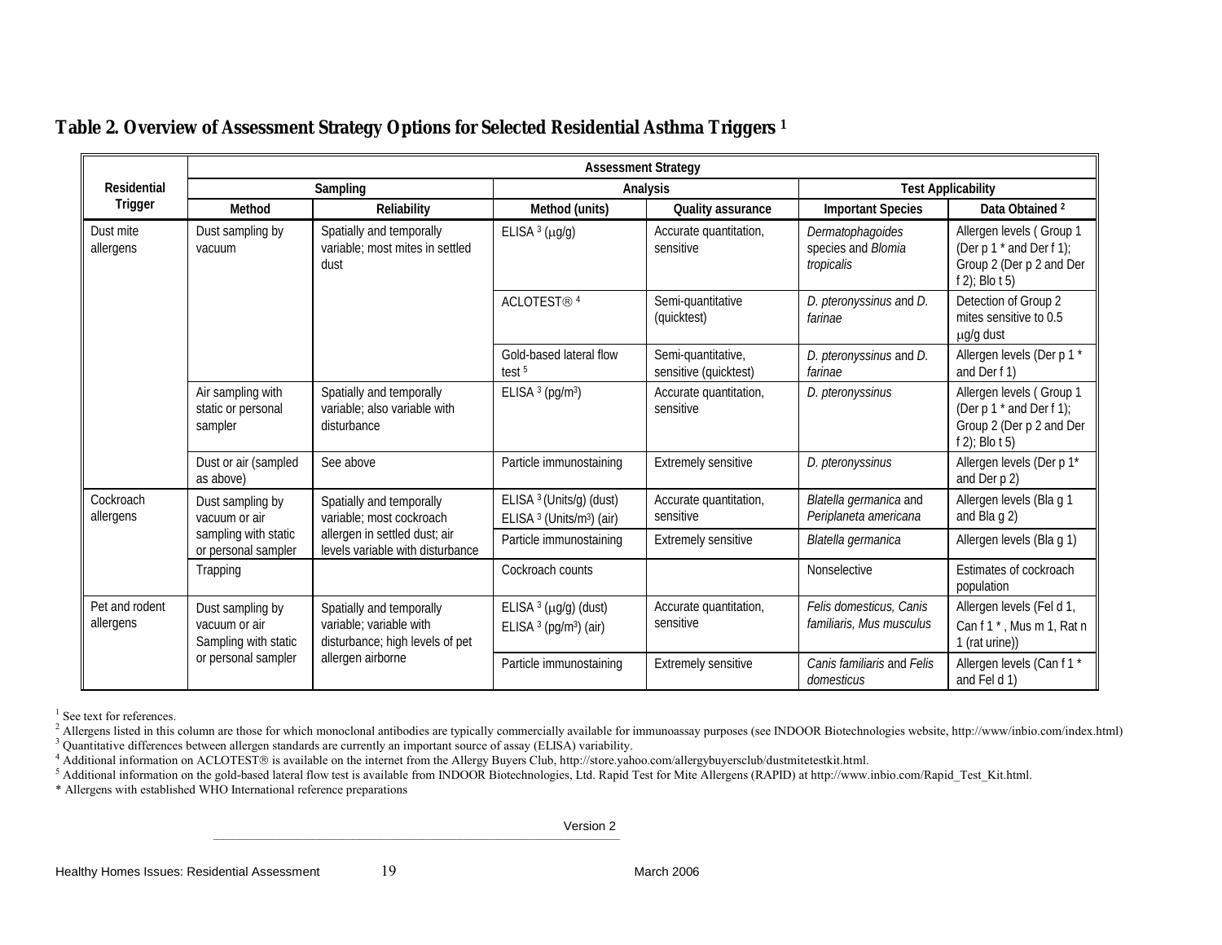## Table 2. Overview of Assessment Strategy Options for Selected Residential Asthma Triggers [1]

| Residential Trigger | Assessment Strategy | | | | | |
|---|---|---|---|---|---|---|
| | Sampling | | Analysis | | Test Applicability | |
| | Method | Reliability | Method (units) | Quality assurance | Important Species | Data Obtained [2] |
| Dust mite allergens | Dust sampling by vacuum | Spatially and temporally variable; most mites in settled dust | ELISA [3] (μg/g) | Accurate quantitation, sensitive | *Dermatophagoides* species and *Blomia tropicalis* | Allergen levels ( Group 1 (Der p 1 * and Der f 1); Group 2 (Der p 2 and Der f 2); Blo t 5) |
| | | | ACLOTEST® [4] | Semi-quantitative (quicktest) | *D. pteronyssinus* and *D. farinae* | Detection of Group 2 mites sensitive to 0.5 μg/g dust |
| | | | Gold-based lateral flow test [5] | Semi-quantitative, sensitive (quicktest) | *D. pteronyssinus* and *D. farinae* | Allergen levels (Der p 1 * and Der f 1) |
| | Air sampling with static or personal sampler | Spatially and temporally variable; also variable with disturbance | ELISA [3] (pg/m³) | Accurate quantitation, sensitive | *D. pteronyssinus* | Allergen levels ( Group 1 (Der p 1 * and Der f 1); Group 2 (Der p 2 and Der f 2); Blo t 5) |
| | Dust or air (sampled as above) | See above | Particle immunostaining | Extremely sensitive | *D. pteronyssinus* | Allergen levels (Der p 1* and Der p 2) |
| Cockroach allergens | Dust sampling by vacuum or air sampling with static or personal sampler | Spatially and temporally variable; most cockroach allergen in settled dust; air levels variable with disturbance | ELISA [3] (Units/g) (dust) ELISA [3] (Units/m³) (air) | Accurate quantitation, sensitive | *Blatella germanica* and *Periplaneta americana* | Allergen levels (Bla g 1 and Bla g 2) |
| | | | Particle immunostaining | Extremely sensitive | *Blatella germanica* | Allergen levels (Bla g 1) |
| | Trapping | | Cockroach counts | | Nonselective | Estimates of cockroach population |
| Pet and rodent allergens | Dust sampling by vacuum or air Sampling with static or personal sampler | Spatially and temporally variable; variable with disturbance; high levels of pet allergen airborne | ELISA [3] (μg/g) (dust) ELISA [3] (pg/m³) (air) | Accurate quantitation, sensitive | *Felis domesticus, Canis familiaris, Mus musculus* | Allergen levels (Fel d 1, Can f 1 *, Mus m 1, Rat n 1 (rat urine)) |
| | | | Particle immunostaining | Extremely sensitive | *Canis familiaris* and *Felis domesticus* | Allergen levels (Can f 1 * and Fel d 1) |

[1] See text for references.
[2] Allergens listed in this column are those for which monoclonal antibodies are typically commercially available for immunoassay purposes (see INDOOR Biotechnologies website, http://www/inbio.com/index.html)
[3] Quantitative differences between allergen standards are currently an important source of assay (ELISA) variability.
[4] Additional information on ACLOTEST® is available on the internet from the Allergy Buyers Club, http://store.yahoo.com/allergybuyersclub/dustmitetestkit.html.
[5] Additional information on the gold-based lateral flow test is available from INDOOR Biotechnologies, Ltd. Rapid Test for Mite Allergens (RAPID) at http://www.inbio.com/Rapid_Test_Kit.html.
* Allergens with established WHO International reference preparations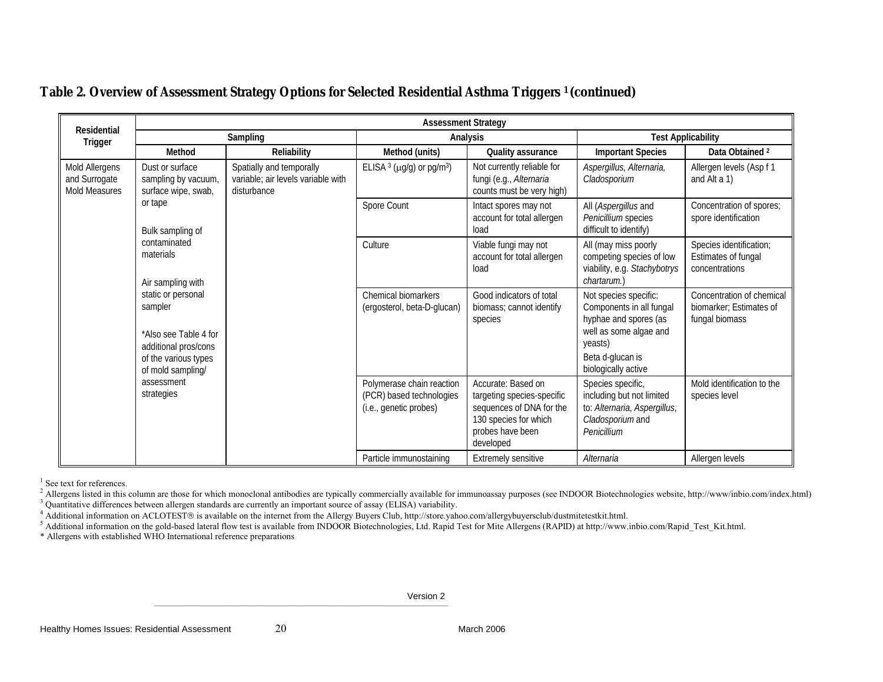## Table 2. Overview of Assessment Strategy Options for Selected Residential Asthma Triggers [1] (continued)

| Residential Trigger | Assessment Strategy | | | | | |
|---|---|---|---|---|---|---|
| | Sampling | | Analysis | | Test Applicability | |
| | Method | Reliability | Method (units) | Quality assurance | Important Species | Data Obtained [2] |
| Mold Allergens and Surrogate Mold Measures | Dust or surface sampling by vacuum, surface wipe, swab, or tape<br><br>Bulk sampling of contaminated materials<br><br>Air sampling with static or personal sampler<br><br>*Also see Table 4 for additional pros/cons of the various types of mold sampling/ assessment strategies | Spatially and temporally variable; air levels variable with disturbance | ELISA [3] (μg/g) or pg/m³) | Not currently reliable for fungi (e.g., *Alternaria* counts must be very high) | *Aspergillus, Alternaria, Cladosporium* | Allergen levels (Asp f 1 and Alt a 1) |
| | | | Spore Count | Intact spores may not account for total allergen load | All (*Aspergillus* and *Penicillium* species difficult to identify) | Concentration of spores; spore identification |
| | | | Culture | Viable fungi may not account for total allergen load | All (may miss poorly competing species of low viability, e.g. *Stachybotrys chartarum.*) | Species identification; Estimates of fungal concentrations |
| | | | Chemical biomarkers (ergosterol, beta-D-glucan) | Good indicators of total biomass; cannot identify species | Not species specific: Components in all fungal hyphae and spores (as well as some algae and yeasts)<br>Beta d-glucan is biologically active | Concentration of chemical biomarker; Estimates of fungal biomass |
| | | | Polymerase chain reaction (PCR) based technologies (i.e., genetic probes) | Accurate: Based on targeting species-specific sequences of DNA for the 130 species for which probes have been developed | Species specific, including but not limited to: *Alternaria, Aspergillus, Cladosporium* and *Penicillium* | Mold identification to the species level |
| | | | Particle immunostaining | Extremely sensitive | *Alternaria* | Allergen levels |

[1] See text for references.
[2] Allergens listed in this column are those for which monoclonal antibodies are typically commercially available for immunoassay purposes (see INDOOR Biotechnologies website, http://www/inbio.com/index.html)
[3] Quantitative differences between allergen standards are currently an important source of assay (ELISA) variability.
[4] Additional information on ACLOTEST® is available on the internet from the Allergy Buyers Club, http://store.yahoo.com/allergybuyersclub/dustmitetestkit.html.
[5] Additional information on the gold-based lateral flow test is available from INDOOR Biotechnologies, Ltd. Rapid Test for Mite Allergens (RAPID) at http://www.inbio.com/Rapid_Test_Kit.html.
* Allergens with established WHO International reference preparations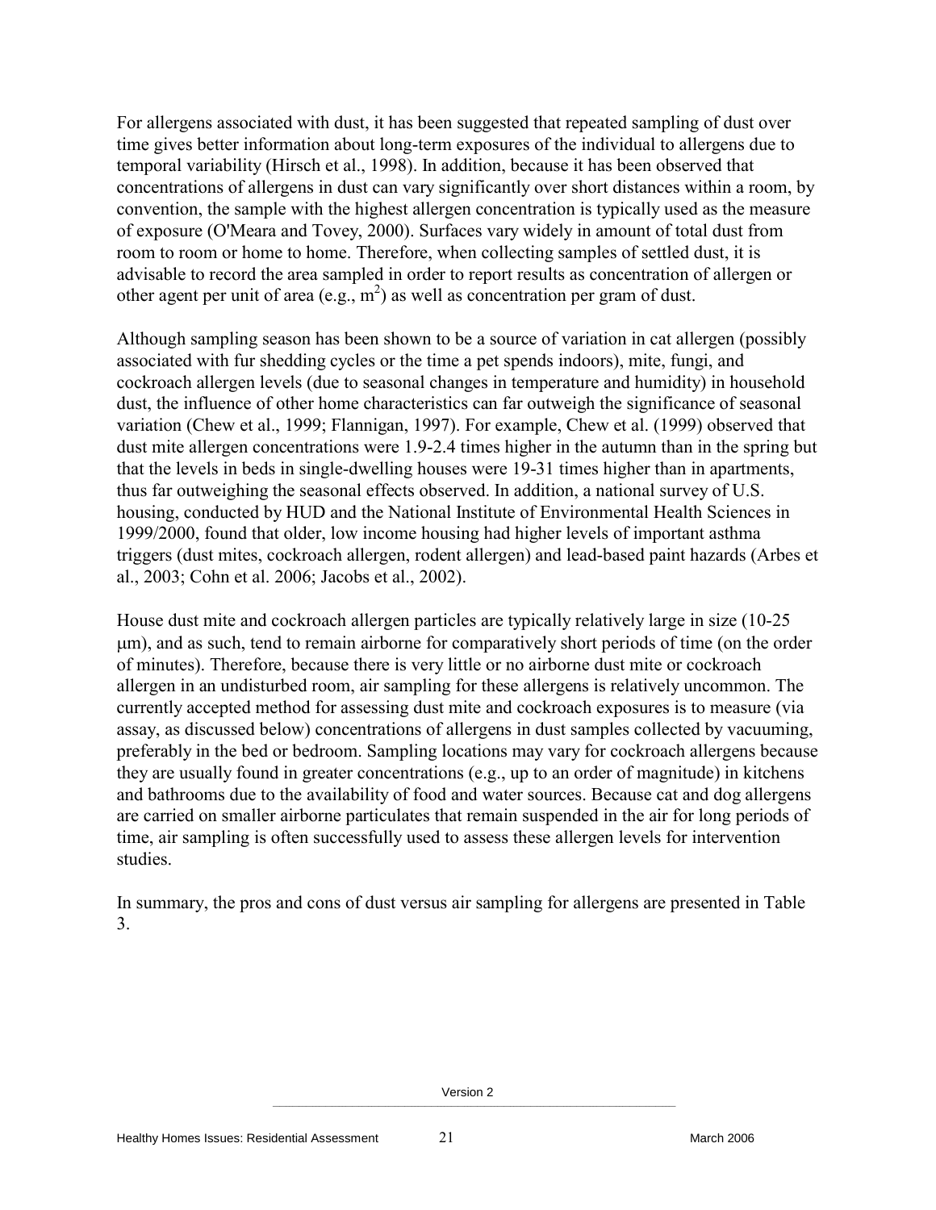For allergens associated with dust, it has been suggested that repeated sampling of dust over time gives better information about long-term exposures of the individual to allergens due to temporal variability (Hirsch et al., 1998). In addition, because it has been observed that concentrations of allergens in dust can vary significantly over short distances within a room, by convention, the sample with the highest allergen concentration is typically used as the measure of exposure (O'Meara and Tovey, 2000). Surfaces vary widely in amount of total dust from room to room or home to home. Therefore, when collecting samples of settled dust, it is advisable to record the area sampled in order to report results as concentration of allergen or other agent per unit of area (e.g., $m^2$) as well as concentration per gram of dust.

Although sampling season has been shown to be a source of variation in cat allergen (possibly associated with fur shedding cycles or the time a pet spends indoors), mite, fungi, and cockroach allergen levels (due to seasonal changes in temperature and humidity) in household dust, the influence of other home characteristics can far outweigh the significance of seasonal variation (Chew et al., 1999; Flannigan, 1997). For example, Chew et al. (1999) observed that dust mite allergen concentrations were 1.9-2.4 times higher in the autumn than in the spring but that the levels in beds in single-dwelling houses were 19-31 times higher than in apartments, thus far outweighing the seasonal effects observed. In addition, a national survey of U.S. housing, conducted by HUD and the National Institute of Environmental Health Sciences in 1999/2000, found that older, low income housing had higher levels of important asthma triggers (dust mites, cockroach allergen, rodent allergen) and lead-based paint hazards (Arbes et al., 2003; Cohn et al. 2006; Jacobs et al., 2002).

House dust mite and cockroach allergen particles are typically relatively large in size (10-25 μm), and as such, tend to remain airborne for comparatively short periods of time (on the order of minutes). Therefore, because there is very little or no airborne dust mite or cockroach allergen in an undisturbed room, air sampling for these allergens is relatively uncommon. The currently accepted method for assessing dust mite and cockroach exposures is to measure (via assay, as discussed below) concentrations of allergens in dust samples collected by vacuuming, preferably in the bed or bedroom. Sampling locations may vary for cockroach allergens because they are usually found in greater concentrations (e.g., up to an order of magnitude) in kitchens and bathrooms due to the availability of food and water sources. Because cat and dog allergens are carried on smaller airborne particulates that remain suspended in the air for long periods of time, air sampling is often successfully used to assess these allergen levels for intervention studies.

In summary, the pros and cons of dust versus air sampling for allergens are presented in Table 3.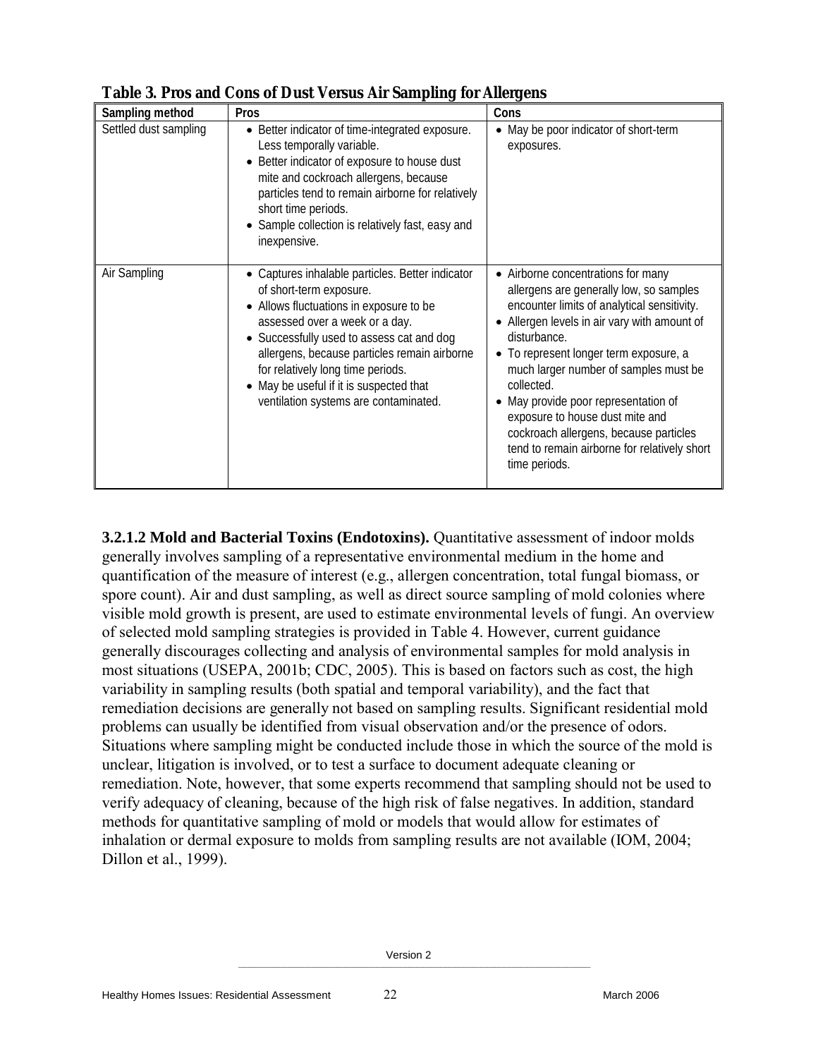**Table 3. Pros and Cons of Dust Versus Air Sampling for Allergens**

| Sampling method | Pros | Cons |
|---|---|---|
| Settled dust sampling | • Better indicator of time-integrated exposure. Less temporally variable.<br>• Better indicator of exposure to house dust mite and cockroach allergens, because particles tend to remain airborne for relatively short time periods.<br>• Sample collection is relatively fast, easy and inexpensive. | • May be poor indicator of short-term exposures. |
| Air Sampling | • Captures inhalable particles. Better indicator of short-term exposure.<br>• Allows fluctuations in exposure to be assessed over a week or a day.<br>• Successfully used to assess cat and dog allergens, because particles remain airborne for relatively long time periods.<br>• May be useful if it is suspected that ventilation systems are contaminated. | • Airborne concentrations for many allergens are generally low, so samples encounter limits of analytical sensitivity.<br>• Allergen levels in air vary with amount of disturbance.<br>• To represent longer term exposure, a much larger number of samples must be collected.<br>• May provide poor representation of exposure to house dust mite and cockroach allergens, because particles tend to remain airborne for relatively short time periods. |

**3.2.1.2 Mold and Bacterial Toxins (Endotoxins).** Quantitative assessment of indoor molds generally involves sampling of a representative environmental medium in the home and quantification of the measure of interest (e.g., allergen concentration, total fungal biomass, or spore count). Air and dust sampling, as well as direct source sampling of mold colonies where visible mold growth is present, are used to estimate environmental levels of fungi. An overview of selected mold sampling strategies is provided in Table 4. However, current guidance generally discourages collecting and analysis of environmental samples for mold analysis in most situations (USEPA, 2001b; CDC, 2005). This is based on factors such as cost, the high variability in sampling results (both spatial and temporal variability), and the fact that remediation decisions are generally not based on sampling results. Significant residential mold problems can usually be identified from visual observation and/or the presence of odors. Situations where sampling might be conducted include those in which the source of the mold is unclear, litigation is involved, or to test a surface to document adequate cleaning or remediation. Note, however, that some experts recommend that sampling should not be used to verify adequacy of cleaning, because of the high risk of false negatives. In addition, standard methods for quantitative sampling of mold or models that would allow for estimates of inhalation or dermal exposure to molds from sampling results are not available (IOM, 2004; Dillon et al., 1999).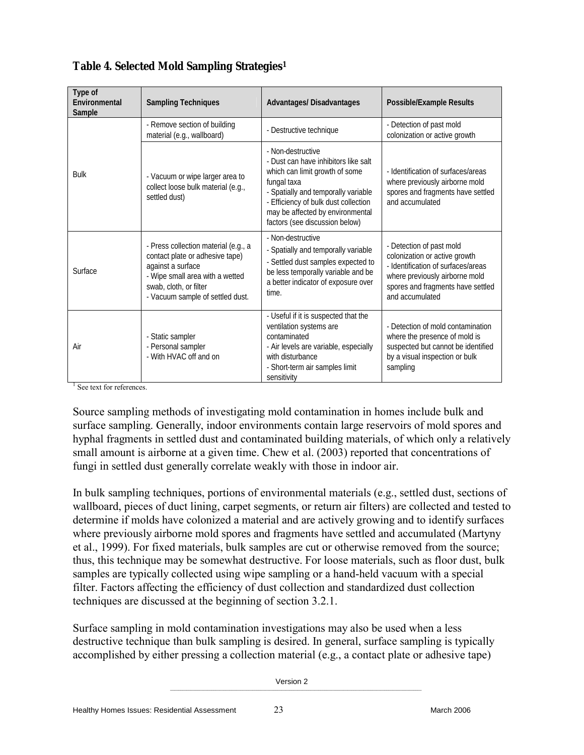**Table 4. Selected Mold Sampling Strategies[1]**

| Type of Environmental Sample | Sampling Techniques | Advantages/ Disadvantages | Possible/Example Results |
|---|---|---|---|
| Bulk | - Remove section of building material (e.g., wallboard) | - Destructive technique | - Detection of past mold colonization or active growth |
| | - Vacuum or wipe larger area to collect loose bulk material (e.g., settled dust) | - Non-destructive<br>- Dust can have inhibitors like salt which can limit growth of some fungal taxa<br>- Spatially and temporally variable<br>- Efficiency of bulk dust collection may be affected by environmental factors (see discussion below) | - Identification of surfaces/areas where previously airborne mold spores and fragments have settled and accumulated |
| Surface | - Press collection material (e.g., a contact plate or adhesive tape) against a surface<br>- Wipe small area with a wetted swab, cloth, or filter<br>- Vacuum sample of settled dust. | - Non-destructive<br>- Spatially and temporally variable<br>- Settled dust samples expected to be less temporally variable and be a better indicator of exposure over time. | - Detection of past mold colonization or active growth<br>- Identification of surfaces/areas where previously airborne mold spores and fragments have settled and accumulated |
| Air | - Static sampler<br>- Personal sampler<br>- With HVAC off and on | - Useful if it is suspected that the ventilation systems are contaminated<br>- Air levels are variable, especially with disturbance<br>- Short-term air samples limit sensitivity | - Detection of mold contamination where the presence of mold is suspected but cannot be identified by a visual inspection or bulk sampling |

[1] See text for references.

Source sampling methods of investigating mold contamination in homes include bulk and surface sampling. Generally, indoor environments contain large reservoirs of mold spores and hyphal fragments in settled dust and contaminated building materials, of which only a relatively small amount is airborne at a given time. Chew et al. (2003) reported that concentrations of fungi in settled dust generally correlate weakly with those in indoor air.

In bulk sampling techniques, portions of environmental materials (e.g., settled dust, sections of wallboard, pieces of duct lining, carpet segments, or return air filters) are collected and tested to determine if molds have colonized a material and are actively growing and to identify surfaces where previously airborne mold spores and fragments have settled and accumulated (Martyny et al., 1999). For fixed materials, bulk samples are cut or otherwise removed from the source; thus, this technique may be somewhat destructive. For loose materials, such as floor dust, bulk samples are typically collected using wipe sampling or a hand-held vacuum with a special filter. Factors affecting the efficiency of dust collection and standardized dust collection techniques are discussed at the beginning of section 3.2.1.

Surface sampling in mold contamination investigations may also be used when a less destructive technique than bulk sampling is desired. In general, surface sampling is typically accomplished by either pressing a collection material (e.g., a contact plate or adhesive tape)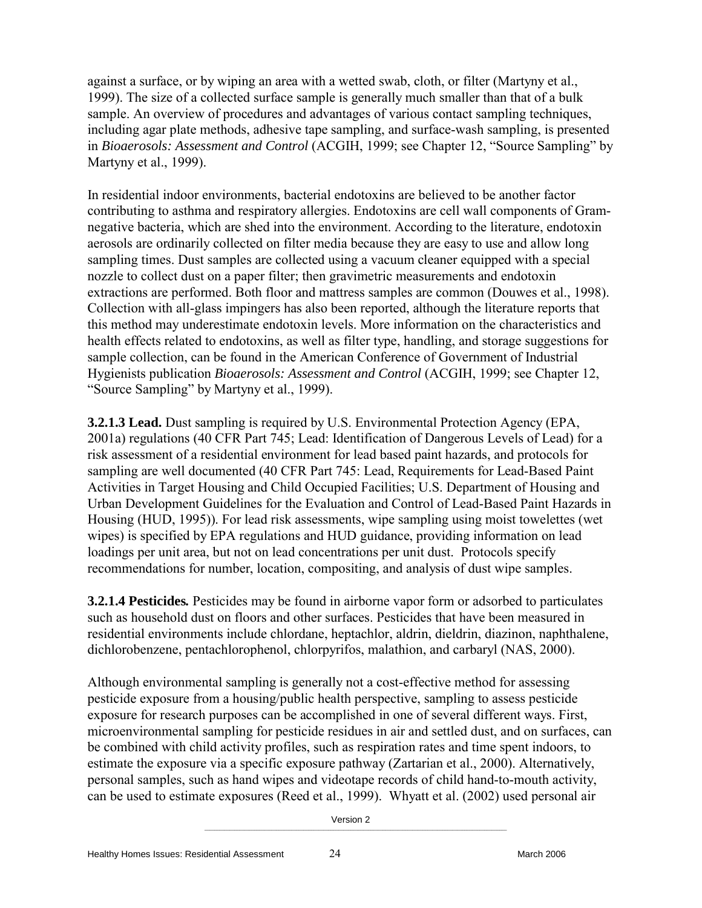against a surface, or by wiping an area with a wetted swab, cloth, or filter (Martyny et al., 1999). The size of a collected surface sample is generally much smaller than that of a bulk sample. An overview of procedures and advantages of various contact sampling techniques, including agar plate methods, adhesive tape sampling, and surface-wash sampling, is presented in *Bioaerosols: Assessment and Control* (ACGIH, 1999; see Chapter 12, "Source Sampling" by Martyny et al., 1999).

In residential indoor environments, bacterial endotoxins are believed to be another factor contributing to asthma and respiratory allergies. Endotoxins are cell wall components of Gram-negative bacteria, which are shed into the environment. According to the literature, endotoxin aerosols are ordinarily collected on filter media because they are easy to use and allow long sampling times. Dust samples are collected using a vacuum cleaner equipped with a special nozzle to collect dust on a paper filter; then gravimetric measurements and endotoxin extractions are performed. Both floor and mattress samples are common (Douwes et al., 1998). Collection with all-glass impingers has also been reported, although the literature reports that this method may underestimate endotoxin levels. More information on the characteristics and health effects related to endotoxins, as well as filter type, handling, and storage suggestions for sample collection, can be found in the American Conference of Government of Industrial Hygienists publication *Bioaerosols: Assessment and Control* (ACGIH, 1999; see Chapter 12, "Source Sampling" by Martyny et al., 1999).

**3.2.1.3 Lead.** Dust sampling is required by U.S. Environmental Protection Agency (EPA, 2001a) regulations (40 CFR Part 745; Lead: Identification of Dangerous Levels of Lead) for a risk assessment of a residential environment for lead based paint hazards, and protocols for sampling are well documented (40 CFR Part 745: Lead, Requirements for Lead-Based Paint Activities in Target Housing and Child Occupied Facilities; U.S. Department of Housing and Urban Development Guidelines for the Evaluation and Control of Lead-Based Paint Hazards in Housing (HUD, 1995)). For lead risk assessments, wipe sampling using moist towelettes (wet wipes) is specified by EPA regulations and HUD guidance, providing information on lead loadings per unit area, but not on lead concentrations per unit dust. Protocols specify recommendations for number, location, compositing, and analysis of dust wipe samples.

**3.2.1.4 Pesticides.** Pesticides may be found in airborne vapor form or adsorbed to particulates such as household dust on floors and other surfaces. Pesticides that have been measured in residential environments include chlordane, heptachlor, aldrin, dieldrin, diazinon, naphthalene, dichlorobenzene, pentachlorophenol, chlorpyrifos, malathion, and carbaryl (NAS, 2000).

Although environmental sampling is generally not a cost-effective method for assessing pesticide exposure from a housing/public health perspective, sampling to assess pesticide exposure for research purposes can be accomplished in one of several different ways. First, microenvironmental sampling for pesticide residues in air and settled dust, and on surfaces, can be combined with child activity profiles, such as respiration rates and time spent indoors, to estimate the exposure via a specific exposure pathway (Zartarian et al., 2000). Alternatively, personal samples, such as hand wipes and videotape records of child hand-to-mouth activity, can be used to estimate exposures (Reed et al., 1999). Whyatt et al. (2002) used personal air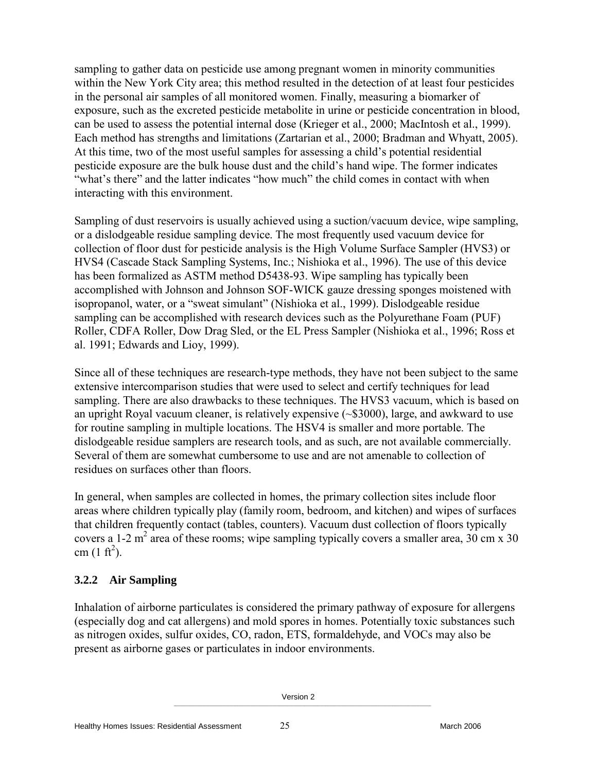sampling to gather data on pesticide use among pregnant women in minority communities within the New York City area; this method resulted in the detection of at least four pesticides in the personal air samples of all monitored women. Finally, measuring a biomarker of exposure, such as the excreted pesticide metabolite in urine or pesticide concentration in blood, can be used to assess the potential internal dose (Krieger et al., 2000; MacIntosh et al., 1999). Each method has strengths and limitations (Zartarian et al., 2000; Bradman and Whyatt, 2005). At this time, two of the most useful samples for assessing a child's potential residential pesticide exposure are the bulk house dust and the child's hand wipe. The former indicates "what's there" and the latter indicates "how much" the child comes in contact with when interacting with this environment.

Sampling of dust reservoirs is usually achieved using a suction/vacuum device, wipe sampling, or a dislodgeable residue sampling device. The most frequently used vacuum device for collection of floor dust for pesticide analysis is the High Volume Surface Sampler (HVS3) or HVS4 (Cascade Stack Sampling Systems, Inc.; Nishioka et al., 1996). The use of this device has been formalized as ASTM method D5438-93. Wipe sampling has typically been accomplished with Johnson and Johnson SOF-WICK gauze dressing sponges moistened with isopropanol, water, or a "sweat simulant" (Nishioka et al., 1999). Dislodgeable residue sampling can be accomplished with research devices such as the Polyurethane Foam (PUF) Roller, CDFA Roller, Dow Drag Sled, or the EL Press Sampler (Nishioka et al., 1996; Ross et al. 1991; Edwards and Lioy, 1999).

Since all of these techniques are research-type methods, they have not been subject to the same extensive intercomparison studies that were used to select and certify techniques for lead sampling. There are also drawbacks to these techniques. The HVS3 vacuum, which is based on an upright Royal vacuum cleaner, is relatively expensive (~$3000), large, and awkward to use for routine sampling in multiple locations. The HSV4 is smaller and more portable. The dislodgeable residue samplers are research tools, and as such, are not available commercially. Several of them are somewhat cumbersome to use and are not amenable to collection of residues on surfaces other than floors.

In general, when samples are collected in homes, the primary collection sites include floor areas where children typically play (family room, bedroom, and kitchen) and wipes of surfaces that children frequently contact (tables, counters). Vacuum dust collection of floors typically covers a 1-2 $m^2$ area of these rooms; wipe sampling typically covers a smaller area, 30 cm x 30 cm (1 $ft^2$).

### 3.2.2 Air Sampling

Inhalation of airborne particulates is considered the primary pathway of exposure for allergens (especially dog and cat allergens) and mold spores in homes. Potentially toxic substances such as nitrogen oxides, sulfur oxides, CO, radon, ETS, formaldehyde, and VOCs may also be present as airborne gases or particulates in indoor environments.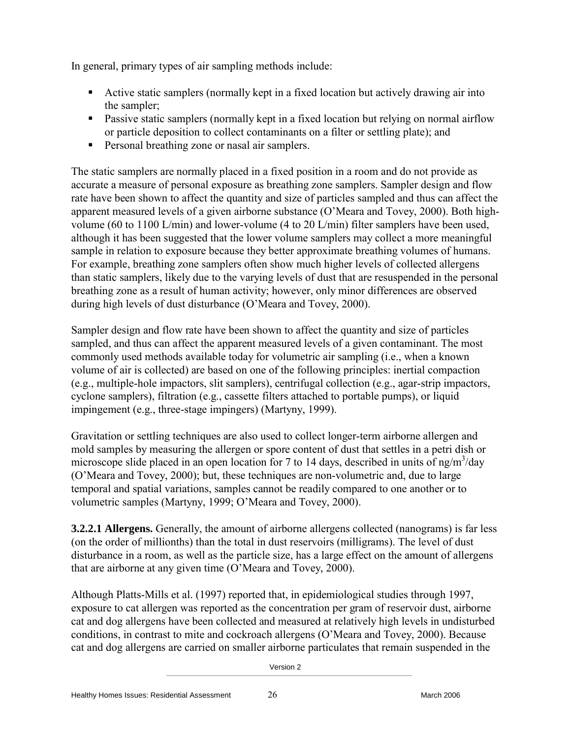In general, primary types of air sampling methods include:

- Active static samplers (normally kept in a fixed location but actively drawing air into the sampler;
- Passive static samplers (normally kept in a fixed location but relying on normal airflow or particle deposition to collect contaminants on a filter or settling plate); and
- Personal breathing zone or nasal air samplers.

The static samplers are normally placed in a fixed position in a room and do not provide as accurate a measure of personal exposure as breathing zone samplers. Sampler design and flow rate have been shown to affect the quantity and size of particles sampled and thus can affect the apparent measured levels of a given airborne substance (O'Meara and Tovey, 2000). Both high-volume (60 to 1100 L/min) and lower-volume (4 to 20 L/min) filter samplers have been used, although it has been suggested that the lower volume samplers may collect a more meaningful sample in relation to exposure because they better approximate breathing volumes of humans. For example, breathing zone samplers often show much higher levels of collected allergens than static samplers, likely due to the varying levels of dust that are resuspended in the personal breathing zone as a result of human activity; however, only minor differences are observed during high levels of dust disturbance (O'Meara and Tovey, 2000).

Sampler design and flow rate have been shown to affect the quantity and size of particles sampled, and thus can affect the apparent measured levels of a given contaminant. The most commonly used methods available today for volumetric air sampling (i.e., when a known volume of air is collected) are based on one of the following principles: inertial compaction (e.g., multiple-hole impactors, slit samplers), centrifugal collection (e.g., agar-strip impactors, cyclone samplers), filtration (e.g., cassette filters attached to portable pumps), or liquid impingement (e.g., three-stage impingers) (Martyny, 1999).

Gravitation or settling techniques are also used to collect longer-term airborne allergen and mold samples by measuring the allergen or spore content of dust that settles in a petri dish or microscope slide placed in an open location for 7 to 14 days, described in units of $ng/m^3$/day (O'Meara and Tovey, 2000); but, these techniques are non-volumetric and, due to large temporal and spatial variations, samples cannot be readily compared to one another or to volumetric samples (Martyny, 1999; O'Meara and Tovey, 2000).

**3.2.2.1 Allergens.** Generally, the amount of airborne allergens collected (nanograms) is far less (on the order of millionths) than the total in dust reservoirs (milligrams). The level of dust disturbance in a room, as well as the particle size, has a large effect on the amount of allergens that are airborne at any given time (O'Meara and Tovey, 2000).

Although Platts-Mills et al. (1997) reported that, in epidemiological studies through 1997, exposure to cat allergen was reported as the concentration per gram of reservoir dust, airborne cat and dog allergens have been collected and measured at relatively high levels in undisturbed conditions, in contrast to mite and cockroach allergens (O'Meara and Tovey, 2000). Because cat and dog allergens are carried on smaller airborne particulates that remain suspended in the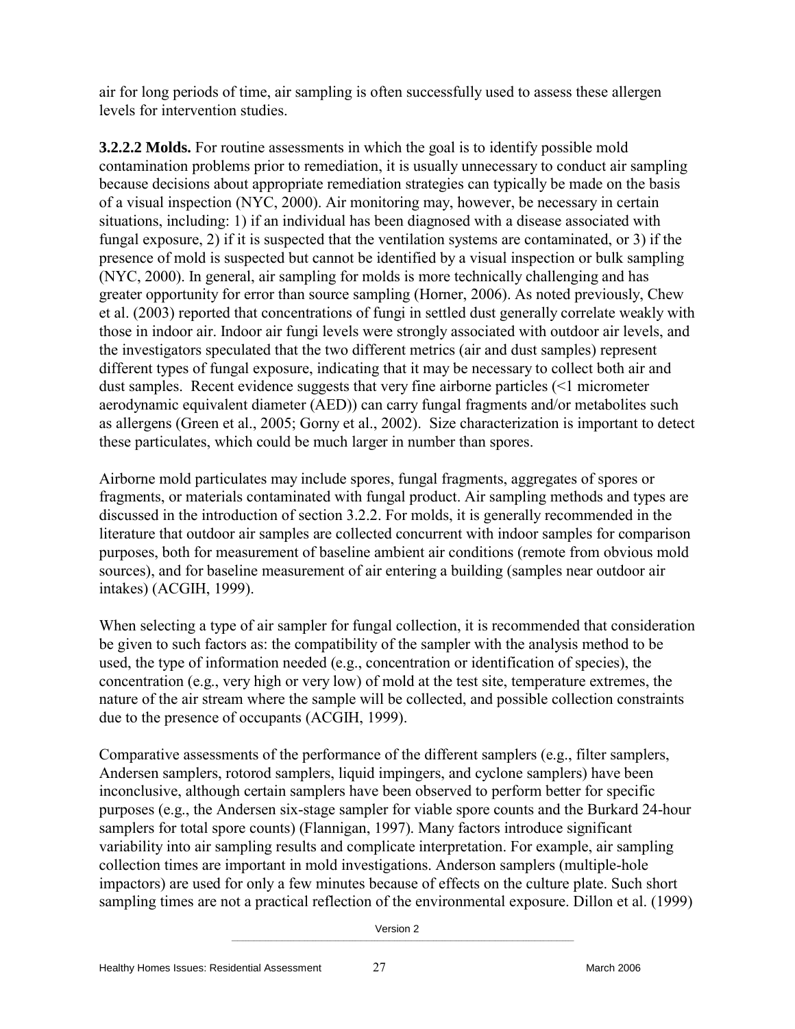air for long periods of time, air sampling is often successfully used to assess these allergen levels for intervention studies.

**3.2.2.2 Molds.** For routine assessments in which the goal is to identify possible mold contamination problems prior to remediation, it is usually unnecessary to conduct air sampling because decisions about appropriate remediation strategies can typically be made on the basis of a visual inspection (NYC, 2000). Air monitoring may, however, be necessary in certain situations, including: 1) if an individual has been diagnosed with a disease associated with fungal exposure, 2) if it is suspected that the ventilation systems are contaminated, or 3) if the presence of mold is suspected but cannot be identified by a visual inspection or bulk sampling (NYC, 2000). In general, air sampling for molds is more technically challenging and has greater opportunity for error than source sampling (Horner, 2006). As noted previously, Chew et al. (2003) reported that concentrations of fungi in settled dust generally correlate weakly with those in indoor air. Indoor air fungi levels were strongly associated with outdoor air levels, and the investigators speculated that the two different metrics (air and dust samples) represent different types of fungal exposure, indicating that it may be necessary to collect both air and dust samples. Recent evidence suggests that very fine airborne particles (<1 micrometer aerodynamic equivalent diameter (AED)) can carry fungal fragments and/or metabolites such as allergens (Green et al., 2005; Gorny et al., 2002). Size characterization is important to detect these particulates, which could be much larger in number than spores.

Airborne mold particulates may include spores, fungal fragments, aggregates of spores or fragments, or materials contaminated with fungal product. Air sampling methods and types are discussed in the introduction of section 3.2.2. For molds, it is generally recommended in the literature that outdoor air samples are collected concurrent with indoor samples for comparison purposes, both for measurement of baseline ambient air conditions (remote from obvious mold sources), and for baseline measurement of air entering a building (samples near outdoor air intakes) (ACGIH, 1999).

When selecting a type of air sampler for fungal collection, it is recommended that consideration be given to such factors as: the compatibility of the sampler with the analysis method to be used, the type of information needed (e.g., concentration or identification of species), the concentration (e.g., very high or very low) of mold at the test site, temperature extremes, the nature of the air stream where the sample will be collected, and possible collection constraints due to the presence of occupants (ACGIH, 1999).

Comparative assessments of the performance of the different samplers (e.g., filter samplers, Andersen samplers, rotorod samplers, liquid impingers, and cyclone samplers) have been inconclusive, although certain samplers have been observed to perform better for specific purposes (e.g., the Andersen six-stage sampler for viable spore counts and the Burkard 24-hour samplers for total spore counts) (Flannigan, 1997). Many factors introduce significant variability into air sampling results and complicate interpretation. For example, air sampling collection times are important in mold investigations. Anderson samplers (multiple-hole impactors) are used for only a few minutes because of effects on the culture plate. Such short sampling times are not a practical reflection of the environmental exposure. Dillon et al. (1999)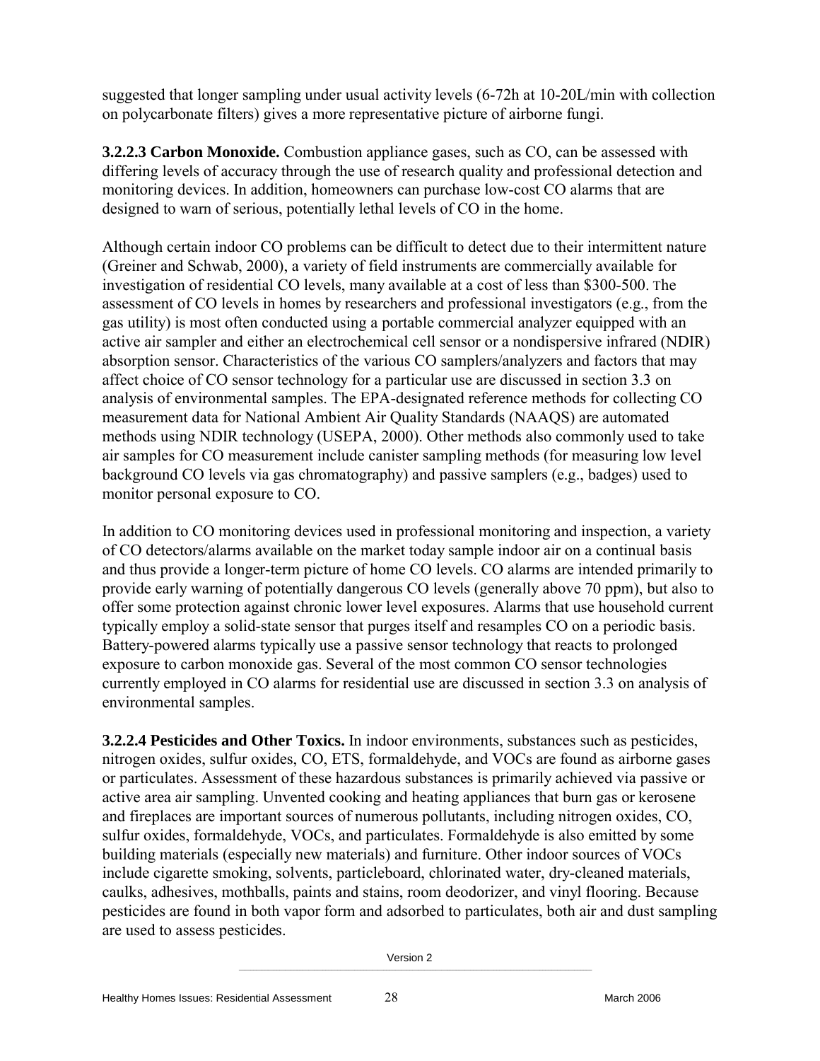suggested that longer sampling under usual activity levels (6-72h at 10-20L/min with collection on polycarbonate filters) gives a more representative picture of airborne fungi.

**3.2.2.3 Carbon Monoxide.** Combustion appliance gases, such as CO, can be assessed with differing levels of accuracy through the use of research quality and professional detection and monitoring devices. In addition, homeowners can purchase low-cost CO alarms that are designed to warn of serious, potentially lethal levels of CO in the home.

Although certain indoor CO problems can be difficult to detect due to their intermittent nature (Greiner and Schwab, 2000), a variety of field instruments are commercially available for investigation of residential CO levels, many available at a cost of less than $300-500. The assessment of CO levels in homes by researchers and professional investigators (e.g., from the gas utility) is most often conducted using a portable commercial analyzer equipped with an active air sampler and either an electrochemical cell sensor or a nondispersive infrared (NDIR) absorption sensor. Characteristics of the various CO samplers/analyzers and factors that may affect choice of CO sensor technology for a particular use are discussed in section 3.3 on analysis of environmental samples. The EPA-designated reference methods for collecting CO measurement data for National Ambient Air Quality Standards (NAAQS) are automated methods using NDIR technology (USEPA, 2000). Other methods also commonly used to take air samples for CO measurement include canister sampling methods (for measuring low level background CO levels via gas chromatography) and passive samplers (e.g., badges) used to monitor personal exposure to CO.

In addition to CO monitoring devices used in professional monitoring and inspection, a variety of CO detectors/alarms available on the market today sample indoor air on a continual basis and thus provide a longer-term picture of home CO levels. CO alarms are intended primarily to provide early warning of potentially dangerous CO levels (generally above 70 ppm), but also to offer some protection against chronic lower level exposures. Alarms that use household current typically employ a solid-state sensor that purges itself and resamples CO on a periodic basis. Battery-powered alarms typically use a passive sensor technology that reacts to prolonged exposure to carbon monoxide gas. Several of the most common CO sensor technologies currently employed in CO alarms for residential use are discussed in section 3.3 on analysis of environmental samples.

**3.2.2.4 Pesticides and Other Toxics.** In indoor environments, substances such as pesticides, nitrogen oxides, sulfur oxides, CO, ETS, formaldehyde, and VOCs are found as airborne gases or particulates. Assessment of these hazardous substances is primarily achieved via passive or active area air sampling. Unvented cooking and heating appliances that burn gas or kerosene and fireplaces are important sources of numerous pollutants, including nitrogen oxides, CO, sulfur oxides, formaldehyde, VOCs, and particulates. Formaldehyde is also emitted by some building materials (especially new materials) and furniture. Other indoor sources of VOCs include cigarette smoking, solvents, particleboard, chlorinated water, dry-cleaned materials, caulks, adhesives, mothballs, paints and stains, room deodorizer, and vinyl flooring. Because pesticides are found in both vapor form and adsorbed to particulates, both air and dust sampling are used to assess pesticides.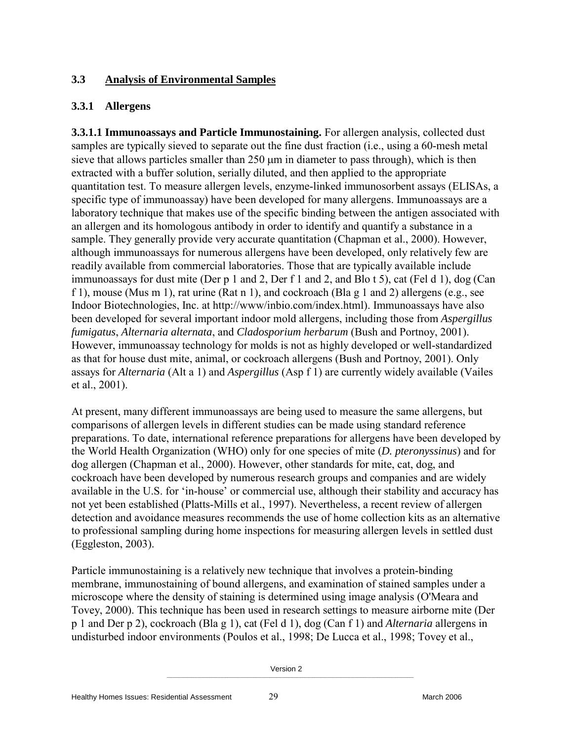## 3.3 Analysis of Environmental Samples

### 3.3.1 Allergens

**3.3.1.1 Immunoassays and Particle Immunostaining.** For allergen analysis, collected dust samples are typically sieved to separate out the fine dust fraction (i.e., using a 60-mesh metal sieve that allows particles smaller than 250 μm in diameter to pass through), which is then extracted with a buffer solution, serially diluted, and then applied to the appropriate quantitation test. To measure allergen levels, enzyme-linked immunosorbent assays (ELISAs, a specific type of immunoassay) have been developed for many allergens. Immunoassays are a laboratory technique that makes use of the specific binding between the antigen associated with an allergen and its homologous antibody in order to identify and quantify a substance in a sample. They generally provide very accurate quantitation (Chapman et al., 2000). However, although immunoassays for numerous allergens have been developed, only relatively few are readily available from commercial laboratories. Those that are typically available include immunoassays for dust mite (Der p 1 and 2, Der f 1 and 2, and Blo t 5), cat (Fel d 1), dog (Can f 1), mouse (Mus m 1), rat urine (Rat n 1), and cockroach (Bla g 1 and 2) allergens (e.g., see Indoor Biotechnologies, Inc. at http://www/inbio.com/index.html). Immunoassays have also been developed for several important indoor mold allergens, including those from *Aspergillus fumigatus*, *Alternaria alternata*, and *Cladosporium herbarum* (Bush and Portnoy, 2001). However, immunoassay technology for molds is not as highly developed or well-standardized as that for house dust mite, animal, or cockroach allergens (Bush and Portnoy, 2001). Only assays for *Alternaria* (Alt a 1) and *Aspergillus* (Asp f 1) are currently widely available (Vailes et al., 2001).

At present, many different immunoassays are being used to measure the same allergens, but comparisons of allergen levels in different studies can be made using standard reference preparations. To date, international reference preparations for allergens have been developed by the World Health Organization (WHO) only for one species of mite (*D. pteronyssinus*) and for dog allergen (Chapman et al., 2000). However, other standards for mite, cat, dog, and cockroach have been developed by numerous research groups and companies and are widely available in the U.S. for 'in-house' or commercial use, although their stability and accuracy has not yet been established (Platts-Mills et al., 1997). Nevertheless, a recent review of allergen detection and avoidance measures recommends the use of home collection kits as an alternative to professional sampling during home inspections for measuring allergen levels in settled dust (Eggleston, 2003).

Particle immunostaining is a relatively new technique that involves a protein-binding membrane, immunostaining of bound allergens, and examination of stained samples under a microscope where the density of staining is determined using image analysis (O'Meara and Tovey, 2000). This technique has been used in research settings to measure airborne mite (Der p 1 and Der p 2), cockroach (Bla g 1), cat (Fel d 1), dog (Can f 1) and *Alternaria* allergens in undisturbed indoor environments (Poulos et al., 1998; De Lucca et al., 1998; Tovey et al.,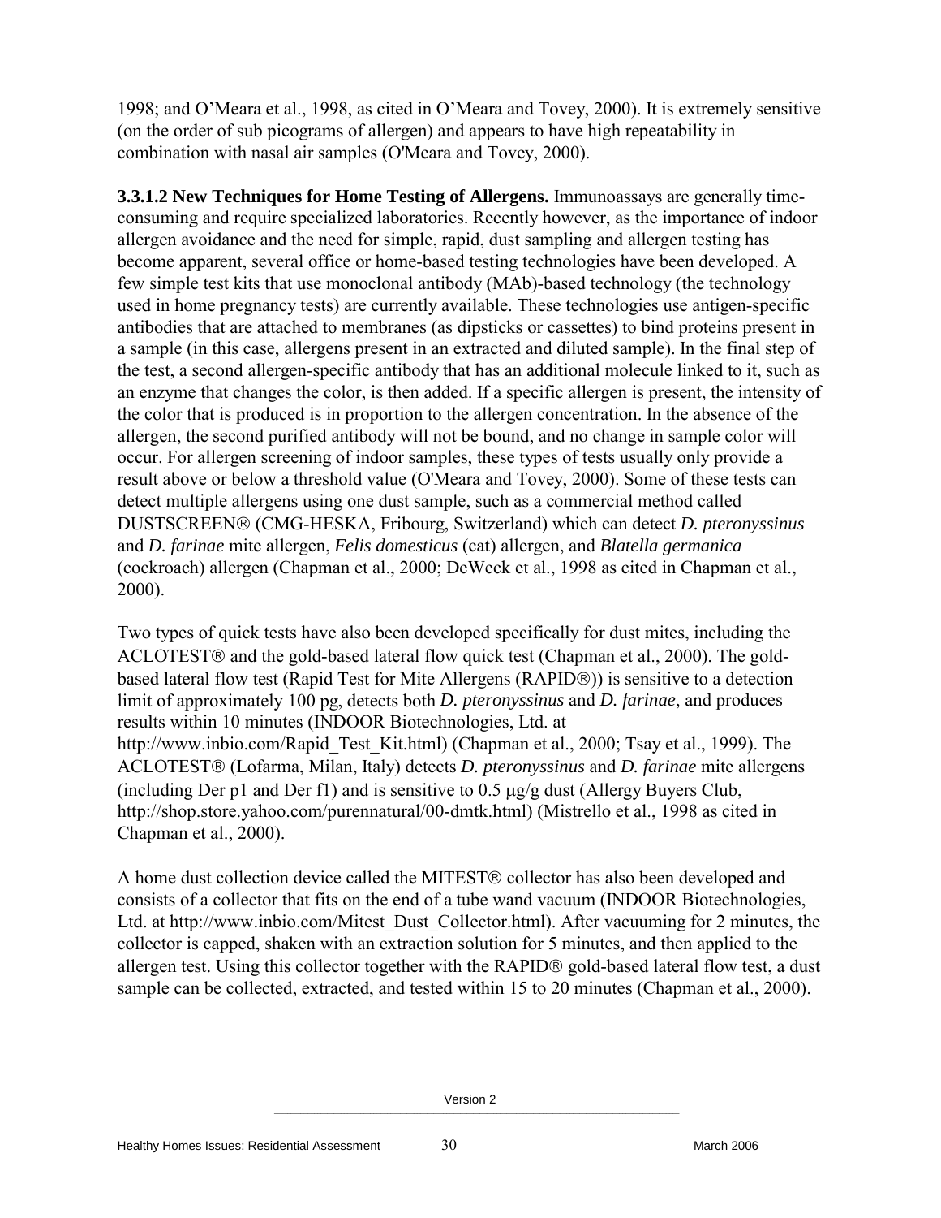1998; and O'Meara et al., 1998, as cited in O'Meara and Tovey, 2000). It is extremely sensitive (on the order of sub picograms of allergen) and appears to have high repeatability in combination with nasal air samples (O'Meara and Tovey, 2000).

**3.3.1.2 New Techniques for Home Testing of Allergens.** Immunoassays are generally time-consuming and require specialized laboratories. Recently however, as the importance of indoor allergen avoidance and the need for simple, rapid, dust sampling and allergen testing has become apparent, several office or home-based testing technologies have been developed. A few simple test kits that use monoclonal antibody (MAb)-based technology (the technology used in home pregnancy tests) are currently available. These technologies use antigen-specific antibodies that are attached to membranes (as dipsticks or cassettes) to bind proteins present in a sample (in this case, allergens present in an extracted and diluted sample). In the final step of the test, a second allergen-specific antibody that has an additional molecule linked to it, such as an enzyme that changes the color, is then added. If a specific allergen is present, the intensity of the color that is produced is in proportion to the allergen concentration. In the absence of the allergen, the second purified antibody will not be bound, and no change in sample color will occur. For allergen screening of indoor samples, these types of tests usually only provide a result above or below a threshold value (O'Meara and Tovey, 2000). Some of these tests can detect multiple allergens using one dust sample, such as a commercial method called DUSTSCREEN® (CMG-HESKA, Fribourg, Switzerland) which can detect *D. pteronyssinus* and *D. farinae* mite allergen, *Felis domesticus* (cat) allergen, and *Blatella germanica* (cockroach) allergen (Chapman et al., 2000; DeWeck et al., 1998 as cited in Chapman et al., 2000).

Two types of quick tests have also been developed specifically for dust mites, including the ACLOTEST® and the gold-based lateral flow quick test (Chapman et al., 2000). The gold-based lateral flow test (Rapid Test for Mite Allergens (RAPID®)) is sensitive to a detection limit of approximately 100 pg, detects both *D. pteronyssinus* and *D. farinae*, and produces results within 10 minutes (INDOOR Biotechnologies, Ltd. at http://www.inbio.com/Rapid_Test_Kit.html) (Chapman et al., 2000; Tsay et al., 1999). The ACLOTEST® (Lofarma, Milan, Italy) detects *D. pteronyssinus* and *D. farinae* mite allergens (including Der p1 and Der f1) and is sensitive to 0.5 μg/g dust (Allergy Buyers Club, http://shop.store.yahoo.com/purennatural/00-dmtk.html) (Mistrello et al., 1998 as cited in Chapman et al., 2000).

A home dust collection device called the MITEST® collector has also been developed and consists of a collector that fits on the end of a tube wand vacuum (INDOOR Biotechnologies, Ltd. at http://www.inbio.com/Mitest_Dust_Collector.html). After vacuuming for 2 minutes, the collector is capped, shaken with an extraction solution for 5 minutes, and then applied to the allergen test. Using this collector together with the RAPID® gold-based lateral flow test, a dust sample can be collected, extracted, and tested within 15 to 20 minutes (Chapman et al., 2000).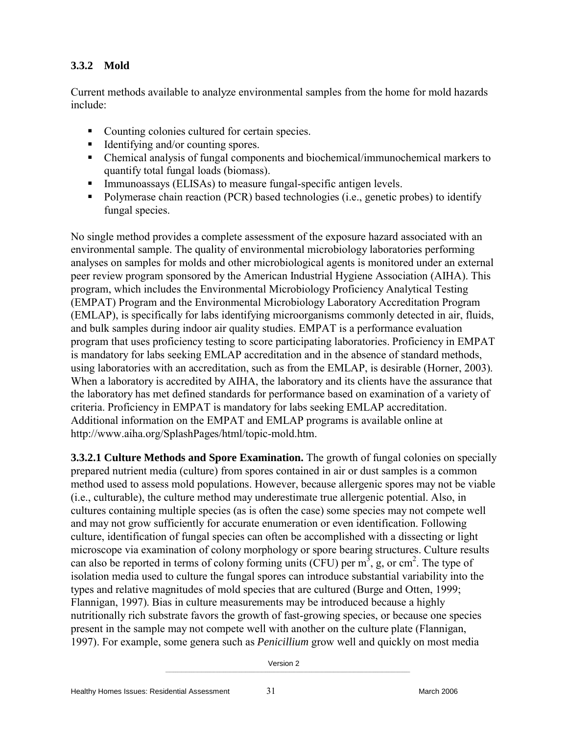### 3.3.2 Mold

Current methods available to analyze environmental samples from the home for mold hazards include:

- Counting colonies cultured for certain species.
- Identifying and/or counting spores.
- Chemical analysis of fungal components and biochemical/immunochemical markers to quantify total fungal loads (biomass).
- Immunoassays (ELISAs) to measure fungal-specific antigen levels.
- Polymerase chain reaction (PCR) based technologies (i.e., genetic probes) to identify fungal species.

No single method provides a complete assessment of the exposure hazard associated with an environmental sample. The quality of environmental microbiology laboratories performing analyses on samples for molds and other microbiological agents is monitored under an external peer review program sponsored by the American Industrial Hygiene Association (AIHA). This program, which includes the Environmental Microbiology Proficiency Analytical Testing (EMPAT) Program and the Environmental Microbiology Laboratory Accreditation Program (EMLAP), is specifically for labs identifying microorganisms commonly detected in air, fluids, and bulk samples during indoor air quality studies. EMPAT is a performance evaluation program that uses proficiency testing to score participating laboratories. Proficiency in EMPAT is mandatory for labs seeking EMLAP accreditation and in the absence of standard methods, using laboratories with an accreditation, such as from the EMLAP, is desirable (Horner, 2003). When a laboratory is accredited by AIHA, the laboratory and its clients have the assurance that the laboratory has met defined standards for performance based on examination of a variety of criteria. Proficiency in EMPAT is mandatory for labs seeking EMLAP accreditation. Additional information on the EMPAT and EMLAP programs is available online at http://www.aiha.org/SplashPages/html/topic-mold.htm.

**3.3.2.1 Culture Methods and Spore Examination.** The growth of fungal colonies on specially prepared nutrient media (culture) from spores contained in air or dust samples is a common method used to assess mold populations. However, because allergenic spores may not be viable (i.e., culturable), the culture method may underestimate true allergenic potential. Also, in cultures containing multiple species (as is often the case) some species may not compete well and may not grow sufficiently for accurate enumeration or even identification. Following culture, identification of fungal species can often be accomplished with a dissecting or light microscope via examination of colony morphology or spore bearing structures. Culture results can also be reported in terms of colony forming units (CFU) per $m^3$, g, or $cm^2$. The type of isolation media used to culture the fungal spores can introduce substantial variability into the types and relative magnitudes of mold species that are cultured (Burge and Otten, 1999; Flannigan, 1997). Bias in culture measurements may be introduced because a highly nutritionally rich substrate favors the growth of fast-growing species, or because one species present in the sample may not compete well with another on the culture plate (Flannigan, 1997). For example, some genera such as *Penicillium* grow well and quickly on most media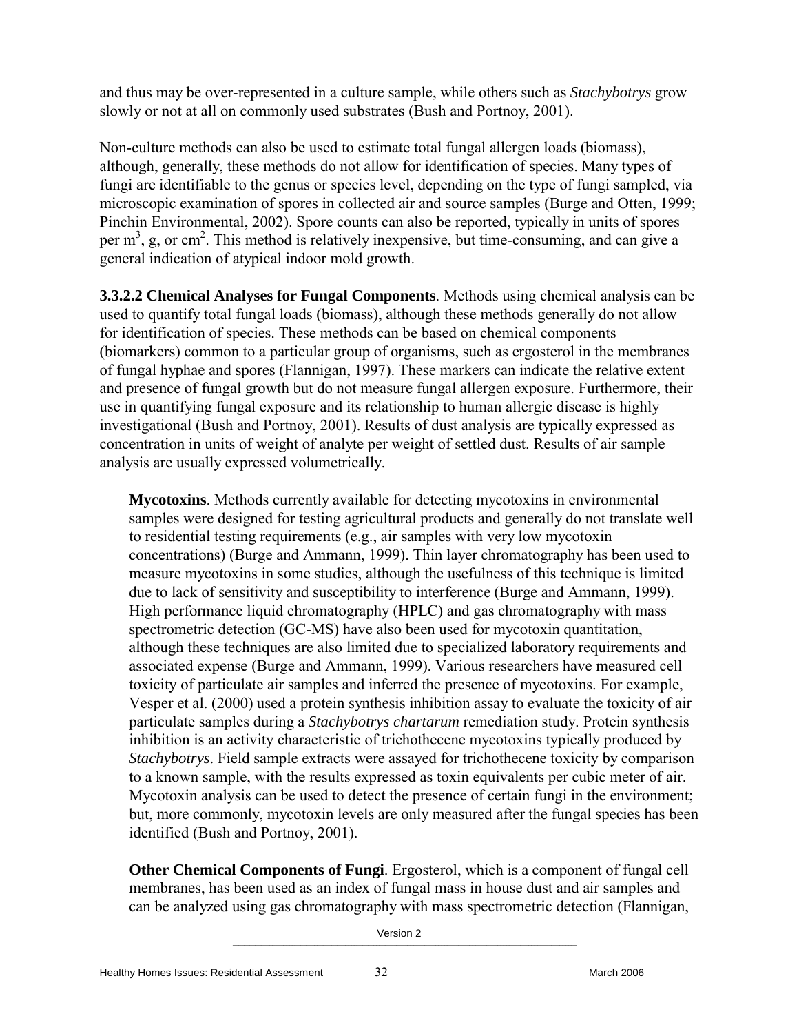and thus may be over-represented in a culture sample, while others such as *Stachybotrys* grow slowly or not at all on commonly used substrates (Bush and Portnoy, 2001).

Non-culture methods can also be used to estimate total fungal allergen loads (biomass), although, generally, these methods do not allow for identification of species. Many types of fungi are identifiable to the genus or species level, depending on the type of fungi sampled, via microscopic examination of spores in collected air and source samples (Burge and Otten, 1999; Pinchin Environmental, 2002). Spore counts can also be reported, typically in units of spores per $m^3$, g, or $cm^2$. This method is relatively inexpensive, but time-consuming, and can give a general indication of atypical indoor mold growth.

**3.3.2.2 Chemical Analyses for Fungal Components**. Methods using chemical analysis can be used to quantify total fungal loads (biomass), although these methods generally do not allow for identification of species. These methods can be based on chemical components (biomarkers) common to a particular group of organisms, such as ergosterol in the membranes of fungal hyphae and spores (Flannigan, 1997). These markers can indicate the relative extent and presence of fungal growth but do not measure fungal allergen exposure. Furthermore, their use in quantifying fungal exposure and its relationship to human allergic disease is highly investigational (Bush and Portnoy, 2001). Results of dust analysis are typically expressed as concentration in units of weight of analyte per weight of settled dust. Results of air sample analysis are usually expressed volumetrically.

**Mycotoxins**. Methods currently available for detecting mycotoxins in environmental samples were designed for testing agricultural products and generally do not translate well to residential testing requirements (e.g., air samples with very low mycotoxin concentrations) (Burge and Ammann, 1999). Thin layer chromatography has been used to measure mycotoxins in some studies, although the usefulness of this technique is limited due to lack of sensitivity and susceptibility to interference (Burge and Ammann, 1999). High performance liquid chromatography (HPLC) and gas chromatography with mass spectrometric detection (GC-MS) have also been used for mycotoxin quantitation, although these techniques are also limited due to specialized laboratory requirements and associated expense (Burge and Ammann, 1999). Various researchers have measured cell toxicity of particulate air samples and inferred the presence of mycotoxins. For example, Vesper et al. (2000) used a protein synthesis inhibition assay to evaluate the toxicity of air particulate samples during a *Stachybotrys chartarum* remediation study. Protein synthesis inhibition is an activity characteristic of trichothecene mycotoxins typically produced by *Stachybotrys*. Field sample extracts were assayed for trichothecene toxicity by comparison to a known sample, with the results expressed as toxin equivalents per cubic meter of air. Mycotoxin analysis can be used to detect the presence of certain fungi in the environment; but, more commonly, mycotoxin levels are only measured after the fungal species has been identified (Bush and Portnoy, 2001).

**Other Chemical Components of Fungi**. Ergosterol, which is a component of fungal cell membranes, has been used as an index of fungal mass in house dust and air samples and can be analyzed using gas chromatography with mass spectrometric detection (Flannigan,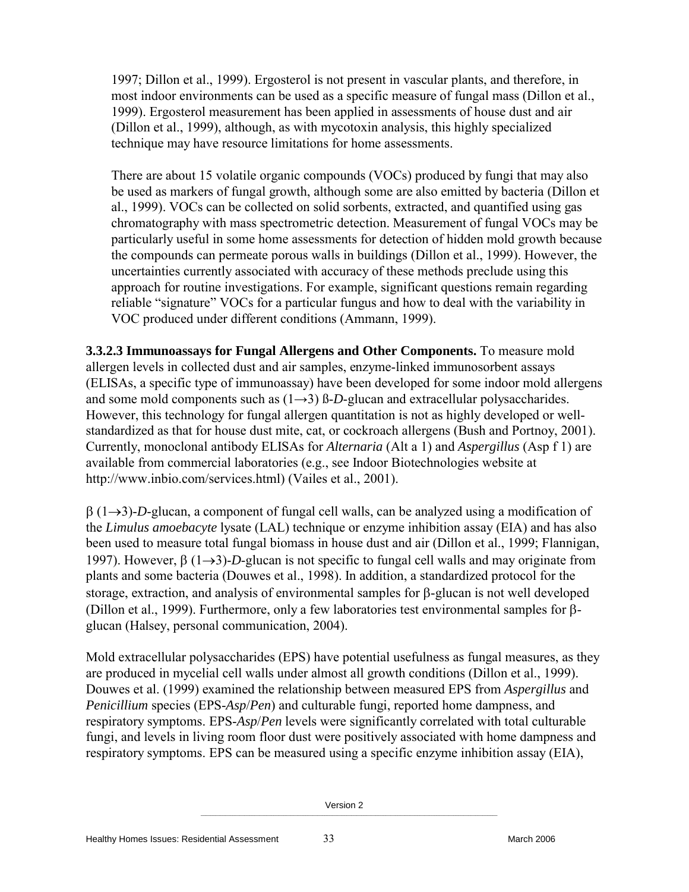1997; Dillon et al., 1999). Ergosterol is not present in vascular plants, and therefore, in most indoor environments can be used as a specific measure of fungal mass (Dillon et al., 1999). Ergosterol measurement has been applied in assessments of house dust and air (Dillon et al., 1999), although, as with mycotoxin analysis, this highly specialized technique may have resource limitations for home assessments.

There are about 15 volatile organic compounds (VOCs) produced by fungi that may also be used as markers of fungal growth, although some are also emitted by bacteria (Dillon et al., 1999). VOCs can be collected on solid sorbents, extracted, and quantified using gas chromatography with mass spectrometric detection. Measurement of fungal VOCs may be particularly useful in some home assessments for detection of hidden mold growth because the compounds can permeate porous walls in buildings (Dillon et al., 1999). However, the uncertainties currently associated with accuracy of these methods preclude using this approach for routine investigations. For example, significant questions remain regarding reliable "signature" VOCs for a particular fungus and how to deal with the variability in VOC produced under different conditions (Ammann, 1999).

**3.3.2.3 Immunoassays for Fungal Allergens and Other Components.** To measure mold allergen levels in collected dust and air samples, enzyme-linked immunosorbent assays (ELISAs, a specific type of immunoassay) have been developed for some indoor mold allergens and some mold components such as $(1\rightarrow3)$ ß-*D*-glucan and extracellular polysaccharides. However, this technology for fungal allergen quantitation is not as highly developed or well-standardized as that for house dust mite, cat, or cockroach allergens (Bush and Portnoy, 2001). Currently, monoclonal antibody ELISAs for *Alternaria* (Alt a 1) and *Aspergillus* (Asp f 1) are available from commercial laboratories (e.g., see Indoor Biotechnologies website at http://www.inbio.com/services.html) (Vailes et al., 2001).

$\beta$ $(1\rightarrow3)$-*D*-glucan, a component of fungal cell walls, can be analyzed using a modification of the *Limulus amoebacyte* lysate (LAL) technique or enzyme inhibition assay (EIA) and has also been used to measure total fungal biomass in house dust and air (Dillon et al., 1999; Flannigan, 1997). However, $\beta$ $(1\rightarrow3)$-*D*-glucan is not specific to fungal cell walls and may originate from plants and some bacteria (Douwes et al., 1998). In addition, a standardized protocol for the storage, extraction, and analysis of environmental samples for $\beta$-glucan is not well developed (Dillon et al., 1999). Furthermore, only a few laboratories test environmental samples for $\beta$-glucan (Halsey, personal communication, 2004).

Mold extracellular polysaccharides (EPS) have potential usefulness as fungal measures, as they are produced in mycelial cell walls under almost all growth conditions (Dillon et al., 1999). Douwes et al. (1999) examined the relationship between measured EPS from *Aspergillus* and *Penicillium* species (EPS-*Asp*/*Pen*) and culturable fungi, reported home dampness, and respiratory symptoms. EPS-*Asp*/*Pen* levels were significantly correlated with total culturable fungi, and levels in living room floor dust were positively associated with home dampness and respiratory symptoms. EPS can be measured using a specific enzyme inhibition assay (EIA),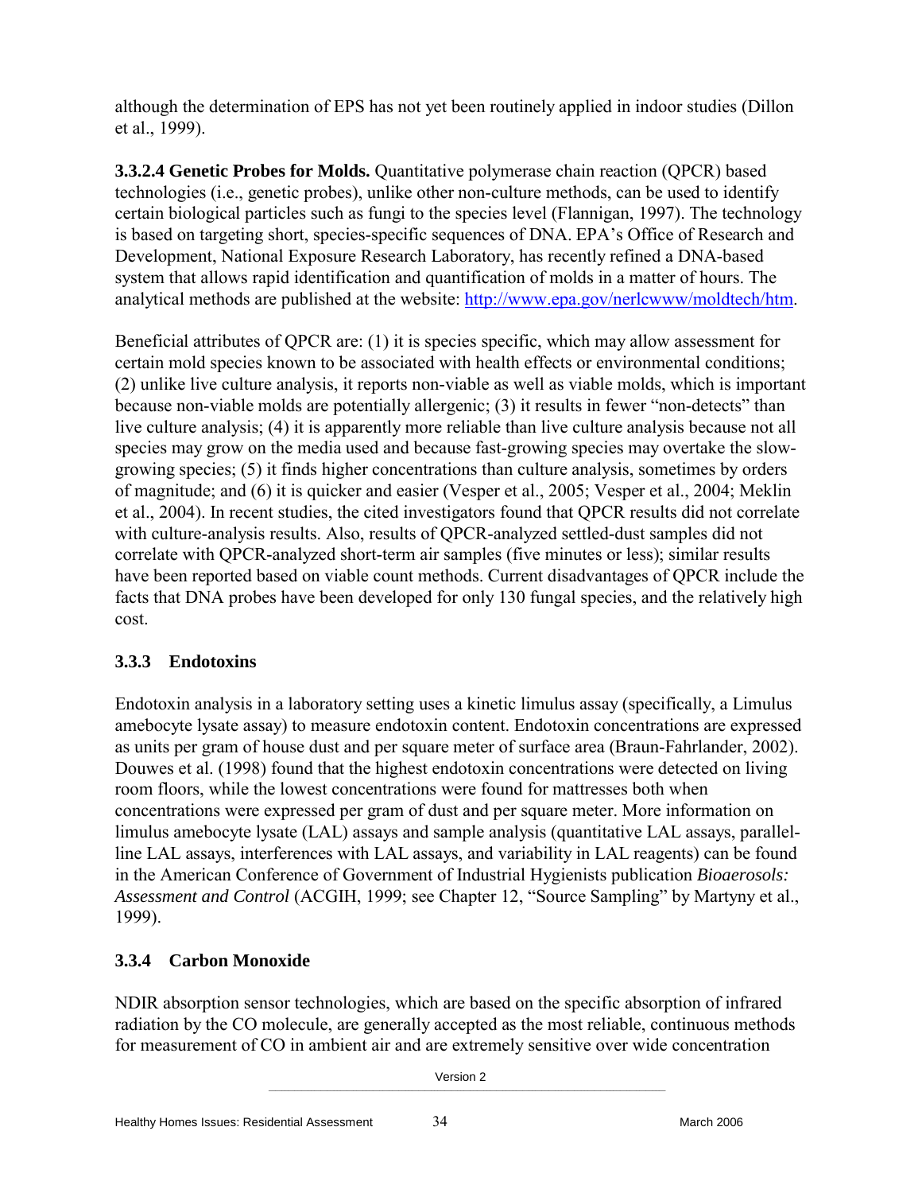although the determination of EPS has not yet been routinely applied in indoor studies (Dillon et al., 1999).

**3.3.2.4 Genetic Probes for Molds.** Quantitative polymerase chain reaction (QPCR) based technologies (i.e., genetic probes), unlike other non-culture methods, can be used to identify certain biological particles such as fungi to the species level (Flannigan, 1997). The technology is based on targeting short, species-specific sequences of DNA. EPA's Office of Research and Development, National Exposure Research Laboratory, has recently refined a DNA-based system that allows rapid identification and quantification of molds in a matter of hours. The analytical methods are published at the website: [http://www.epa.gov/nerlcwww/moldtech/htm](http://www.epa.gov/nerlcwww/moldtech/htm).

Beneficial attributes of QPCR are: (1) it is species specific, which may allow assessment for certain mold species known to be associated with health effects or environmental conditions; (2) unlike live culture analysis, it reports non-viable as well as viable molds, which is important because non-viable molds are potentially allergenic; (3) it results in fewer "non-detects" than live culture analysis; (4) it is apparently more reliable than live culture analysis because not all species may grow on the media used and because fast-growing species may overtake the slow-growing species; (5) it finds higher concentrations than culture analysis, sometimes by orders of magnitude; and (6) it is quicker and easier (Vesper et al., 2005; Vesper et al., 2004; Meklin et al., 2004). In recent studies, the cited investigators found that QPCR results did not correlate with culture-analysis results. Also, results of QPCR-analyzed settled-dust samples did not correlate with QPCR-analyzed short-term air samples (five minutes or less); similar results have been reported based on viable count methods. Current disadvantages of QPCR include the facts that DNA probes have been developed for only 130 fungal species, and the relatively high cost.

### 3.3.3 Endotoxins

Endotoxin analysis in a laboratory setting uses a kinetic limulus assay (specifically, a Limulus amebocyte lysate assay) to measure endotoxin content. Endotoxin concentrations are expressed as units per gram of house dust and per square meter of surface area (Braun-Fahrlander, 2002). Douwes et al. (1998) found that the highest endotoxin concentrations were detected on living room floors, while the lowest concentrations were found for mattresses both when concentrations were expressed per gram of dust and per square meter. More information on limulus amebocyte lysate (LAL) assays and sample analysis (quantitative LAL assays, parallel-line LAL assays, interferences with LAL assays, and variability in LAL reagents) can be found in the American Conference of Government of Industrial Hygienists publication *Bioaerosols: Assessment and Control* (ACGIH, 1999; see Chapter 12, "Source Sampling" by Martyny et al., 1999).

### 3.3.4 Carbon Monoxide

NDIR absorption sensor technologies, which are based on the specific absorption of infrared radiation by the CO molecule, are generally accepted as the most reliable, continuous methods for measurement of CO in ambient air and are extremely sensitive over wide concentration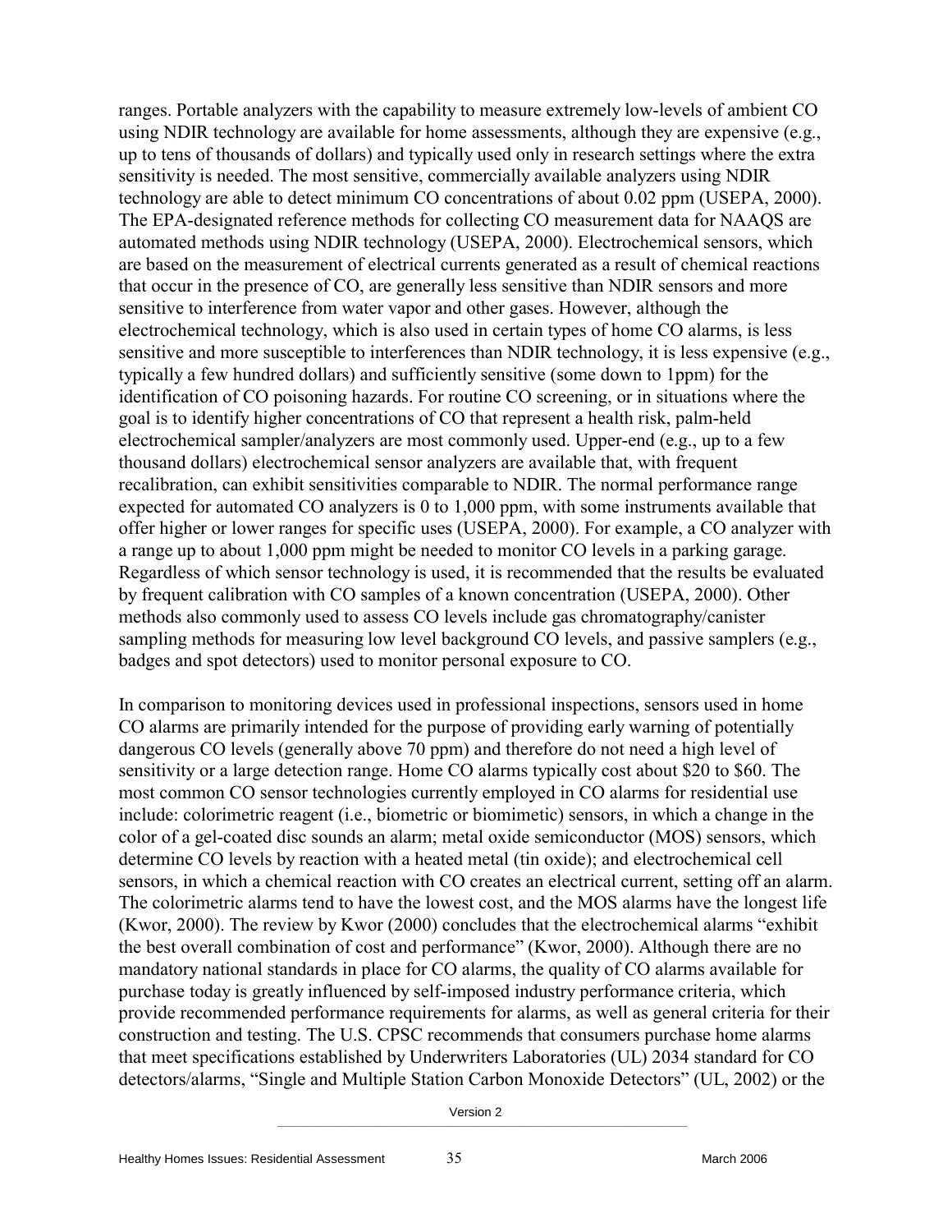ranges. Portable analyzers with the capability to measure extremely low-levels of ambient CO using NDIR technology are available for home assessments, although they are expensive (e.g., up to tens of thousands of dollars) and typically used only in research settings where the extra sensitivity is needed. The most sensitive, commercially available analyzers using NDIR technology are able to detect minimum CO concentrations of about 0.02 ppm (USEPA, 2000). The EPA-designated reference methods for collecting CO measurement data for NAAQS are automated methods using NDIR technology (USEPA, 2000). Electrochemical sensors, which are based on the measurement of electrical currents generated as a result of chemical reactions that occur in the presence of CO, are generally less sensitive than NDIR sensors and more sensitive to interference from water vapor and other gases. However, although the electrochemical technology, which is also used in certain types of home CO alarms, is less sensitive and more susceptible to interferences than NDIR technology, it is less expensive (e.g., typically a few hundred dollars) and sufficiently sensitive (some down to 1ppm) for the identification of CO poisoning hazards. For routine CO screening, or in situations where the goal is to identify higher concentrations of CO that represent a health risk, palm-held electrochemical sampler/analyzers are most commonly used. Upper-end (e.g., up to a few thousand dollars) electrochemical sensor analyzers are available that, with frequent recalibration, can exhibit sensitivities comparable to NDIR. The normal performance range expected for automated CO analyzers is 0 to 1,000 ppm, with some instruments available that offer higher or lower ranges for specific uses (USEPA, 2000). For example, a CO analyzer with a range up to about 1,000 ppm might be needed to monitor CO levels in a parking garage. Regardless of which sensor technology is used, it is recommended that the results be evaluated by frequent calibration with CO samples of a known concentration (USEPA, 2000). Other methods also commonly used to assess CO levels include gas chromatography/canister sampling methods for measuring low level background CO levels, and passive samplers (e.g., badges and spot detectors) used to monitor personal exposure to CO.

In comparison to monitoring devices used in professional inspections, sensors used in home CO alarms are primarily intended for the purpose of providing early warning of potentially dangerous CO levels (generally above 70 ppm) and therefore do not need a high level of sensitivity or a large detection range. Home CO alarms typically cost about $20 to $60. The most common CO sensor technologies currently employed in CO alarms for residential use include: colorimetric reagent (i.e., biometric or biomimetic) sensors, in which a change in the color of a gel-coated disc sounds an alarm; metal oxide semiconductor (MOS) sensors, which determine CO levels by reaction with a heated metal (tin oxide); and electrochemical cell sensors, in which a chemical reaction with CO creates an electrical current, setting off an alarm. The colorimetric alarms tend to have the lowest cost, and the MOS alarms have the longest life (Kwor, 2000). The review by Kwor (2000) concludes that the electrochemical alarms "exhibit the best overall combination of cost and performance" (Kwor, 2000). Although there are no mandatory national standards in place for CO alarms, the quality of CO alarms available for purchase today is greatly influenced by self-imposed industry performance criteria, which provide recommended performance requirements for alarms, as well as general criteria for their construction and testing. The U.S. CPSC recommends that consumers purchase home alarms that meet specifications established by Underwriters Laboratories (UL) 2034 standard for CO detectors/alarms, "Single and Multiple Station Carbon Monoxide Detectors" (UL, 2002) or the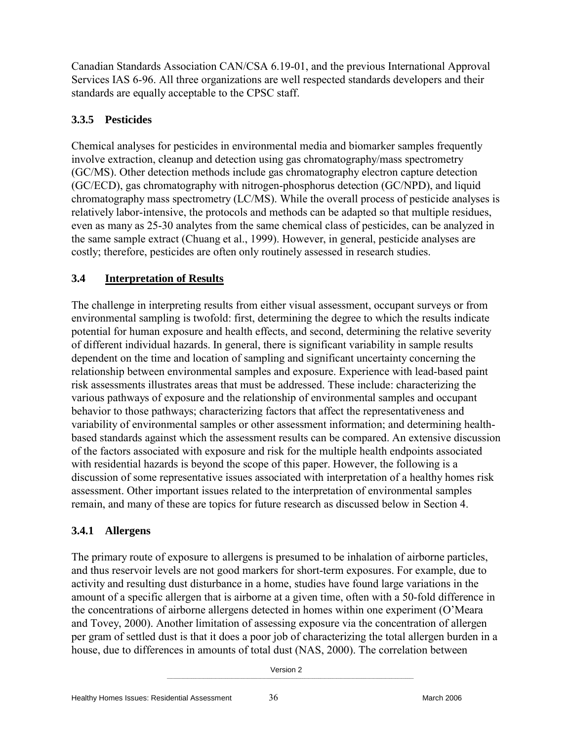Canadian Standards Association CAN/CSA 6.19-01, and the previous International Approval Services IAS 6-96. All three organizations are well respected standards developers and their standards are equally acceptable to the CPSC staff.

### 3.3.5 Pesticides

Chemical analyses for pesticides in environmental media and biomarker samples frequently involve extraction, cleanup and detection using gas chromatography/mass spectrometry (GC/MS). Other detection methods include gas chromatography electron capture detection (GC/ECD), gas chromatography with nitrogen-phosphorus detection (GC/NPD), and liquid chromatography mass spectrometry (LC/MS). While the overall process of pesticide analyses is relatively labor-intensive, the protocols and methods can be adapted so that multiple residues, even as many as 25-30 analytes from the same chemical class of pesticides, can be analyzed in the same sample extract (Chuang et al., 1999). However, in general, pesticide analyses are costly; therefore, pesticides are often only routinely assessed in research studies.

## 3.4 Interpretation of Results

The challenge in interpreting results from either visual assessment, occupant surveys or from environmental sampling is twofold: first, determining the degree to which the results indicate potential for human exposure and health effects, and second, determining the relative severity of different individual hazards. In general, there is significant variability in sample results dependent on the time and location of sampling and significant uncertainty concerning the relationship between environmental samples and exposure. Experience with lead-based paint risk assessments illustrates areas that must be addressed. These include: characterizing the various pathways of exposure and the relationship of environmental samples and occupant behavior to those pathways; characterizing factors that affect the representativeness and variability of environmental samples or other assessment information; and determining health-based standards against which the assessment results can be compared. An extensive discussion of the factors associated with exposure and risk for the multiple health endpoints associated with residential hazards is beyond the scope of this paper. However, the following is a discussion of some representative issues associated with interpretation of a healthy homes risk assessment. Other important issues related to the interpretation of environmental samples remain, and many of these are topics for future research as discussed below in Section 4.

### 3.4.1 Allergens

The primary route of exposure to allergens is presumed to be inhalation of airborne particles, and thus reservoir levels are not good markers for short-term exposures. For example, due to activity and resulting dust disturbance in a home, studies have found large variations in the amount of a specific allergen that is airborne at a given time, often with a 50-fold difference in the concentrations of airborne allergens detected in homes within one experiment (O'Meara and Tovey, 2000). Another limitation of assessing exposure via the concentration of allergen per gram of settled dust is that it does a poor job of characterizing the total allergen burden in a house, due to differences in amounts of total dust (NAS, 2000). The correlation between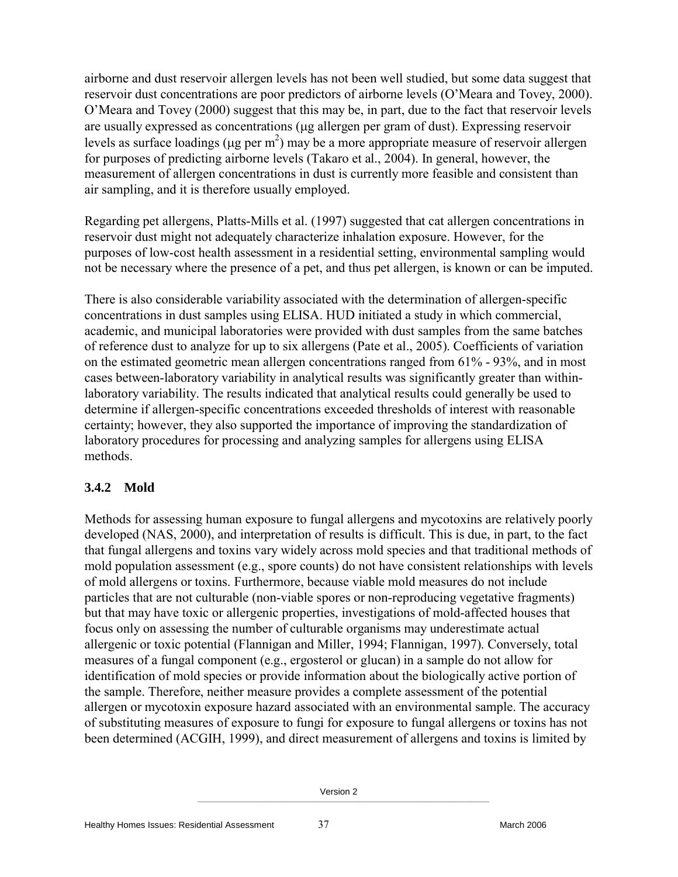airborne and dust reservoir allergen levels has not been well studied, but some data suggest that reservoir dust concentrations are poor predictors of airborne levels (O'Meara and Tovey, 2000). O'Meara and Tovey (2000) suggest that this may be, in part, due to the fact that reservoir levels are usually expressed as concentrations (µg allergen per gram of dust). Expressing reservoir levels as surface loadings (µg per $m^2$) may be a more appropriate measure of reservoir allergen for purposes of predicting airborne levels (Takaro et al., 2004). In general, however, the measurement of allergen concentrations in dust is currently more feasible and consistent than air sampling, and it is therefore usually employed.

Regarding pet allergens, Platts-Mills et al. (1997) suggested that cat allergen concentrations in reservoir dust might not adequately characterize inhalation exposure. However, for the purposes of low-cost health assessment in a residential setting, environmental sampling would not be necessary where the presence of a pet, and thus pet allergen, is known or can be imputed.

There is also considerable variability associated with the determination of allergen-specific concentrations in dust samples using ELISA. HUD initiated a study in which commercial, academic, and municipal laboratories were provided with dust samples from the same batches of reference dust to analyze for up to six allergens (Pate et al., 2005). Coefficients of variation on the estimated geometric mean allergen concentrations ranged from 61% - 93%, and in most cases between-laboratory variability in analytical results was significantly greater than within-laboratory variability. The results indicated that analytical results could generally be used to determine if allergen-specific concentrations exceeded thresholds of interest with reasonable certainty; however, they also supported the importance of improving the standardization of laboratory procedures for processing and analyzing samples for allergens using ELISA methods.

### 3.4.2 Mold

Methods for assessing human exposure to fungal allergens and mycotoxins are relatively poorly developed (NAS, 2000), and interpretation of results is difficult. This is due, in part, to the fact that fungal allergens and toxins vary widely across mold species and that traditional methods of mold population assessment (e.g., spore counts) do not have consistent relationships with levels of mold allergens or toxins. Furthermore, because viable mold measures do not include particles that are not culturable (non-viable spores or non-reproducing vegetative fragments) but that may have toxic or allergenic properties, investigations of mold-affected houses that focus only on assessing the number of culturable organisms may underestimate actual allergenic or toxic potential (Flannigan and Miller, 1994; Flannigan, 1997). Conversely, total measures of a fungal component (e.g., ergosterol or glucan) in a sample do not allow for identification of mold species or provide information about the biologically active portion of the sample. Therefore, neither measure provides a complete assessment of the potential allergen or mycotoxin exposure hazard associated with an environmental sample. The accuracy of substituting measures of exposure to fungi for exposure to fungal allergens or toxins has not been determined (ACGIH, 1999), and direct measurement of allergens and toxins is limited by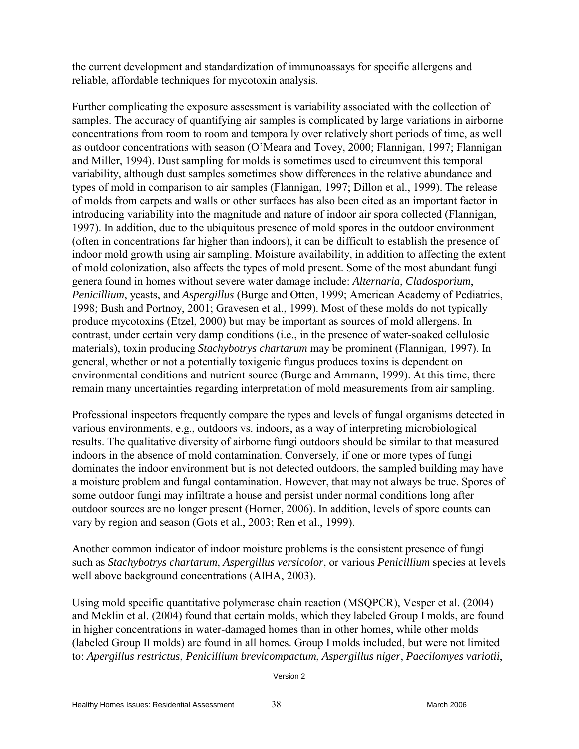the current development and standardization of immunoassays for specific allergens and reliable, affordable techniques for mycotoxin analysis.

Further complicating the exposure assessment is variability associated with the collection of samples. The accuracy of quantifying air samples is complicated by large variations in airborne concentrations from room to room and temporally over relatively short periods of time, as well as outdoor concentrations with season (O'Meara and Tovey, 2000; Flannigan, 1997; Flannigan and Miller, 1994). Dust sampling for molds is sometimes used to circumvent this temporal variability, although dust samples sometimes show differences in the relative abundance and types of mold in comparison to air samples (Flannigan, 1997; Dillon et al., 1999). The release of molds from carpets and walls or other surfaces has also been cited as an important factor in introducing variability into the magnitude and nature of indoor air spora collected (Flannigan, 1997). In addition, due to the ubiquitous presence of mold spores in the outdoor environment (often in concentrations far higher than indoors), it can be difficult to establish the presence of indoor mold growth using air sampling. Moisture availability, in addition to affecting the extent of mold colonization, also affects the types of mold present. Some of the most abundant fungi genera found in homes without severe water damage include: *Alternaria*, *Cladosporium*, *Penicillium*, yeasts, and *Aspergillus* (Burge and Otten, 1999; American Academy of Pediatrics, 1998; Bush and Portnoy, 2001; Gravesen et al., 1999). Most of these molds do not typically produce mycotoxins (Etzel, 2000) but may be important as sources of mold allergens. In contrast, under certain very damp conditions (i.e., in the presence of water-soaked cellulosic materials), toxin producing *Stachybotrys chartarum* may be prominent (Flannigan, 1997). In general, whether or not a potentially toxigenic fungus produces toxins is dependent on environmental conditions and nutrient source (Burge and Ammann, 1999). At this time, there remain many uncertainties regarding interpretation of mold measurements from air sampling.

Professional inspectors frequently compare the types and levels of fungal organisms detected in various environments, e.g., outdoors vs. indoors, as a way of interpreting microbiological results. The qualitative diversity of airborne fungi outdoors should be similar to that measured indoors in the absence of mold contamination. Conversely, if one or more types of fungi dominates the indoor environment but is not detected outdoors, the sampled building may have a moisture problem and fungal contamination. However, that may not always be true. Spores of some outdoor fungi may infiltrate a house and persist under normal conditions long after outdoor sources are no longer present (Horner, 2006). In addition, levels of spore counts can vary by region and season (Gots et al., 2003; Ren et al., 1999).

Another common indicator of indoor moisture problems is the consistent presence of fungi such as *Stachybotrys chartarum*, *Aspergillus versicolor*, or various *Penicillium* species at levels well above background concentrations (AIHA, 2003).

Using mold specific quantitative polymerase chain reaction (MSQPCR), Vesper et al. (2004) and Meklin et al. (2004) found that certain molds, which they labeled Group I molds, are found in higher concentrations in water-damaged homes than in other homes, while other molds (labeled Group II molds) are found in all homes. Group I molds included, but were not limited to: *Apergillus restrictus*, *Penicillium brevicompactum*, *Aspergillus niger*, *Paecilomyes variotii*,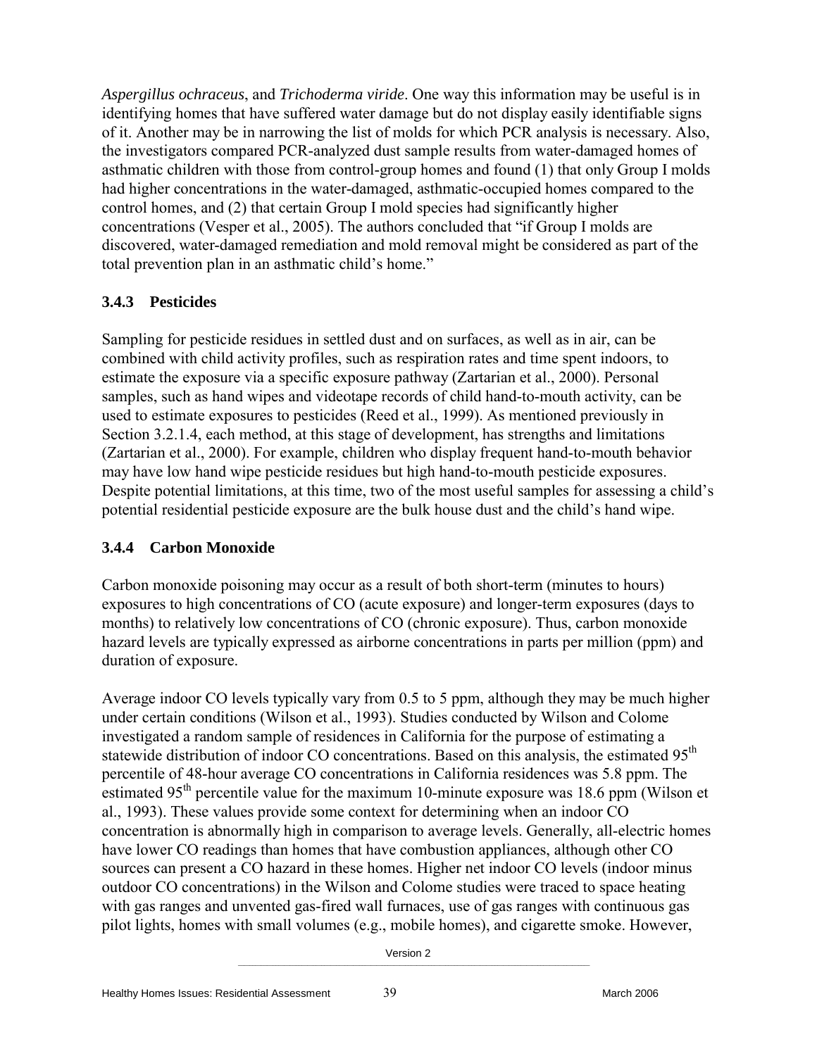*Aspergillus ochraceus*, and *Trichoderma viride*. One way this information may be useful is in identifying homes that have suffered water damage but do not display easily identifiable signs of it. Another may be in narrowing the list of molds for which PCR analysis is necessary. Also, the investigators compared PCR-analyzed dust sample results from water-damaged homes of asthmatic children with those from control-group homes and found (1) that only Group I molds had higher concentrations in the water-damaged, asthmatic-occupied homes compared to the control homes, and (2) that certain Group I mold species had significantly higher concentrations (Vesper et al., 2005). The authors concluded that "if Group I molds are discovered, water-damaged remediation and mold removal might be considered as part of the total prevention plan in an asthmatic child's home."

### 3.4.3 Pesticides

Sampling for pesticide residues in settled dust and on surfaces, as well as in air, can be combined with child activity profiles, such as respiration rates and time spent indoors, to estimate the exposure via a specific exposure pathway (Zartarian et al., 2000). Personal samples, such as hand wipes and videotape records of child hand-to-mouth activity, can be used to estimate exposures to pesticides (Reed et al., 1999). As mentioned previously in Section 3.2.1.4, each method, at this stage of development, has strengths and limitations (Zartarian et al., 2000). For example, children who display frequent hand-to-mouth behavior may have low hand wipe pesticide residues but high hand-to-mouth pesticide exposures. Despite potential limitations, at this time, two of the most useful samples for assessing a child's potential residential pesticide exposure are the bulk house dust and the child's hand wipe.

### 3.4.4 Carbon Monoxide

Carbon monoxide poisoning may occur as a result of both short-term (minutes to hours) exposures to high concentrations of CO (acute exposure) and longer-term exposures (days to months) to relatively low concentrations of CO (chronic exposure). Thus, carbon monoxide hazard levels are typically expressed as airborne concentrations in parts per million (ppm) and duration of exposure.

Average indoor CO levels typically vary from 0.5 to 5 ppm, although they may be much higher under certain conditions (Wilson et al., 1993). Studies conducted by Wilson and Colome investigated a random sample of residences in California for the purpose of estimating a statewide distribution of indoor CO concentrations. Based on this analysis, the estimated 95$^{th}$ percentile of 48-hour average CO concentrations in California residences was 5.8 ppm. The estimated 95$^{th}$ percentile value for the maximum 10-minute exposure was 18.6 ppm (Wilson et al., 1993). These values provide some context for determining when an indoor CO concentration is abnormally high in comparison to average levels. Generally, all-electric homes have lower CO readings than homes that have combustion appliances, although other CO sources can present a CO hazard in these homes. Higher net indoor CO levels (indoor minus outdoor CO concentrations) in the Wilson and Colome studies were traced to space heating with gas ranges and unvented gas-fired wall furnaces, use of gas ranges with continuous gas pilot lights, homes with small volumes (e.g., mobile homes), and cigarette smoke. However,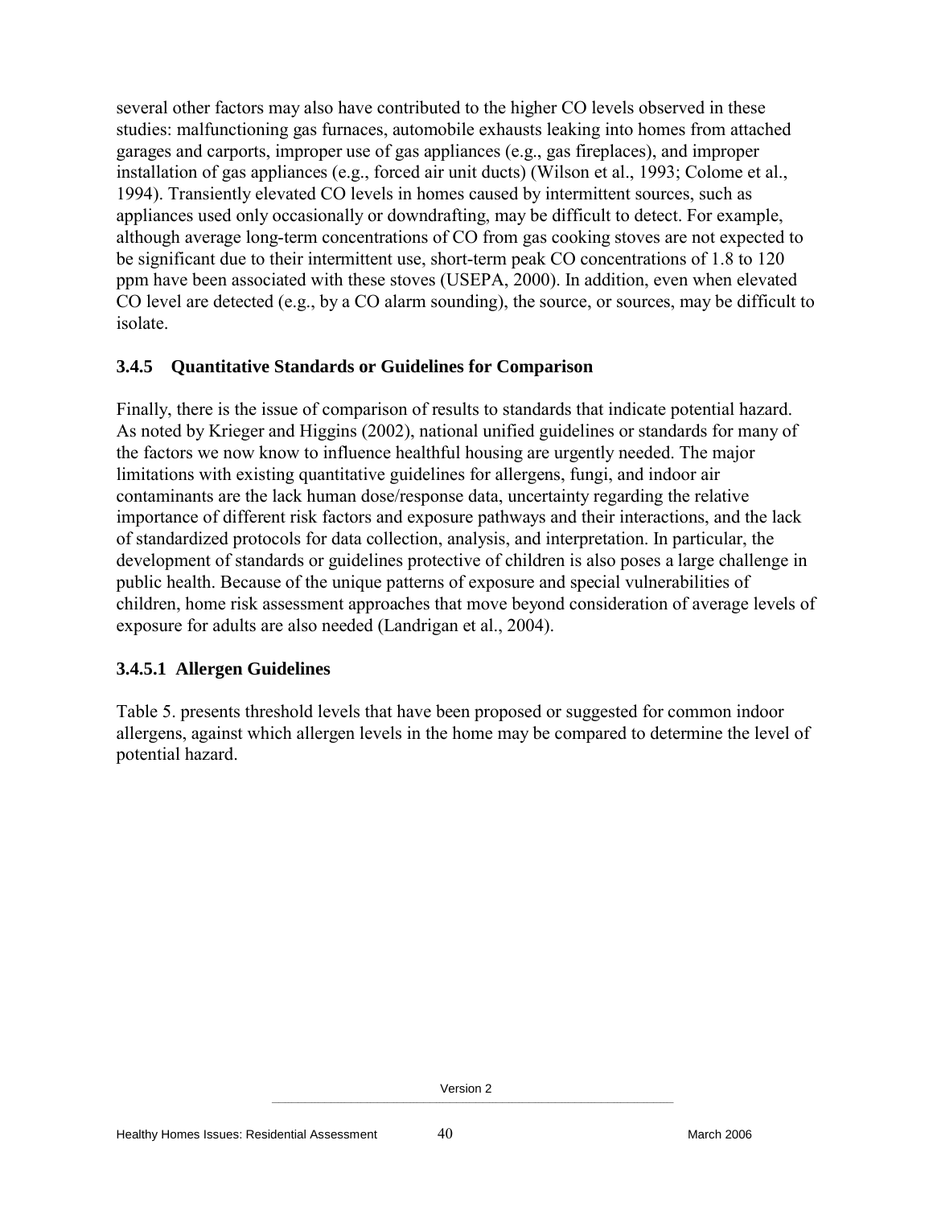several other factors may also have contributed to the higher CO levels observed in these studies: malfunctioning gas furnaces, automobile exhausts leaking into homes from attached garages and carports, improper use of gas appliances (e.g., gas fireplaces), and improper installation of gas appliances (e.g., forced air unit ducts) (Wilson et al., 1993; Colome et al., 1994). Transiently elevated CO levels in homes caused by intermittent sources, such as appliances used only occasionally or downdrafting, may be difficult to detect. For example, although average long-term concentrations of CO from gas cooking stoves are not expected to be significant due to their intermittent use, short-term peak CO concentrations of 1.8 to 120 ppm have been associated with these stoves (USEPA, 2000). In addition, even when elevated CO level are detected (e.g., by a CO alarm sounding), the source, or sources, may be difficult to isolate.

### 3.4.5 Quantitative Standards or Guidelines for Comparison

Finally, there is the issue of comparison of results to standards that indicate potential hazard. As noted by Krieger and Higgins (2002), national unified guidelines or standards for many of the factors we now know to influence healthful housing are urgently needed. The major limitations with existing quantitative guidelines for allergens, fungi, and indoor air contaminants are the lack human dose/response data, uncertainty regarding the relative importance of different risk factors and exposure pathways and their interactions, and the lack of standardized protocols for data collection, analysis, and interpretation. In particular, the development of standards or guidelines protective of children is also poses a large challenge in public health. Because of the unique patterns of exposure and special vulnerabilities of children, home risk assessment approaches that move beyond consideration of average levels of exposure for adults are also needed (Landrigan et al., 2004).

#### 3.4.5.1 Allergen Guidelines

Table 5. presents threshold levels that have been proposed or suggested for common indoor allergens, against which allergen levels in the home may be compared to determine the level of potential hazard.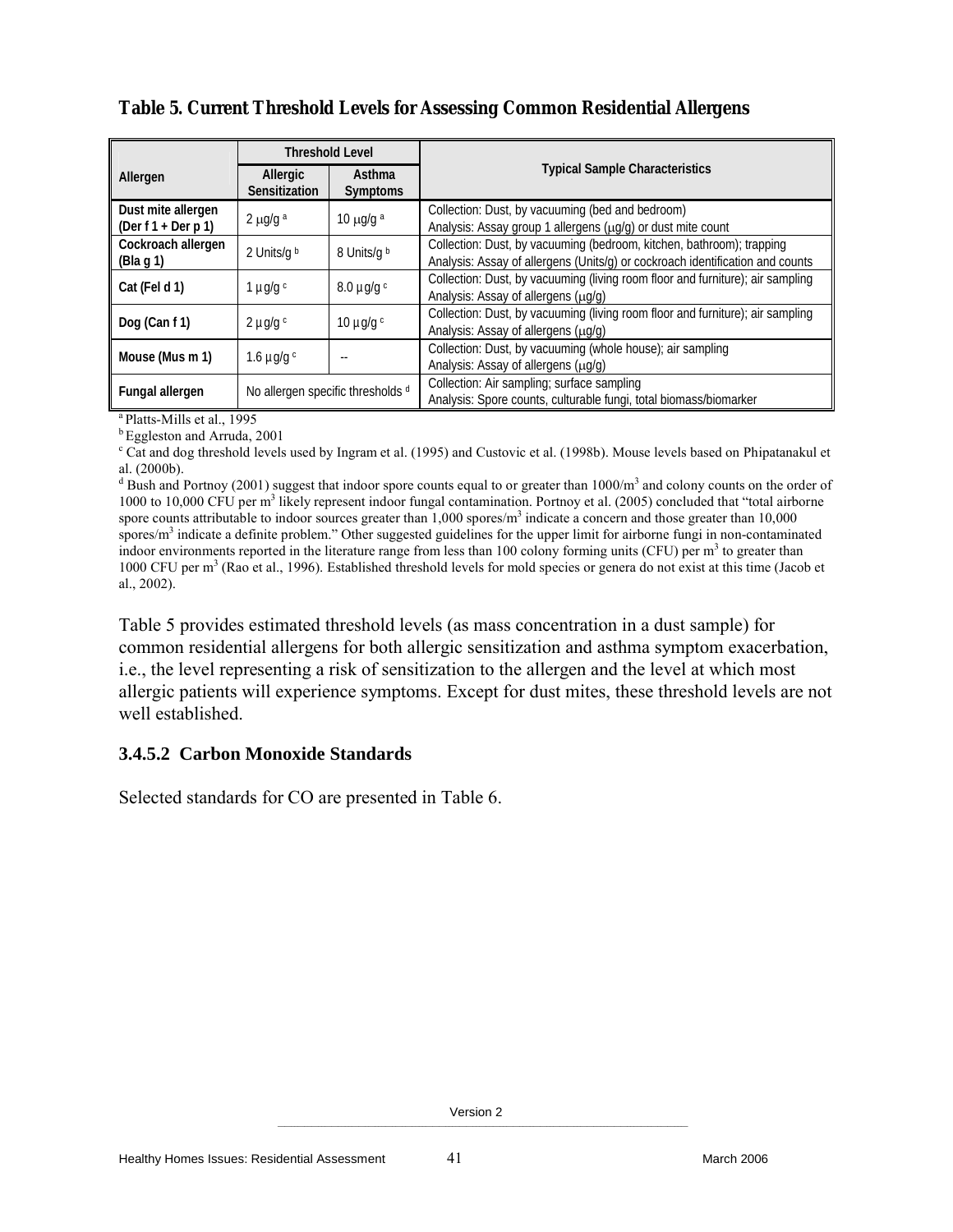**Table 5. Current Threshold Levels for Assessing Common Residential Allergens**

| Allergen | Threshold Level | | Typical Sample Characteristics |
|---|---|---|---|
| | Allergic Sensitization | Asthma Symptoms | |
| Dust mite allergen (Der f 1 + Der p 1) | 2 μg/g [a] | 10 μg/g [a] | Collection: Dust, by vacuuming (bed and bedroom)<br>Analysis: Assay group 1 allergens (μg/g) or dust mite count |
| Cockroach allergen (Bla g 1) | 2 Units/g [b] | 8 Units/g [b] | Collection: Dust, by vacuuming (bedroom, kitchen, bathroom); trapping<br>Analysis: Assay of allergens (Units/g) or cockroach identification and counts |
| Cat (Fel d 1) | 1 μg/g [c] | 8.0 μg/g [c] | Collection: Dust, by vacuuming (living room floor and furniture); air sampling<br>Analysis: Assay of allergens (μg/g) |
| Dog (Can f 1) | 2 μg/g [c] | 10 μg/g [c] | Collection: Dust, by vacuuming (living room floor and furniture); air sampling<br>Analysis: Assay of allergens (μg/g) |
| Mouse (Mus m 1) | 1.6 μg/g [c] | -- | Collection: Dust, by vacuuming (whole house); air sampling<br>Analysis: Assay of allergens (μg/g) |
| Fungal allergen | No allergen specific thresholds [d] | | Collection: Air sampling; surface sampling<br>Analysis: Spore counts, culturable fungi, total biomass/biomarker |

[a] Platts-Mills et al., 1995

[b] Eggleston and Arruda, 2001

[c] Cat and dog threshold levels used by Ingram et al. (1995) and Custovic et al. (1998b). Mouse levels based on Phipatanakul et al. (2000b).

[d] Bush and Portnoy (2001) suggest that indoor spore counts equal to or greater than 1000/m$^3$ and colony counts on the order of 1000 to 10,000 CFU per m$^3$ likely represent indoor fungal contamination. Portnoy et al. (2005) concluded that "total airborne spore counts attributable to indoor sources greater than 1,000 spores/m$^3$ indicate a concern and those greater than 10,000 spores/m$^3$ indicate a definite problem." Other suggested guidelines for the upper limit for airborne fungi in non-contaminated indoor environments reported in the literature range from less than 100 colony forming units (CFU) per m$^3$ to greater than 1000 CFU per m$^3$ (Rao et al., 1996). Established threshold levels for mold species or genera do not exist at this time (Jacob et al., 2002).

Table 5 provides estimated threshold levels (as mass concentration in a dust sample) for common residential allergens for both allergic sensitization and asthma symptom exacerbation, i.e., the level representing a risk of sensitization to the allergen and the level at which most allergic patients will experience symptoms. Except for dust mites, these threshold levels are not well established.

### 3.4.5.2 Carbon Monoxide Standards

Selected standards for CO are presented in Table 6.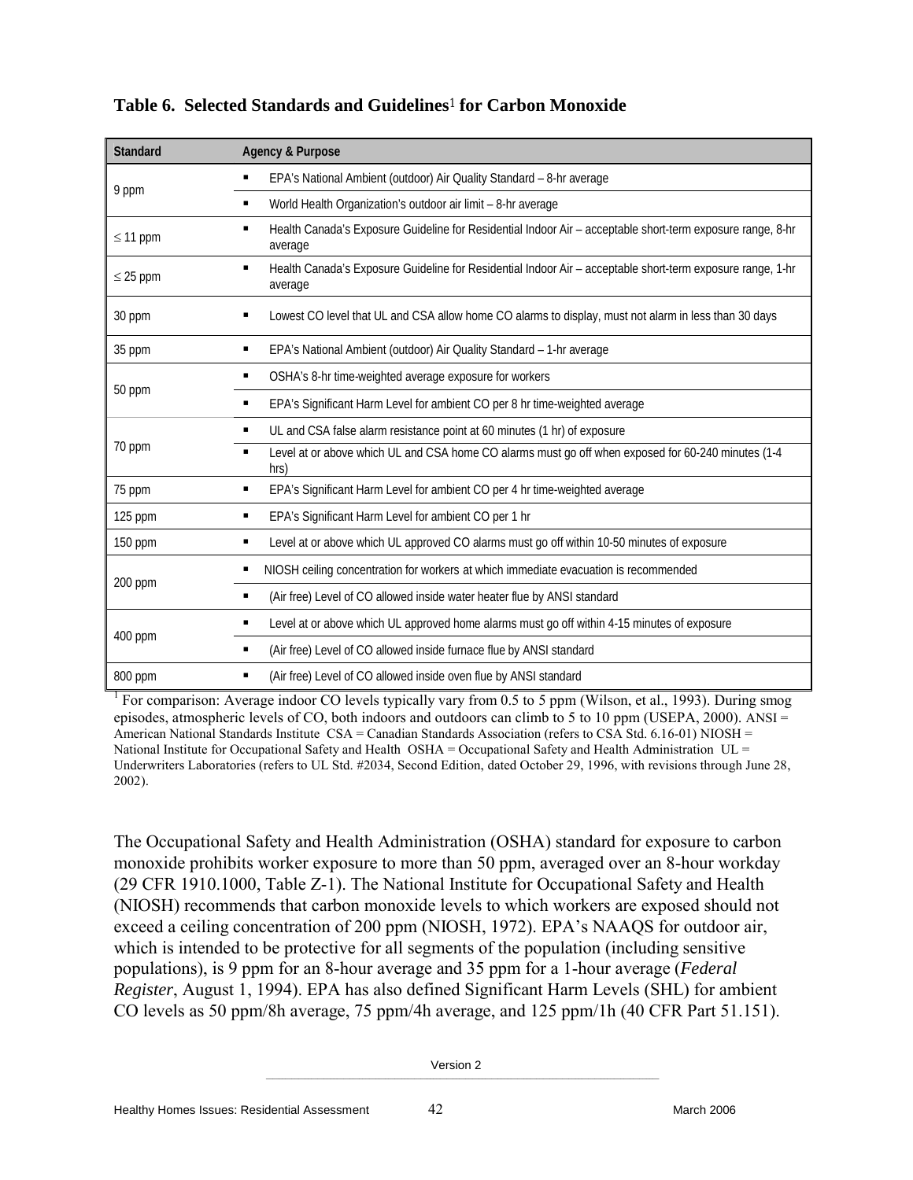**Table 6. Selected Standards and Guidelines[1] for Carbon Monoxide**

| Standard | Agency & Purpose |
|---|---|
| 9 ppm | ▪ EPA's National Ambient (outdoor) Air Quality Standard – 8-hr average |
| | ▪ World Health Organization's outdoor air limit – 8-hr average |
| ≤ 11 ppm | ▪ Health Canada's Exposure Guideline for Residential Indoor Air – acceptable short-term exposure range, 8-hr average |
| ≤ 25 ppm | ▪ Health Canada's Exposure Guideline for Residential Indoor Air – acceptable short-term exposure range, 1-hr average |
| 30 ppm | ▪ Lowest CO level that UL and CSA allow home CO alarms to display, must not alarm in less than 30 days |
| 35 ppm | ▪ EPA's National Ambient (outdoor) Air Quality Standard – 1-hr average |
| 50 ppm | ▪ OSHA's 8-hr time-weighted average exposure for workers |
| | ▪ EPA's Significant Harm Level for ambient CO per 8 hr time-weighted average |
| 70 ppm | ▪ UL and CSA false alarm resistance point at 60 minutes (1 hr) of exposure |
| | ▪ Level at or above which UL and CSA home CO alarms must go off when exposed for 60-240 minutes (1-4 hrs) |
| 75 ppm | ▪ EPA's Significant Harm Level for ambient CO per 4 hr time-weighted average |
| 125 ppm | ▪ EPA's Significant Harm Level for ambient CO per 1 hr |
| 150 ppm | ▪ Level at or above which UL approved CO alarms must go off within 10-50 minutes of exposure |
| 200 ppm | ▪ NIOSH ceiling concentration for workers at which immediate evacuation is recommended |
| | ▪ (Air free) Level of CO allowed inside water heater flue by ANSI standard |
| 400 ppm | ▪ Level at or above which UL approved home alarms must go off within 4-15 minutes of exposure |
| | ▪ (Air free) Level of CO allowed inside furnace flue by ANSI standard |
| 800 ppm | ▪ (Air free) Level of CO allowed inside oven flue by ANSI standard |

[1] For comparison: Average indoor CO levels typically vary from 0.5 to 5 ppm (Wilson, et al., 1993). During smog episodes, atmospheric levels of CO, both indoors and outdoors can climb to 5 to 10 ppm (USEPA, 2000). ANSI = American National Standards Institute CSA = Canadian Standards Association (refers to CSA Std. 6.16-01) NIOSH = National Institute for Occupational Safety and Health OSHA = Occupational Safety and Health Administration UL = Underwriters Laboratories (refers to UL Std. #2034, Second Edition, dated October 29, 1996, with revisions through June 28, 2002).

The Occupational Safety and Health Administration (OSHA) standard for exposure to carbon monoxide prohibits worker exposure to more than 50 ppm, averaged over an 8-hour workday (29 CFR 1910.1000, Table Z-1). The National Institute for Occupational Safety and Health (NIOSH) recommends that carbon monoxide levels to which workers are exposed should not exceed a ceiling concentration of 200 ppm (NIOSH, 1972). EPA's NAAQS for outdoor air, which is intended to be protective for all segments of the population (including sensitive populations), is 9 ppm for an 8-hour average and 35 ppm for a 1-hour average (*Federal Register*, August 1, 1994). EPA has also defined Significant Harm Levels (SHL) for ambient CO levels as 50 ppm/8h average, 75 ppm/4h average, and 125 ppm/1h (40 CFR Part 51.151).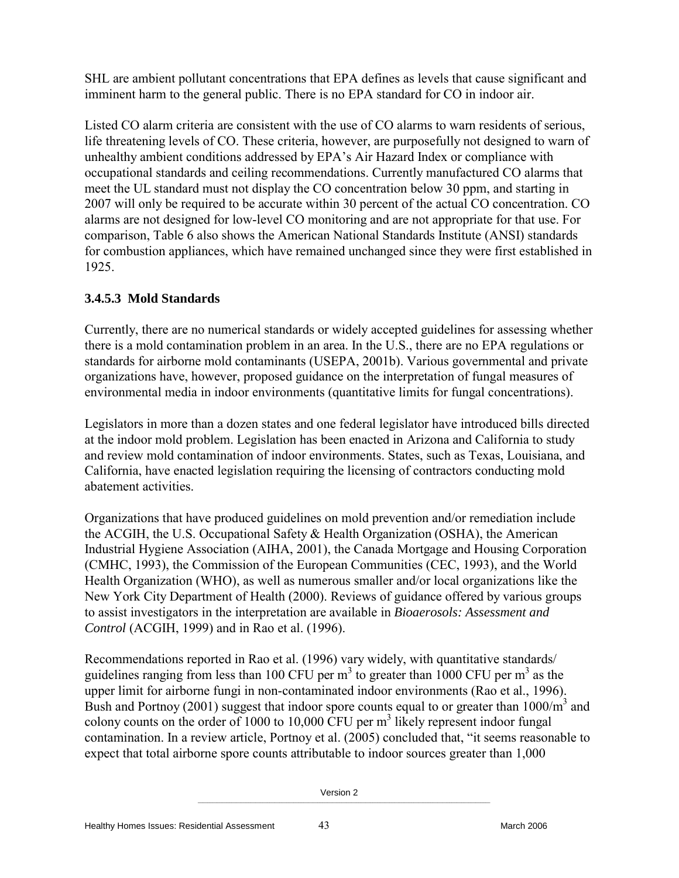SHL are ambient pollutant concentrations that EPA defines as levels that cause significant and imminent harm to the general public. There is no EPA standard for CO in indoor air.

Listed CO alarm criteria are consistent with the use of CO alarms to warn residents of serious, life threatening levels of CO. These criteria, however, are purposefully not designed to warn of unhealthy ambient conditions addressed by EPA's Air Hazard Index or compliance with occupational standards and ceiling recommendations. Currently manufactured CO alarms that meet the UL standard must not display the CO concentration below 30 ppm, and starting in 2007 will only be required to be accurate within 30 percent of the actual CO concentration. CO alarms are not designed for low-level CO monitoring and are not appropriate for that use. For comparison, Table 6 also shows the American National Standards Institute (ANSI) standards for combustion appliances, which have remained unchanged since they were first established in 1925.

### 3.4.5.3 Mold Standards

Currently, there are no numerical standards or widely accepted guidelines for assessing whether there is a mold contamination problem in an area. In the U.S., there are no EPA regulations or standards for airborne mold contaminants (USEPA, 2001b). Various governmental and private organizations have, however, proposed guidance on the interpretation of fungal measures of environmental media in indoor environments (quantitative limits for fungal concentrations).

Legislators in more than a dozen states and one federal legislator have introduced bills directed at the indoor mold problem. Legislation has been enacted in Arizona and California to study and review mold contamination of indoor environments. States, such as Texas, Louisiana, and California, have enacted legislation requiring the licensing of contractors conducting mold abatement activities.

Organizations that have produced guidelines on mold prevention and/or remediation include the ACGIH, the U.S. Occupational Safety & Health Organization (OSHA), the American Industrial Hygiene Association (AIHA, 2001), the Canada Mortgage and Housing Corporation (CMHC, 1993), the Commission of the European Communities (CEC, 1993), and the World Health Organization (WHO), as well as numerous smaller and/or local organizations like the New York City Department of Health (2000). Reviews of guidance offered by various groups to assist investigators in the interpretation are available in *Bioaerosols: Assessment and Control* (ACGIH, 1999) and in Rao et al. (1996).

Recommendations reported in Rao et al. (1996) vary widely, with quantitative standards/ guidelines ranging from less than 100 CFU per $m^3$ to greater than 1000 CFU per $m^3$ as the upper limit for airborne fungi in non-contaminated indoor environments (Rao et al., 1996). Bush and Portnoy (2001) suggest that indoor spore counts equal to or greater than $1000/m^3$ and colony counts on the order of 1000 to 10,000 CFU per $m^3$ likely represent indoor fungal contamination. In a review article, Portnoy et al. (2005) concluded that, "it seems reasonable to expect that total airborne spore counts attributable to indoor sources greater than 1,000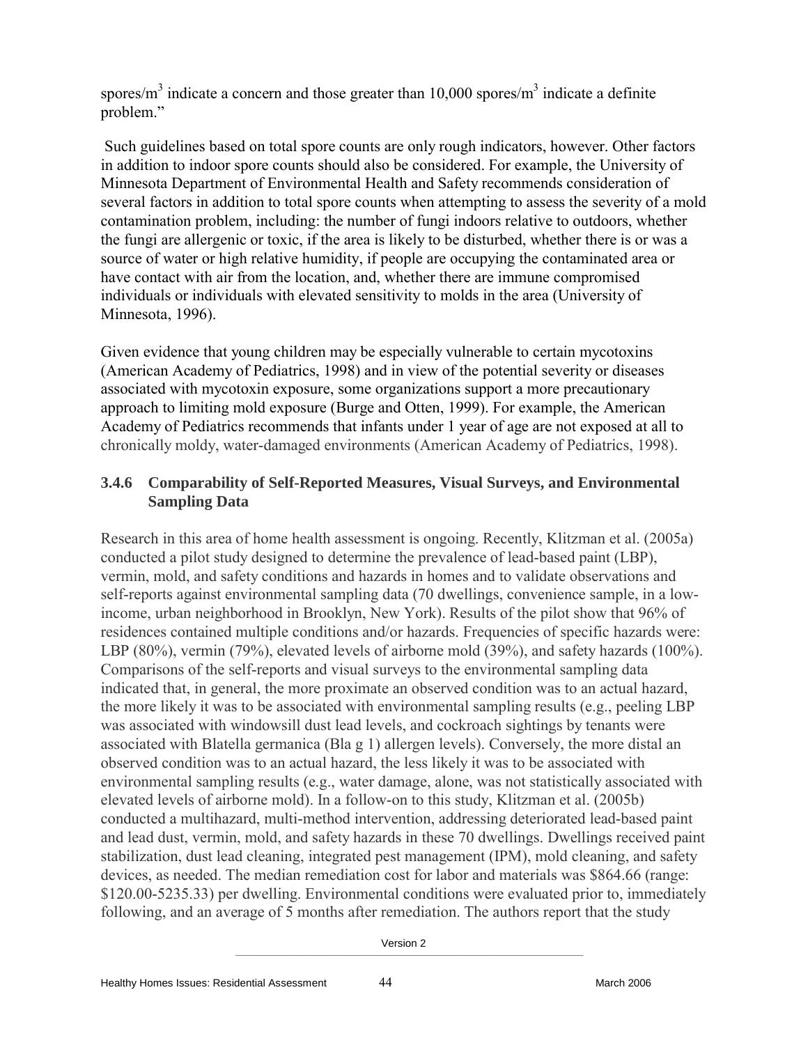spores/$m^3$ indicate a concern and those greater than 10,000 spores/$m^3$ indicate a definite problem."

Such guidelines based on total spore counts are only rough indicators, however. Other factors in addition to indoor spore counts should also be considered. For example, the University of Minnesota Department of Environmental Health and Safety recommends consideration of several factors in addition to total spore counts when attempting to assess the severity of a mold contamination problem, including: the number of fungi indoors relative to outdoors, whether the fungi are allergenic or toxic, if the area is likely to be disturbed, whether there is or was a source of water or high relative humidity, if people are occupying the contaminated area or have contact with air from the location, and, whether there are immune compromised individuals or individuals with elevated sensitivity to molds in the area (University of Minnesota, 1996).

Given evidence that young children may be especially vulnerable to certain mycotoxins (American Academy of Pediatrics, 1998) and in view of the potential severity or diseases associated with mycotoxin exposure, some organizations support a more precautionary approach to limiting mold exposure (Burge and Otten, 1999). For example, the American Academy of Pediatrics recommends that infants under 1 year of age are not exposed at all to chronically moldy, water-damaged environments (American Academy of Pediatrics, 1998).

### 3.4.6 Comparability of Self-Reported Measures, Visual Surveys, and Environmental Sampling Data

Research in this area of home health assessment is ongoing. Recently, Klitzman et al. (2005a) conducted a pilot study designed to determine the prevalence of lead-based paint (LBP), vermin, mold, and safety conditions and hazards in homes and to validate observations and self-reports against environmental sampling data (70 dwellings, convenience sample, in a low-income, urban neighborhood in Brooklyn, New York). Results of the pilot show that 96% of residences contained multiple conditions and/or hazards. Frequencies of specific hazards were: LBP (80%), vermin (79%), elevated levels of airborne mold (39%), and safety hazards (100%). Comparisons of the self-reports and visual surveys to the environmental sampling data indicated that, in general, the more proximate an observed condition was to an actual hazard, the more likely it was to be associated with environmental sampling results (e.g., peeling LBP was associated with windowsill dust lead levels, and cockroach sightings by tenants were associated with Blatella germanica (Bla g 1) allergen levels). Conversely, the more distal an observed condition was to an actual hazard, the less likely it was to be associated with environmental sampling results (e.g., water damage, alone, was not statistically associated with elevated levels of airborne mold). In a follow-on to this study, Klitzman et al. (2005b) conducted a multihazard, multi-method intervention, addressing deteriorated lead-based paint and lead dust, vermin, mold, and safety hazards in these 70 dwellings. Dwellings received paint stabilization, dust lead cleaning, integrated pest management (IPM), mold cleaning, and safety devices, as needed. The median remediation cost for labor and materials was $864.66 (range: $120.00-5235.33) per dwelling. Environmental conditions were evaluated prior to, immediately following, and an average of 5 months after remediation. The authors report that the study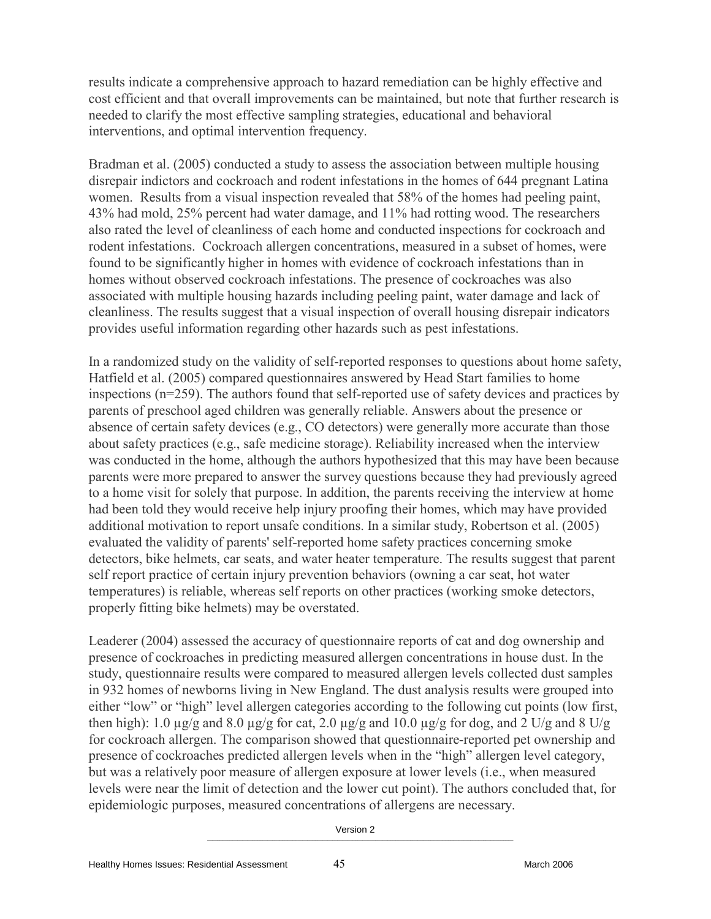results indicate a comprehensive approach to hazard remediation can be highly effective and cost efficient and that overall improvements can be maintained, but note that further research is needed to clarify the most effective sampling strategies, educational and behavioral interventions, and optimal intervention frequency.

Bradman et al. (2005) conducted a study to assess the association between multiple housing disrepair indictors and cockroach and rodent infestations in the homes of 644 pregnant Latina women. Results from a visual inspection revealed that 58% of the homes had peeling paint, 43% had mold, 25% percent had water damage, and 11% had rotting wood. The researchers also rated the level of cleanliness of each home and conducted inspections for cockroach and rodent infestations. Cockroach allergen concentrations, measured in a subset of homes, were found to be significantly higher in homes with evidence of cockroach infestations than in homes without observed cockroach infestations. The presence of cockroaches was also associated with multiple housing hazards including peeling paint, water damage and lack of cleanliness. The results suggest that a visual inspection of overall housing disrepair indicators provides useful information regarding other hazards such as pest infestations.

In a randomized study on the validity of self-reported responses to questions about home safety, Hatfield et al. (2005) compared questionnaires answered by Head Start families to home inspections (n=259). The authors found that self-reported use of safety devices and practices by parents of preschool aged children was generally reliable. Answers about the presence or absence of certain safety devices (e.g., CO detectors) were generally more accurate than those about safety practices (e.g., safe medicine storage). Reliability increased when the interview was conducted in the home, although the authors hypothesized that this may have been because parents were more prepared to answer the survey questions because they had previously agreed to a home visit for solely that purpose. In addition, the parents receiving the interview at home had been told they would receive help injury proofing their homes, which may have provided additional motivation to report unsafe conditions. In a similar study, Robertson et al. (2005) evaluated the validity of parents' self-reported home safety practices concerning smoke detectors, bike helmets, car seats, and water heater temperature. The results suggest that parent self report practice of certain injury prevention behaviors (owning a car seat, hot water temperatures) is reliable, whereas self reports on other practices (working smoke detectors, properly fitting bike helmets) may be overstated.

Leaderer (2004) assessed the accuracy of questionnaire reports of cat and dog ownership and presence of cockroaches in predicting measured allergen concentrations in house dust. In the study, questionnaire results were compared to measured allergen levels collected dust samples in 932 homes of newborns living in New England. The dust analysis results were grouped into either "low" or "high" level allergen categories according to the following cut points (low first, then high): 1.0 µg/g and 8.0 µg/g for cat, 2.0 µg/g and 10.0 µg/g for dog, and 2 U/g and 8 U/g for cockroach allergen. The comparison showed that questionnaire-reported pet ownership and presence of cockroaches predicted allergen levels when in the "high" allergen level category, but was a relatively poor measure of allergen exposure at lower levels (i.e., when measured levels were near the limit of detection and the lower cut point). The authors concluded that, for epidemiologic purposes, measured concentrations of allergens are necessary.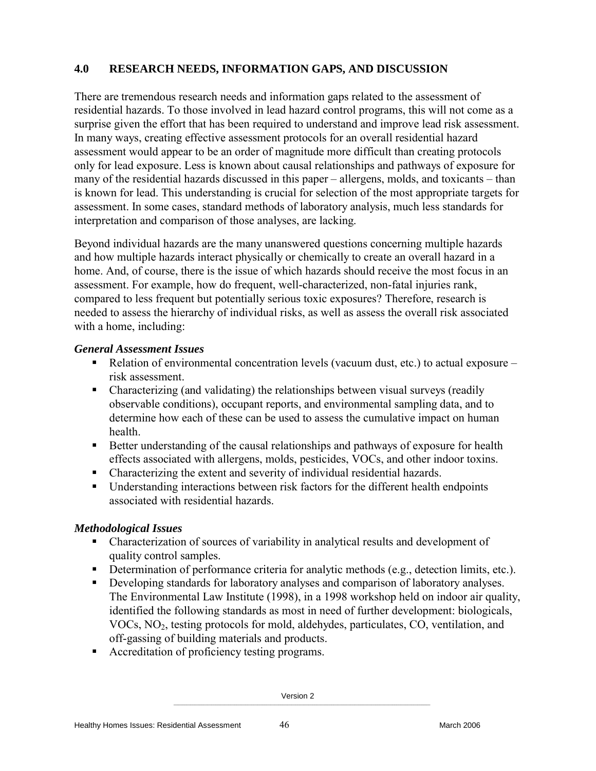## 4.0 RESEARCH NEEDS, INFORMATION GAPS, AND DISCUSSION

There are tremendous research needs and information gaps related to the assessment of residential hazards. To those involved in lead hazard control programs, this will not come as a surprise given the effort that has been required to understand and improve lead risk assessment. In many ways, creating effective assessment protocols for an overall residential hazard assessment would appear to be an order of magnitude more difficult than creating protocols only for lead exposure. Less is known about causal relationships and pathways of exposure for many of the residential hazards discussed in this paper – allergens, molds, and toxicants – than is known for lead. This understanding is crucial for selection of the most appropriate targets for assessment. In some cases, standard methods of laboratory analysis, much less standards for interpretation and comparison of those analyses, are lacking.

Beyond individual hazards are the many unanswered questions concerning multiple hazards and how multiple hazards interact physically or chemically to create an overall hazard in a home. And, of course, there is the issue of which hazards should receive the most focus in an assessment. For example, how do frequent, well-characterized, non-fatal injuries rank, compared to less frequent but potentially serious toxic exposures? Therefore, research is needed to assess the hierarchy of individual risks, as well as assess the overall risk associated with a home, including:

***General Assessment Issues***

- Relation of environmental concentration levels (vacuum dust, etc.) to actual exposure – risk assessment.
- Characterizing (and validating) the relationships between visual surveys (readily observable conditions), occupant reports, and environmental sampling data, and to determine how each of these can be used to assess the cumulative impact on human health.
- Better understanding of the causal relationships and pathways of exposure for health effects associated with allergens, molds, pesticides, VOCs, and other indoor toxins.
- Characterizing the extent and severity of individual residential hazards.
- Understanding interactions between risk factors for the different health endpoints associated with residential hazards.

***Methodological Issues***

- Characterization of sources of variability in analytical results and development of quality control samples.
- Determination of performance criteria for analytic methods (e.g., detection limits, etc.).
- Developing standards for laboratory analyses and comparison of laboratory analyses. The Environmental Law Institute (1998), in a 1998 workshop held on indoor air quality, identified the following standards as most in need of further development: biologicals, VOCs, $NO_2$, testing protocols for mold, aldehydes, particulates, CO, ventilation, and off-gassing of building materials and products.
- Accreditation of proficiency testing programs.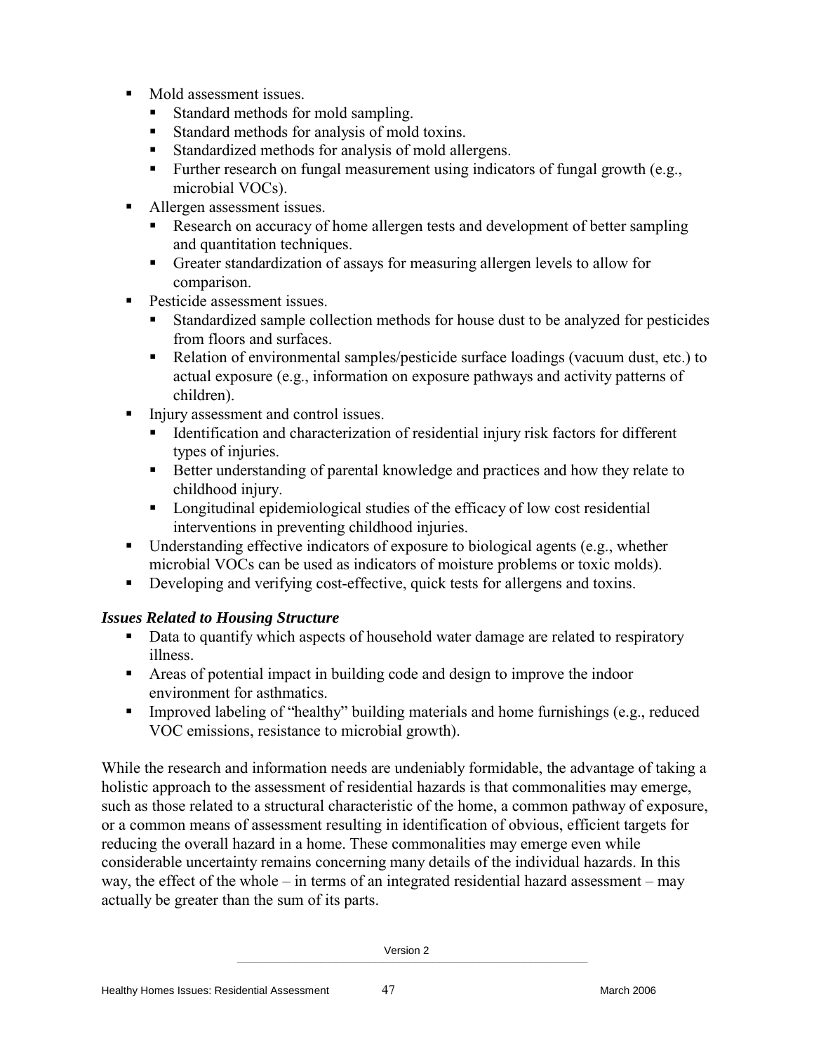- Mold assessment issues.
  - Standard methods for mold sampling.
  - Standard methods for analysis of mold toxins.
  - Standardized methods for analysis of mold allergens.
  - Further research on fungal measurement using indicators of fungal growth (e.g., microbial VOCs).
- Allergen assessment issues.
  - Research on accuracy of home allergen tests and development of better sampling and quantitation techniques.
  - Greater standardization of assays for measuring allergen levels to allow for comparison.
- Pesticide assessment issues.
  - Standardized sample collection methods for house dust to be analyzed for pesticides from floors and surfaces.
  - Relation of environmental samples/pesticide surface loadings (vacuum dust, etc.) to actual exposure (e.g., information on exposure pathways and activity patterns of children).
- Injury assessment and control issues.
  - Identification and characterization of residential injury risk factors for different types of injuries.
  - Better understanding of parental knowledge and practices and how they relate to childhood injury.
  - Longitudinal epidemiological studies of the efficacy of low cost residential interventions in preventing childhood injuries.
- Understanding effective indicators of exposure to biological agents (e.g., whether microbial VOCs can be used as indicators of moisture problems or toxic molds).
- Developing and verifying cost-effective, quick tests for allergens and toxins.

***Issues Related to Housing Structure***

- Data to quantify which aspects of household water damage are related to respiratory illness.
- Areas of potential impact in building code and design to improve the indoor environment for asthmatics.
- Improved labeling of "healthy" building materials and home furnishings (e.g., reduced VOC emissions, resistance to microbial growth).

While the research and information needs are undeniably formidable, the advantage of taking a holistic approach to the assessment of residential hazards is that commonalities may emerge, such as those related to a structural characteristic of the home, a common pathway of exposure, or a common means of assessment resulting in identification of obvious, efficient targets for reducing the overall hazard in a home. These commonalities may emerge even while considerable uncertainty remains concerning many details of the individual hazards. In this way, the effect of the whole – in terms of an integrated residential hazard assessment – may actually be greater than the sum of its parts.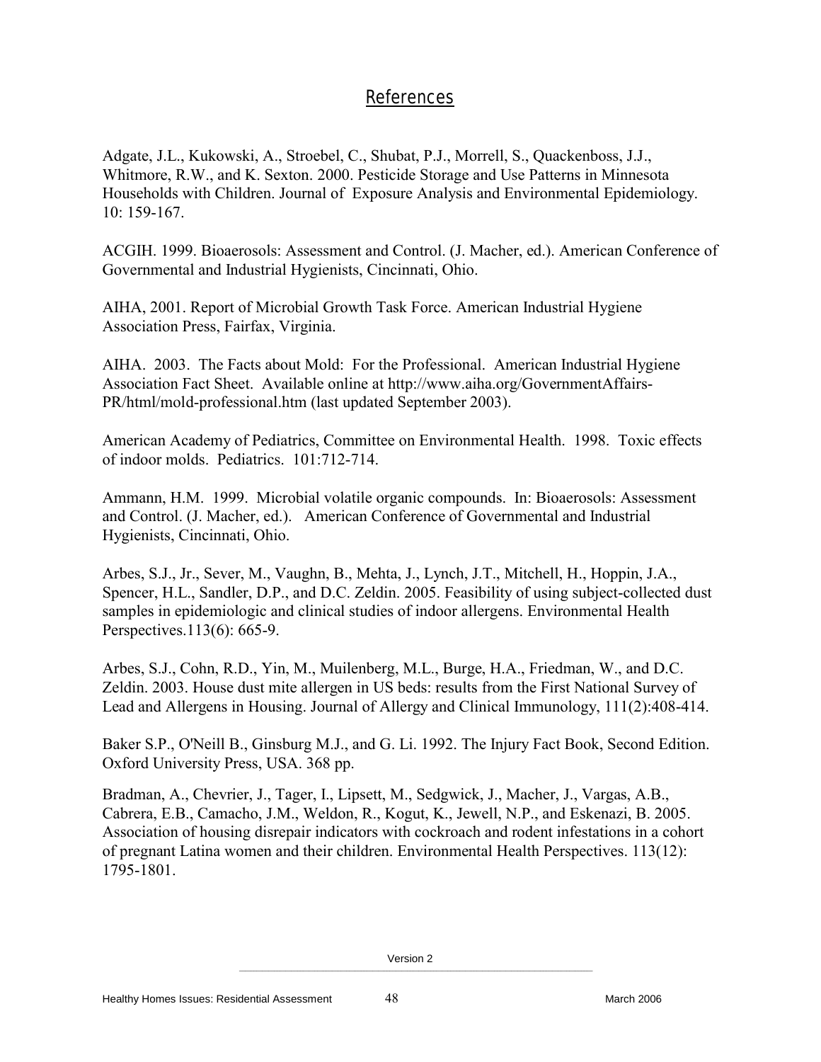## References

Adgate, J.L., Kukowski, A., Stroebel, C., Shubat, P.J., Morrell, S., Quackenboss, J.J., Whitmore, R.W., and K. Sexton. 2000. Pesticide Storage and Use Patterns in Minnesota Households with Children. Journal of Exposure Analysis and Environmental Epidemiology. 10: 159-167.

ACGIH. 1999. Bioaerosols: Assessment and Control. (J. Macher, ed.). American Conference of Governmental and Industrial Hygienists, Cincinnati, Ohio.

AIHA, 2001. Report of Microbial Growth Task Force. American Industrial Hygiene Association Press, Fairfax, Virginia.

AIHA. 2003. The Facts about Mold: For the Professional. American Industrial Hygiene Association Fact Sheet. Available online at http://www.aiha.org/GovernmentAffairs-PR/html/mold-professional.htm (last updated September 2003).

American Academy of Pediatrics, Committee on Environmental Health. 1998. Toxic effects of indoor molds. Pediatrics. 101:712-714.

Ammann, H.M. 1999. Microbial volatile organic compounds. In: Bioaerosols: Assessment and Control. (J. Macher, ed.). American Conference of Governmental and Industrial Hygienists, Cincinnati, Ohio.

Arbes, S.J., Jr., Sever, M., Vaughn, B., Mehta, J., Lynch, J.T., Mitchell, H., Hoppin, J.A., Spencer, H.L., Sandler, D.P., and D.C. Zeldin. 2005. Feasibility of using subject-collected dust samples in epidemiologic and clinical studies of indoor allergens. Environmental Health Perspectives.113(6): 665-9.

Arbes, S.J., Cohn, R.D., Yin, M., Muilenberg, M.L., Burge, H.A., Friedman, W., and D.C. Zeldin. 2003. House dust mite allergen in US beds: results from the First National Survey of Lead and Allergens in Housing. Journal of Allergy and Clinical Immunology, 111(2):408-414.

Baker S.P., O'Neill B., Ginsburg M.J., and G. Li. 1992. The Injury Fact Book, Second Edition. Oxford University Press, USA. 368 pp.

Bradman, A., Chevrier, J., Tager, I., Lipsett, M., Sedgwick, J., Macher, J., Vargas, A.B., Cabrera, E.B., Camacho, J.M., Weldon, R., Kogut, K., Jewell, N.P., and Eskenazi, B. 2005. Association of housing disrepair indicators with cockroach and rodent infestations in a cohort of pregnant Latina women and their children. Environmental Health Perspectives. 113(12): 1795-1801.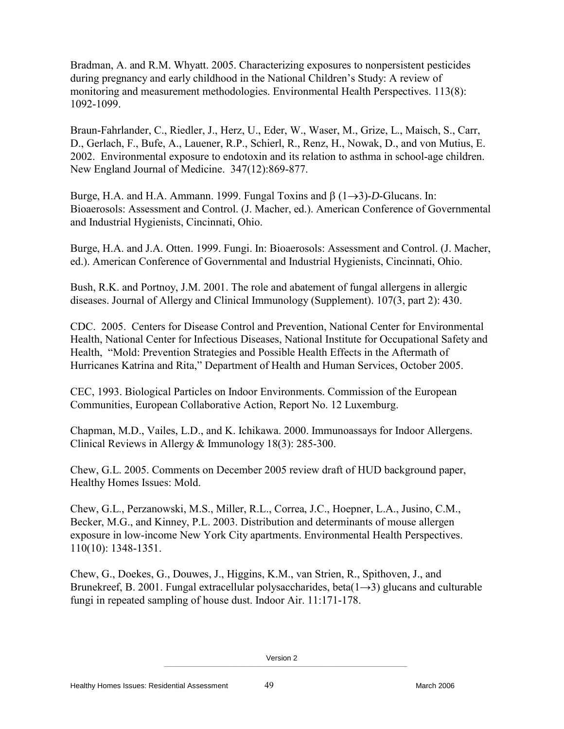Bradman, A. and R.M. Whyatt. 2005. Characterizing exposures to nonpersistent pesticides during pregnancy and early childhood in the National Children's Study: A review of monitoring and measurement methodologies. Environmental Health Perspectives. 113(8): 1092-1099.

Braun-Fahrlander, C., Riedler, J., Herz, U., Eder, W., Waser, M., Grize, L., Maisch, S., Carr, D., Gerlach, F., Bufe, A., Lauener, R.P., Schierl, R., Renz, H., Nowak, D., and von Mutius, E. 2002. Environmental exposure to endotoxin and its relation to asthma in school-age children. New England Journal of Medicine. 347(12):869-877.

Burge, H.A. and H.A. Ammann. 1999. Fungal Toxins and $\beta$ ($1\rightarrow3$)-*D*-Glucans. In: Bioaerosols: Assessment and Control. (J. Macher, ed.). American Conference of Governmental and Industrial Hygienists, Cincinnati, Ohio.

Burge, H.A. and J.A. Otten. 1999. Fungi. In: Bioaerosols: Assessment and Control. (J. Macher, ed.). American Conference of Governmental and Industrial Hygienists, Cincinnati, Ohio.

Bush, R.K. and Portnoy, J.M. 2001. The role and abatement of fungal allergens in allergic diseases. Journal of Allergy and Clinical Immunology (Supplement). 107(3, part 2): 430.

CDC. 2005. Centers for Disease Control and Prevention, National Center for Environmental Health, National Center for Infectious Diseases, National Institute for Occupational Safety and Health, "Mold: Prevention Strategies and Possible Health Effects in the Aftermath of Hurricanes Katrina and Rita," Department of Health and Human Services, October 2005.

CEC, 1993. Biological Particles on Indoor Environments. Commission of the European Communities, European Collaborative Action, Report No. 12 Luxemburg.

Chapman, M.D., Vailes, L.D., and K. Ichikawa. 2000. Immunoassays for Indoor Allergens. Clinical Reviews in Allergy & Immunology 18(3): 285-300.

Chew, G.L. 2005. Comments on December 2005 review draft of HUD background paper, Healthy Homes Issues: Mold.

Chew, G.L., Perzanowski, M.S., Miller, R.L., Correa, J.C., Hoepner, L.A., Jusino, C.M., Becker, M.G., and Kinney, P.L. 2003. Distribution and determinants of mouse allergen exposure in low-income New York City apartments. Environmental Health Perspectives. 110(10): 1348-1351.

Chew, G., Doekes, G., Douwes, J., Higgins, K.M., van Strien, R., Spithoven, J., and Brunekreef, B. 2001. Fungal extracellular polysaccharides, beta($1\rightarrow3$) glucans and culturable fungi in repeated sampling of house dust. Indoor Air. 11:171-178.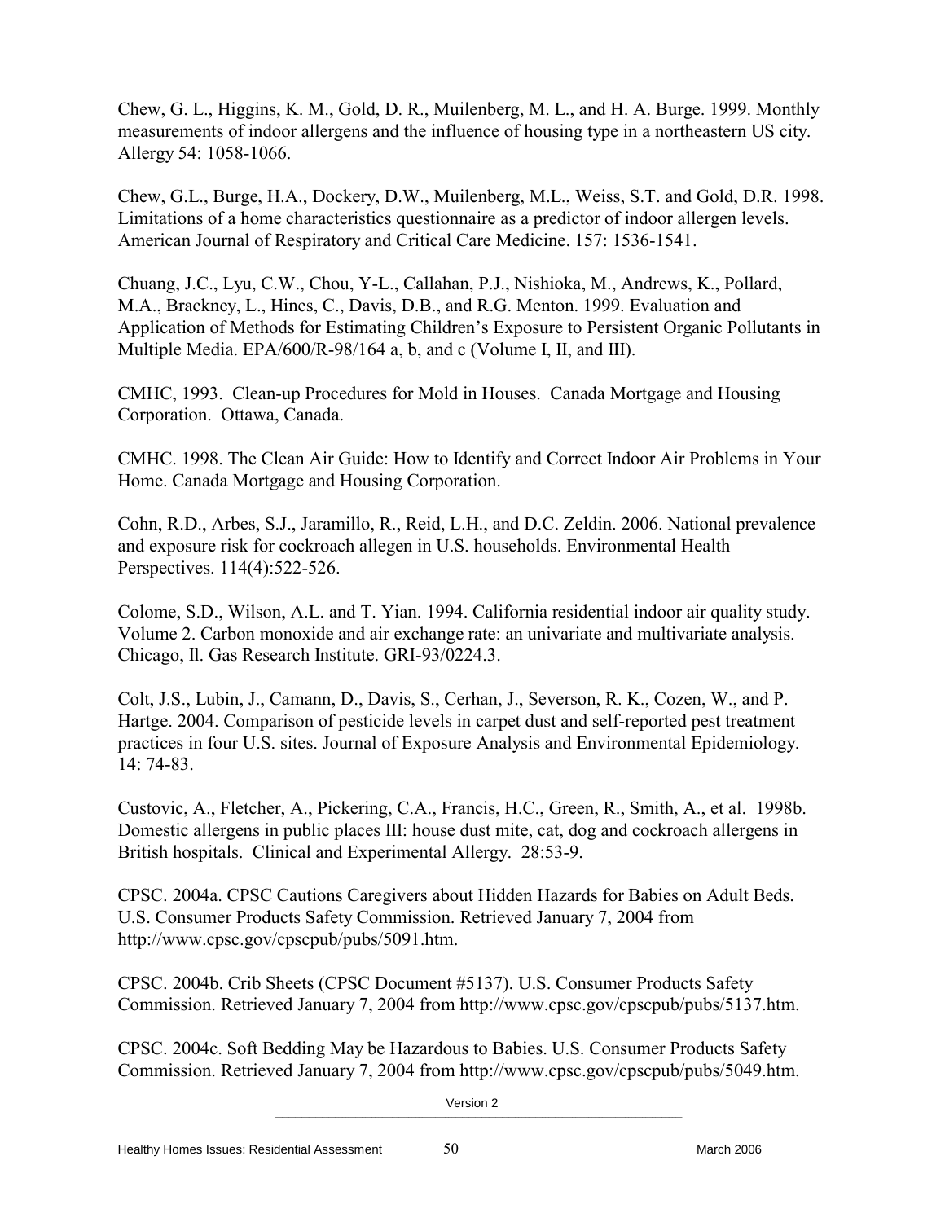Chew, G. L., Higgins, K. M., Gold, D. R., Muilenberg, M. L., and H. A. Burge. 1999. Monthly measurements of indoor allergens and the influence of housing type in a northeastern US city. Allergy 54: 1058-1066.

Chew, G.L., Burge, H.A., Dockery, D.W., Muilenberg, M.L., Weiss, S.T. and Gold, D.R. 1998. Limitations of a home characteristics questionnaire as a predictor of indoor allergen levels. American Journal of Respiratory and Critical Care Medicine. 157: 1536-1541.

Chuang, J.C., Lyu, C.W., Chou, Y-L., Callahan, P.J., Nishioka, M., Andrews, K., Pollard, M.A., Brackney, L., Hines, C., Davis, D.B., and R.G. Menton. 1999. Evaluation and Application of Methods for Estimating Children's Exposure to Persistent Organic Pollutants in Multiple Media. EPA/600/R-98/164 a, b, and c (Volume I, II, and III).

CMHC, 1993. Clean-up Procedures for Mold in Houses. Canada Mortgage and Housing Corporation. Ottawa, Canada.

CMHC. 1998. The Clean Air Guide: How to Identify and Correct Indoor Air Problems in Your Home. Canada Mortgage and Housing Corporation.

Cohn, R.D., Arbes, S.J., Jaramillo, R., Reid, L.H., and D.C. Zeldin. 2006. National prevalence and exposure risk for cockroach allegen in U.S. households. Environmental Health Perspectives. 114(4):522-526.

Colome, S.D., Wilson, A.L. and T. Yian. 1994. California residential indoor air quality study. Volume 2. Carbon monoxide and air exchange rate: an univariate and multivariate analysis. Chicago, Il. Gas Research Institute. GRI-93/0224.3.

Colt, J.S., Lubin, J., Camann, D., Davis, S., Cerhan, J., Severson, R. K., Cozen, W., and P. Hartge. 2004. Comparison of pesticide levels in carpet dust and self-reported pest treatment practices in four U.S. sites. Journal of Exposure Analysis and Environmental Epidemiology. 14: 74-83.

Custovic, A., Fletcher, A., Pickering, C.A., Francis, H.C., Green, R., Smith, A., et al. 1998b. Domestic allergens in public places III: house dust mite, cat, dog and cockroach allergens in British hospitals. Clinical and Experimental Allergy. 28:53-9.

CPSC. 2004a. CPSC Cautions Caregivers about Hidden Hazards for Babies on Adult Beds. U.S. Consumer Products Safety Commission. Retrieved January 7, 2004 from http://www.cpsc.gov/cpscpub/pubs/5091.htm.

CPSC. 2004b. Crib Sheets (CPSC Document #5137). U.S. Consumer Products Safety Commission. Retrieved January 7, 2004 from http://www.cpsc.gov/cpscpub/pubs/5137.htm.

CPSC. 2004c. Soft Bedding May be Hazardous to Babies. U.S. Consumer Products Safety Commission. Retrieved January 7, 2004 from http://www.cpsc.gov/cpscpub/pubs/5049.htm.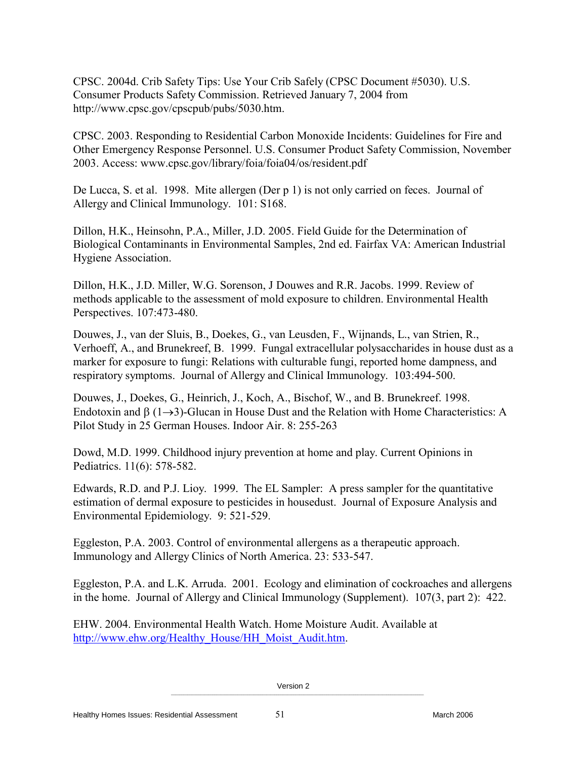CPSC. 2004d. Crib Safety Tips: Use Your Crib Safely (CPSC Document #5030). U.S. Consumer Products Safety Commission. Retrieved January 7, 2004 from http://www.cpsc.gov/cpscpub/pubs/5030.htm.

CPSC. 2003. Responding to Residential Carbon Monoxide Incidents: Guidelines for Fire and Other Emergency Response Personnel. U.S. Consumer Product Safety Commission, November 2003. Access: www.cpsc.gov/library/foia/foia04/os/resident.pdf

De Lucca, S. et al. 1998. Mite allergen (Der p 1) is not only carried on feces. Journal of Allergy and Clinical Immunology. 101: S168.

Dillon, H.K., Heinsohn, P.A., Miller, J.D. 2005. Field Guide for the Determination of Biological Contaminants in Environmental Samples, 2nd ed. Fairfax VA: American Industrial Hygiene Association.

Dillon, H.K., J.D. Miller, W.G. Sorenson, J Douwes and R.R. Jacobs. 1999. Review of methods applicable to the assessment of mold exposure to children. Environmental Health Perspectives. 107:473-480.

Douwes, J., van der Sluis, B., Doekes, G., van Leusden, F., Wijnands, L., van Strien, R., Verhoeff, A., and Brunekreef, B. 1999. Fungal extracellular polysaccharides in house dust as a marker for exposure to fungi: Relations with culturable fungi, reported home dampness, and respiratory symptoms. Journal of Allergy and Clinical Immunology. 103:494-500.

Douwes, J., Doekes, G., Heinrich, J., Koch, A., Bischof, W., and B. Brunekreef. 1998. Endotoxin and β (1→3)-Glucan in House Dust and the Relation with Home Characteristics: A Pilot Study in 25 German Houses. Indoor Air. 8: 255-263

Dowd, M.D. 1999. Childhood injury prevention at home and play. Current Opinions in Pediatrics. 11(6): 578-582.

Edwards, R.D. and P.J. Lioy. 1999. The EL Sampler: A press sampler for the quantitative estimation of dermal exposure to pesticides in housedust. Journal of Exposure Analysis and Environmental Epidemiology. 9: 521-529.

Eggleston, P.A. 2003. Control of environmental allergens as a therapeutic approach. Immunology and Allergy Clinics of North America. 23: 533-547.

Eggleston, P.A. and L.K. Arruda. 2001. Ecology and elimination of cockroaches and allergens in the home. Journal of Allergy and Clinical Immunology (Supplement). 107(3, part 2): 422.

EHW. 2004. Environmental Health Watch. Home Moisture Audit. Available at http://www.ehw.org/Healthy_House/HH_Moist_Audit.htm.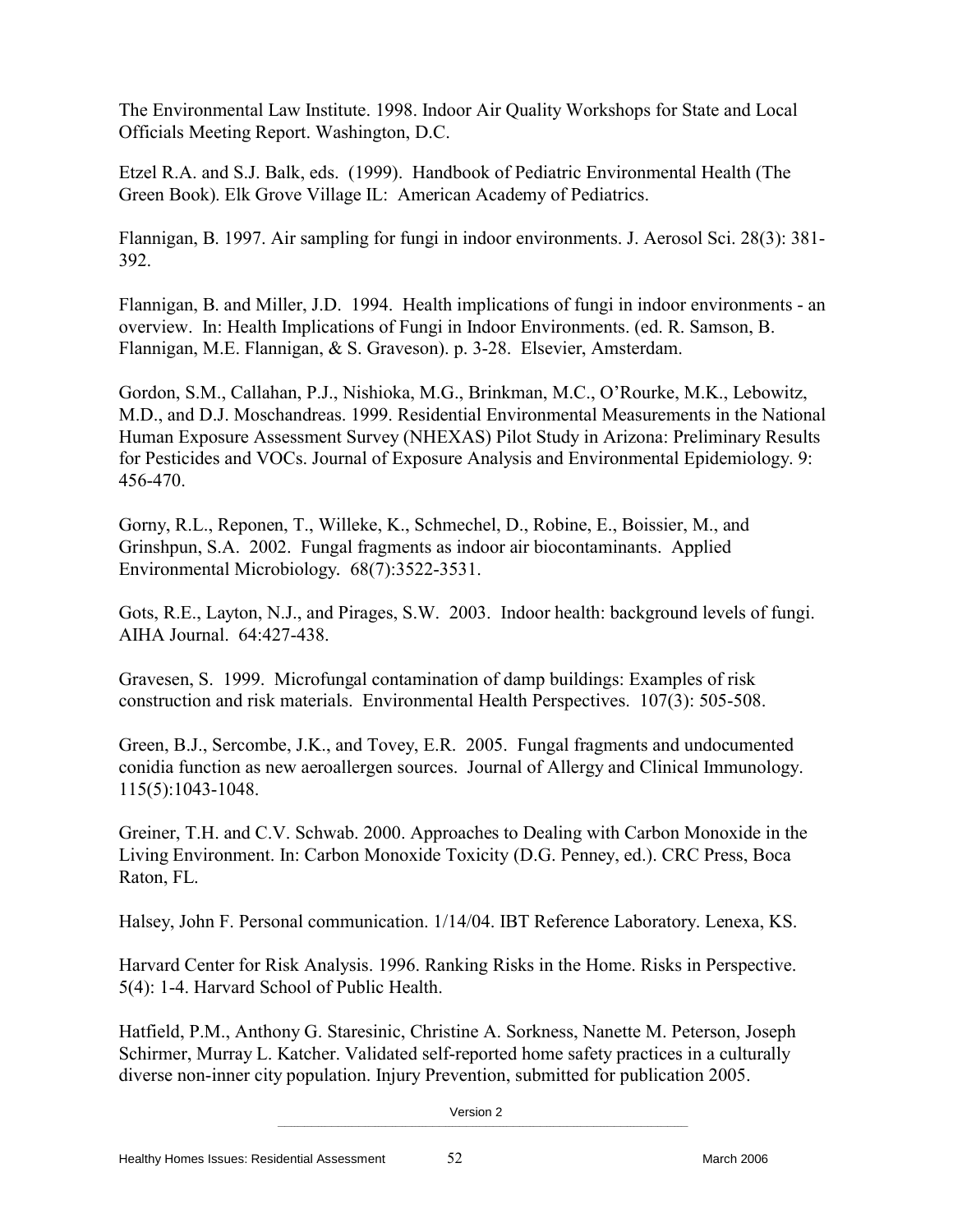The Environmental Law Institute. 1998. Indoor Air Quality Workshops for State and Local Officials Meeting Report. Washington, D.C.

Etzel R.A. and S.J. Balk, eds. (1999). Handbook of Pediatric Environmental Health (The Green Book). Elk Grove Village IL: American Academy of Pediatrics.

Flannigan, B. 1997. Air sampling for fungi in indoor environments. J. Aerosol Sci. 28(3): 381-392.

Flannigan, B. and Miller, J.D. 1994. Health implications of fungi in indoor environments - an overview. In: Health Implications of Fungi in Indoor Environments. (ed. R. Samson, B. Flannigan, M.E. Flannigan, & S. Graveson). p. 3-28. Elsevier, Amsterdam.

Gordon, S.M., Callahan, P.J., Nishioka, M.G., Brinkman, M.C., O'Rourke, M.K., Lebowitz, M.D., and D.J. Moschandreas. 1999. Residential Environmental Measurements in the National Human Exposure Assessment Survey (NHEXAS) Pilot Study in Arizona: Preliminary Results for Pesticides and VOCs. Journal of Exposure Analysis and Environmental Epidemiology. 9: 456-470.

Gorny, R.L., Reponen, T., Willeke, K., Schmechel, D., Robine, E., Boissier, M., and Grinshpun, S.A. 2002. Fungal fragments as indoor air biocontaminants. Applied Environmental Microbiology. 68(7):3522-3531.

Gots, R.E., Layton, N.J., and Pirages, S.W. 2003. Indoor health: background levels of fungi. AIHA Journal. 64:427-438.

Gravesen, S. 1999. Microfungal contamination of damp buildings: Examples of risk construction and risk materials. Environmental Health Perspectives. 107(3): 505-508.

Green, B.J., Sercombe, J.K., and Tovey, E.R. 2005. Fungal fragments and undocumented conidia function as new aeroallergen sources. Journal of Allergy and Clinical Immunology. 115(5):1043-1048.

Greiner, T.H. and C.V. Schwab. 2000. Approaches to Dealing with Carbon Monoxide in the Living Environment. In: Carbon Monoxide Toxicity (D.G. Penney, ed.). CRC Press, Boca Raton, FL.

Halsey, John F. Personal communication. 1/14/04. IBT Reference Laboratory. Lenexa, KS.

Harvard Center for Risk Analysis. 1996. Ranking Risks in the Home. Risks in Perspective. 5(4): 1-4. Harvard School of Public Health.

Hatfield, P.M., Anthony G. Staresinic, Christine A. Sorkness, Nanette M. Peterson, Joseph Schirmer, Murray L. Katcher. Validated self-reported home safety practices in a culturally diverse non-inner city population. Injury Prevention, submitted for publication 2005.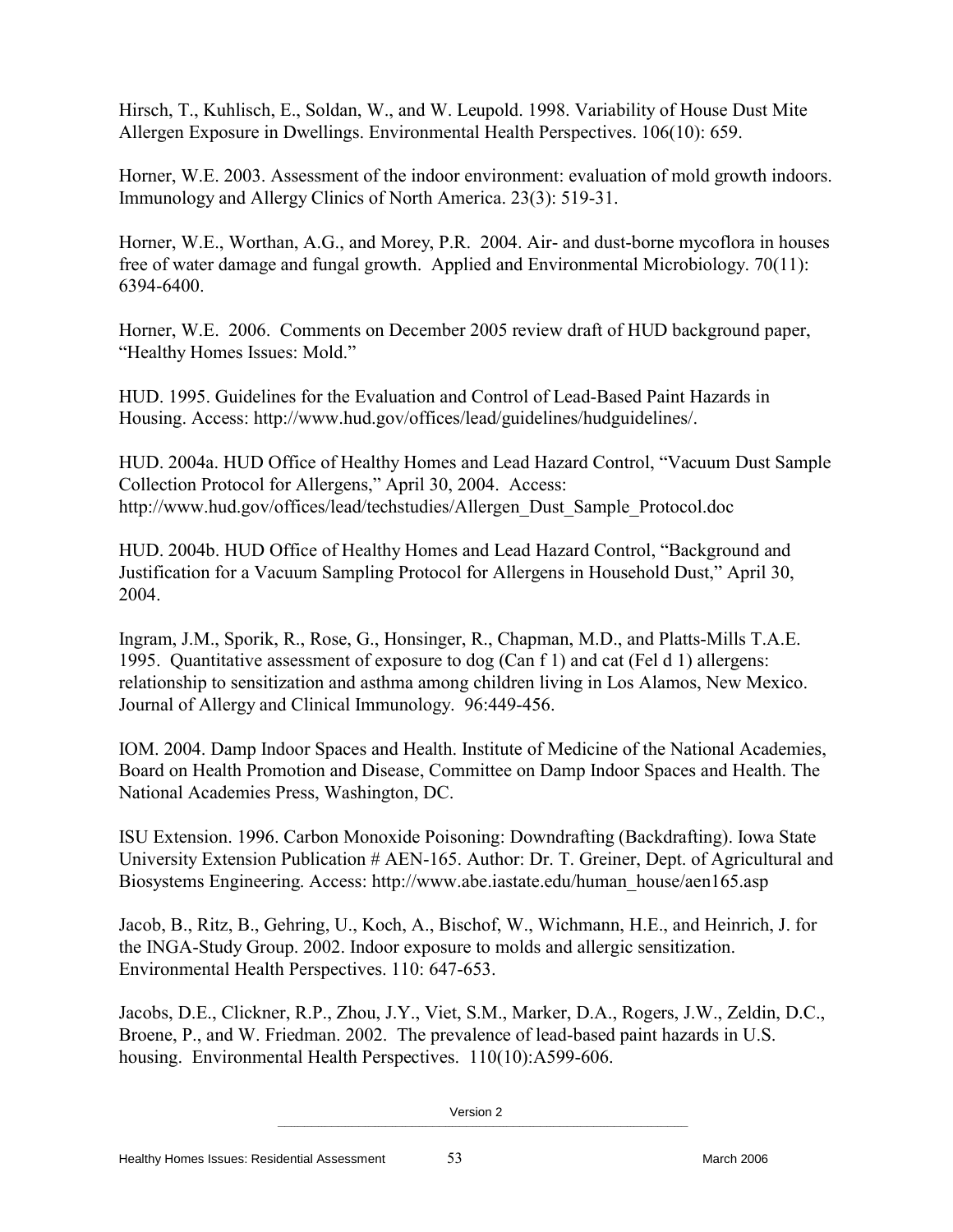Hirsch, T., Kuhlisch, E., Soldan, W., and W. Leupold. 1998. Variability of House Dust Mite Allergen Exposure in Dwellings. Environmental Health Perspectives. 106(10): 659.

Horner, W.E. 2003. Assessment of the indoor environment: evaluation of mold growth indoors. Immunology and Allergy Clinics of North America. 23(3): 519-31.

Horner, W.E., Worthan, A.G., and Morey, P.R. 2004. Air- and dust-borne mycoflora in houses free of water damage and fungal growth. Applied and Environmental Microbiology. 70(11): 6394-6400.

Horner, W.E. 2006. Comments on December 2005 review draft of HUD background paper, "Healthy Homes Issues: Mold."

HUD. 1995. Guidelines for the Evaluation and Control of Lead-Based Paint Hazards in Housing. Access: http://www.hud.gov/offices/lead/guidelines/hudguidelines/.

HUD. 2004a. HUD Office of Healthy Homes and Lead Hazard Control, "Vacuum Dust Sample Collection Protocol for Allergens," April 30, 2004. Access: http://www.hud.gov/offices/lead/techstudies/Allergen_Dust_Sample_Protocol.doc

HUD. 2004b. HUD Office of Healthy Homes and Lead Hazard Control, "Background and Justification for a Vacuum Sampling Protocol for Allergens in Household Dust," April 30, 2004.

Ingram, J.M., Sporik, R., Rose, G., Honsinger, R., Chapman, M.D., and Platts-Mills T.A.E. 1995. Quantitative assessment of exposure to dog (Can f 1) and cat (Fel d 1) allergens: relationship to sensitization and asthma among children living in Los Alamos, New Mexico. Journal of Allergy and Clinical Immunology. 96:449-456.

IOM. 2004. Damp Indoor Spaces and Health. Institute of Medicine of the National Academies, Board on Health Promotion and Disease, Committee on Damp Indoor Spaces and Health. The National Academies Press, Washington, DC.

ISU Extension. 1996. Carbon Monoxide Poisoning: Downdrafting (Backdrafting). Iowa State University Extension Publication # AEN-165. Author: Dr. T. Greiner, Dept. of Agricultural and Biosystems Engineering. Access: http://www.abe.iastate.edu/human_house/aen165.asp

Jacob, B., Ritz, B., Gehring, U., Koch, A., Bischof, W., Wichmann, H.E., and Heinrich, J. for the INGA-Study Group. 2002. Indoor exposure to molds and allergic sensitization. Environmental Health Perspectives. 110: 647-653.

Jacobs, D.E., Clickner, R.P., Zhou, J.Y., Viet, S.M., Marker, D.A., Rogers, J.W., Zeldin, D.C., Broene, P., and W. Friedman. 2002. The prevalence of lead-based paint hazards in U.S. housing. Environmental Health Perspectives. 110(10):A599-606.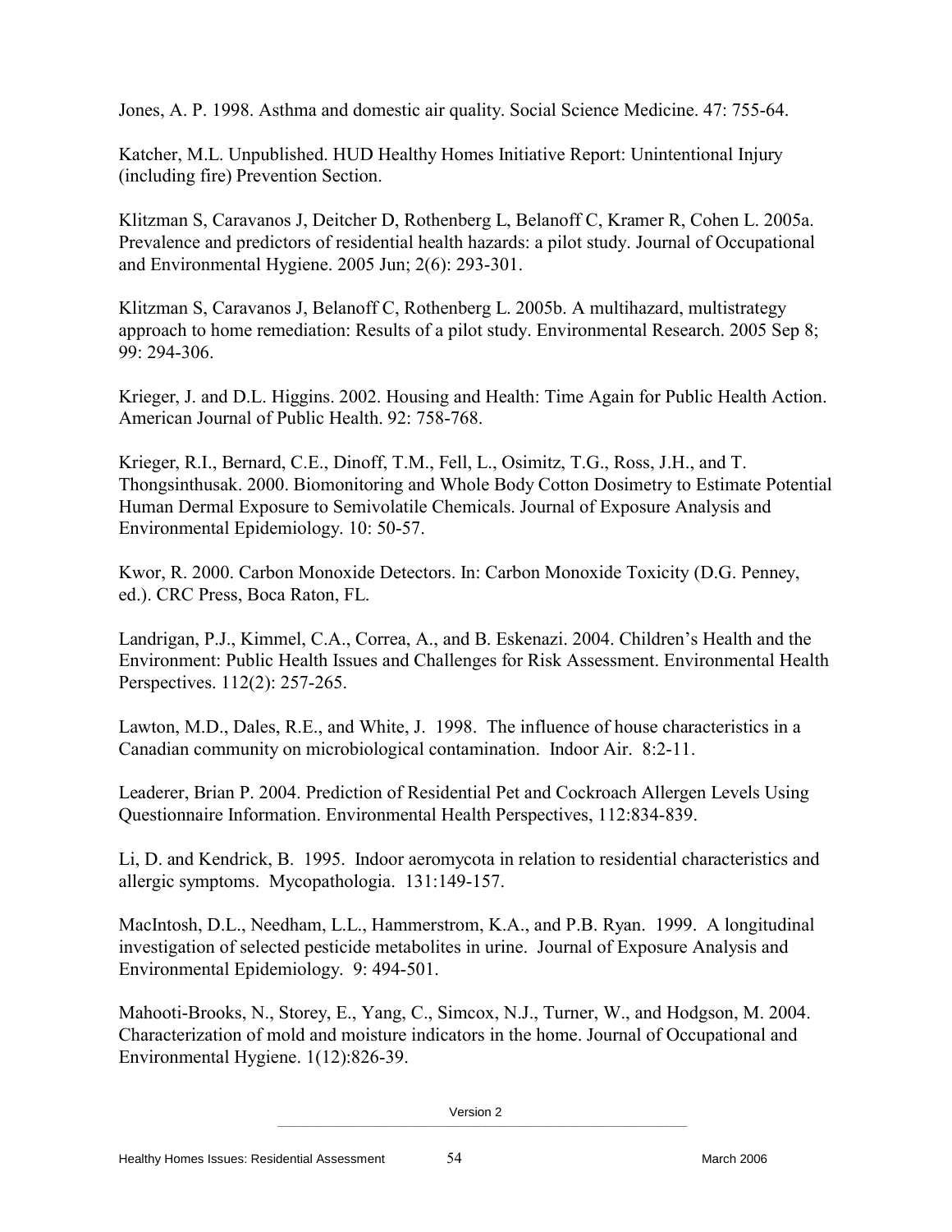Jones, A. P. 1998. Asthma and domestic air quality. Social Science Medicine. 47: 755-64.

Katcher, M.L. Unpublished. HUD Healthy Homes Initiative Report: Unintentional Injury (including fire) Prevention Section.

Klitzman S, Caravanos J, Deitcher D, Rothenberg L, Belanoff C, Kramer R, Cohen L. 2005a. Prevalence and predictors of residential health hazards: a pilot study. Journal of Occupational and Environmental Hygiene. 2005 Jun; 2(6): 293-301.

Klitzman S, Caravanos J, Belanoff C, Rothenberg L. 2005b. A multihazard, multistrategy approach to home remediation: Results of a pilot study. Environmental Research. 2005 Sep 8; 99: 294-306.

Krieger, J. and D.L. Higgins. 2002. Housing and Health: Time Again for Public Health Action. American Journal of Public Health. 92: 758-768.

Krieger, R.I., Bernard, C.E., Dinoff, T.M., Fell, L., Osimitz, T.G., Ross, J.H., and T. Thongsinthusak. 2000. Biomonitoring and Whole Body Cotton Dosimetry to Estimate Potential Human Dermal Exposure to Semivolatile Chemicals. Journal of Exposure Analysis and Environmental Epidemiology. 10: 50-57.

Kwor, R. 2000. Carbon Monoxide Detectors. In: Carbon Monoxide Toxicity (D.G. Penney, ed.). CRC Press, Boca Raton, FL.

Landrigan, P.J., Kimmel, C.A., Correa, A., and B. Eskenazi. 2004. Children's Health and the Environment: Public Health Issues and Challenges for Risk Assessment. Environmental Health Perspectives. 112(2): 257-265.

Lawton, M.D., Dales, R.E., and White, J. 1998. The influence of house characteristics in a Canadian community on microbiological contamination. Indoor Air. 8:2-11.

Leaderer, Brian P. 2004. Prediction of Residential Pet and Cockroach Allergen Levels Using Questionnaire Information. Environmental Health Perspectives, 112:834-839.

Li, D. and Kendrick, B. 1995. Indoor aeromycota in relation to residential characteristics and allergic symptoms. Mycopathologia. 131:149-157.

MacIntosh, D.L., Needham, L.L., Hammerstrom, K.A., and P.B. Ryan. 1999. A longitudinal investigation of selected pesticide metabolites in urine. Journal of Exposure Analysis and Environmental Epidemiology. 9: 494-501.

Mahooti-Brooks, N., Storey, E., Yang, C., Simcox, N.J., Turner, W., and Hodgson, M. 2004. Characterization of mold and moisture indicators in the home. Journal of Occupational and Environmental Hygiene. 1(12):826-39.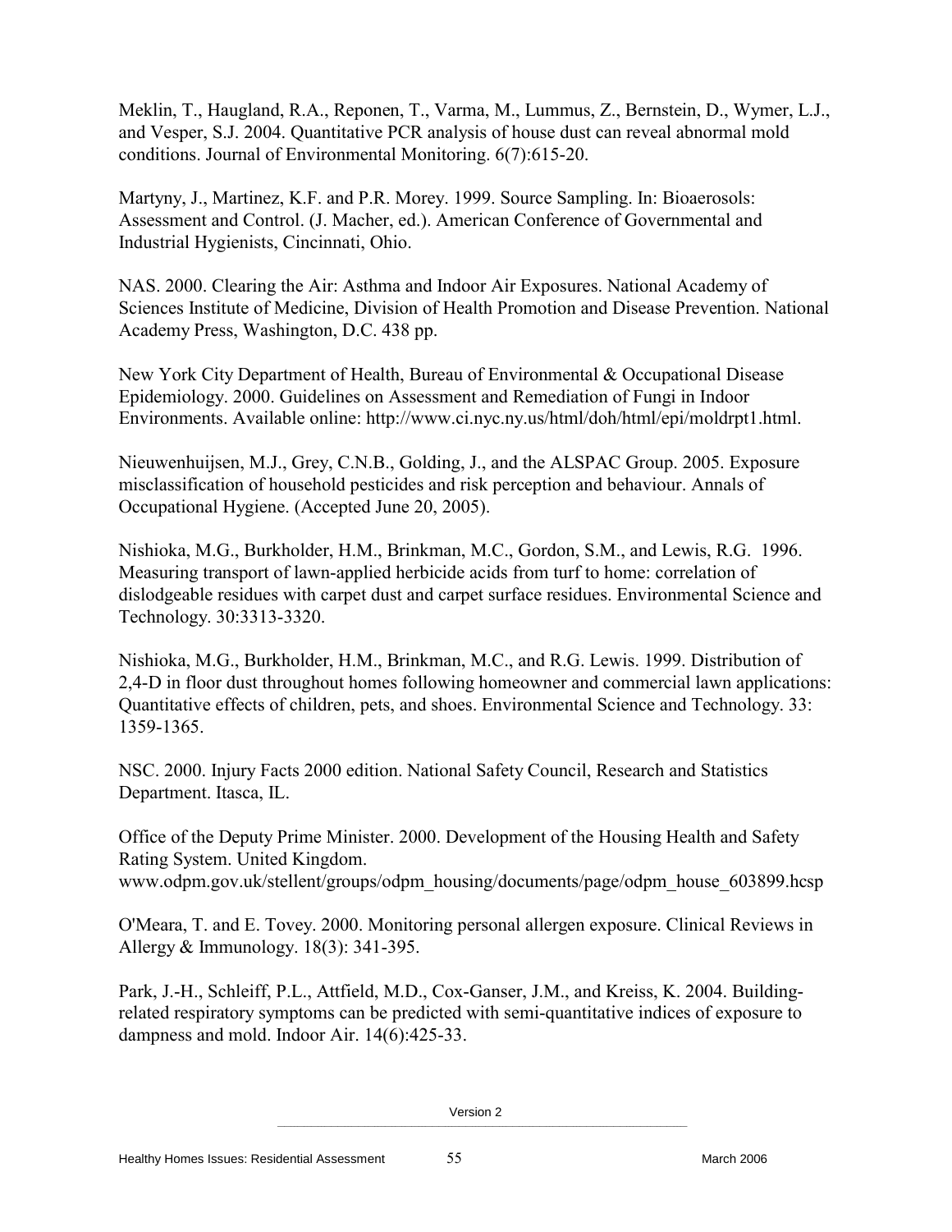Meklin, T., Haugland, R.A., Reponen, T., Varma, M., Lummus, Z., Bernstein, D., Wymer, L.J., and Vesper, S.J. 2004. Quantitative PCR analysis of house dust can reveal abnormal mold conditions. Journal of Environmental Monitoring. 6(7):615-20.

Martyny, J., Martinez, K.F. and P.R. Morey. 1999. Source Sampling. In: Bioaerosols: Assessment and Control. (J. Macher, ed.). American Conference of Governmental and Industrial Hygienists, Cincinnati, Ohio.

NAS. 2000. Clearing the Air: Asthma and Indoor Air Exposures. National Academy of Sciences Institute of Medicine, Division of Health Promotion and Disease Prevention. National Academy Press, Washington, D.C. 438 pp.

New York City Department of Health, Bureau of Environmental & Occupational Disease Epidemiology. 2000. Guidelines on Assessment and Remediation of Fungi in Indoor Environments. Available online: http://www.ci.nyc.ny.us/html/doh/html/epi/moldrpt1.html.

Nieuwenhuijsen, M.J., Grey, C.N.B., Golding, J., and the ALSPAC Group. 2005. Exposure misclassification of household pesticides and risk perception and behaviour. Annals of Occupational Hygiene. (Accepted June 20, 2005).

Nishioka, M.G., Burkholder, H.M., Brinkman, M.C., Gordon, S.M., and Lewis, R.G. 1996. Measuring transport of lawn-applied herbicide acids from turf to home: correlation of dislodgeable residues with carpet dust and carpet surface residues. Environmental Science and Technology. 30:3313-3320.

Nishioka, M.G., Burkholder, H.M., Brinkman, M.C., and R.G. Lewis. 1999. Distribution of 2,4-D in floor dust throughout homes following homeowner and commercial lawn applications: Quantitative effects of children, pets, and shoes. Environmental Science and Technology. 33: 1359-1365.

NSC. 2000. Injury Facts 2000 edition. National Safety Council, Research and Statistics Department. Itasca, IL.

Office of the Deputy Prime Minister. 2000. Development of the Housing Health and Safety Rating System. United Kingdom. www.odpm.gov.uk/stellent/groups/odpm_housing/documents/page/odpm_house_603899.hcsp

O'Meara, T. and E. Tovey. 2000. Monitoring personal allergen exposure. Clinical Reviews in Allergy & Immunology. 18(3): 341-395.

Park, J.-H., Schleiff, P.L., Attfield, M.D., Cox-Ganser, J.M., and Kreiss, K. 2004. Building-related respiratory symptoms can be predicted with semi-quantitative indices of exposure to dampness and mold. Indoor Air. 14(6):425-33.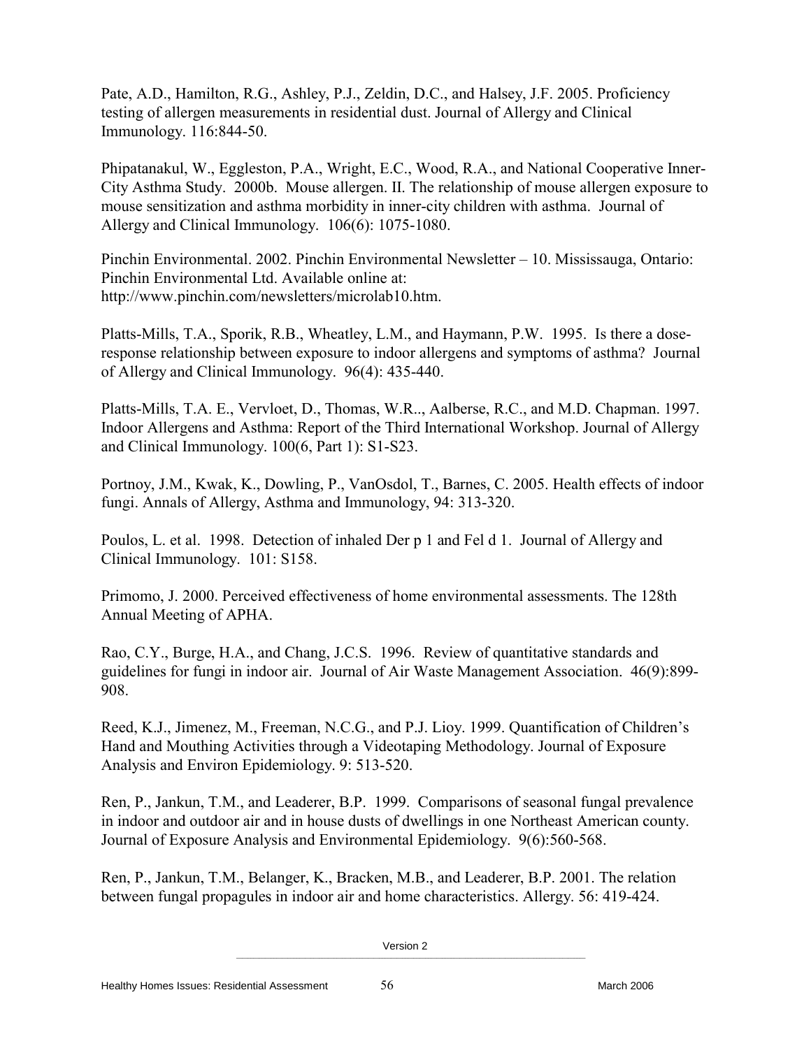Pate, A.D., Hamilton, R.G., Ashley, P.J., Zeldin, D.C., and Halsey, J.F. 2005. Proficiency testing of allergen measurements in residential dust. Journal of Allergy and Clinical Immunology. 116:844-50.

Phipatanakul, W., Eggleston, P.A., Wright, E.C., Wood, R.A., and National Cooperative Inner-City Asthma Study. 2000b. Mouse allergen. II. The relationship of mouse allergen exposure to mouse sensitization and asthma morbidity in inner-city children with asthma. Journal of Allergy and Clinical Immunology. 106(6): 1075-1080.

Pinchin Environmental. 2002. Pinchin Environmental Newsletter – 10. Mississauga, Ontario: Pinchin Environmental Ltd. Available online at: http://www.pinchin.com/newsletters/microlab10.htm.

Platts-Mills, T.A., Sporik, R.B., Wheatley, L.M., and Haymann, P.W. 1995. Is there a dose-response relationship between exposure to indoor allergens and symptoms of asthma? Journal of Allergy and Clinical Immunology. 96(4): 435-440.

Platts-Mills, T.A. E., Vervloet, D., Thomas, W.R.., Aalberse, R.C., and M.D. Chapman. 1997. Indoor Allergens and Asthma: Report of the Third International Workshop. Journal of Allergy and Clinical Immunology. 100(6, Part 1): S1-S23.

Portnoy, J.M., Kwak, K., Dowling, P., VanOsdol, T., Barnes, C. 2005. Health effects of indoor fungi. Annals of Allergy, Asthma and Immunology, 94: 313-320.

Poulos, L. et al. 1998. Detection of inhaled Der p 1 and Fel d 1. Journal of Allergy and Clinical Immunology. 101: S158.

Primomo, J. 2000. Perceived effectiveness of home environmental assessments. The 128th Annual Meeting of APHA.

Rao, C.Y., Burge, H.A., and Chang, J.C.S. 1996. Review of quantitative standards and guidelines for fungi in indoor air. Journal of Air Waste Management Association. 46(9):899-908.

Reed, K.J., Jimenez, M., Freeman, N.C.G., and P.J. Lioy. 1999. Quantification of Children's Hand and Mouthing Activities through a Videotaping Methodology. Journal of Exposure Analysis and Environ Epidemiology. 9: 513-520.

Ren, P., Jankun, T.M., and Leaderer, B.P. 1999. Comparisons of seasonal fungal prevalence in indoor and outdoor air and in house dusts of dwellings in one Northeast American county. Journal of Exposure Analysis and Environmental Epidemiology. 9(6):560-568.

Ren, P., Jankun, T.M., Belanger, K., Bracken, M.B., and Leaderer, B.P. 2001. The relation between fungal propagules in indoor air and home characteristics. Allergy. 56: 419-424.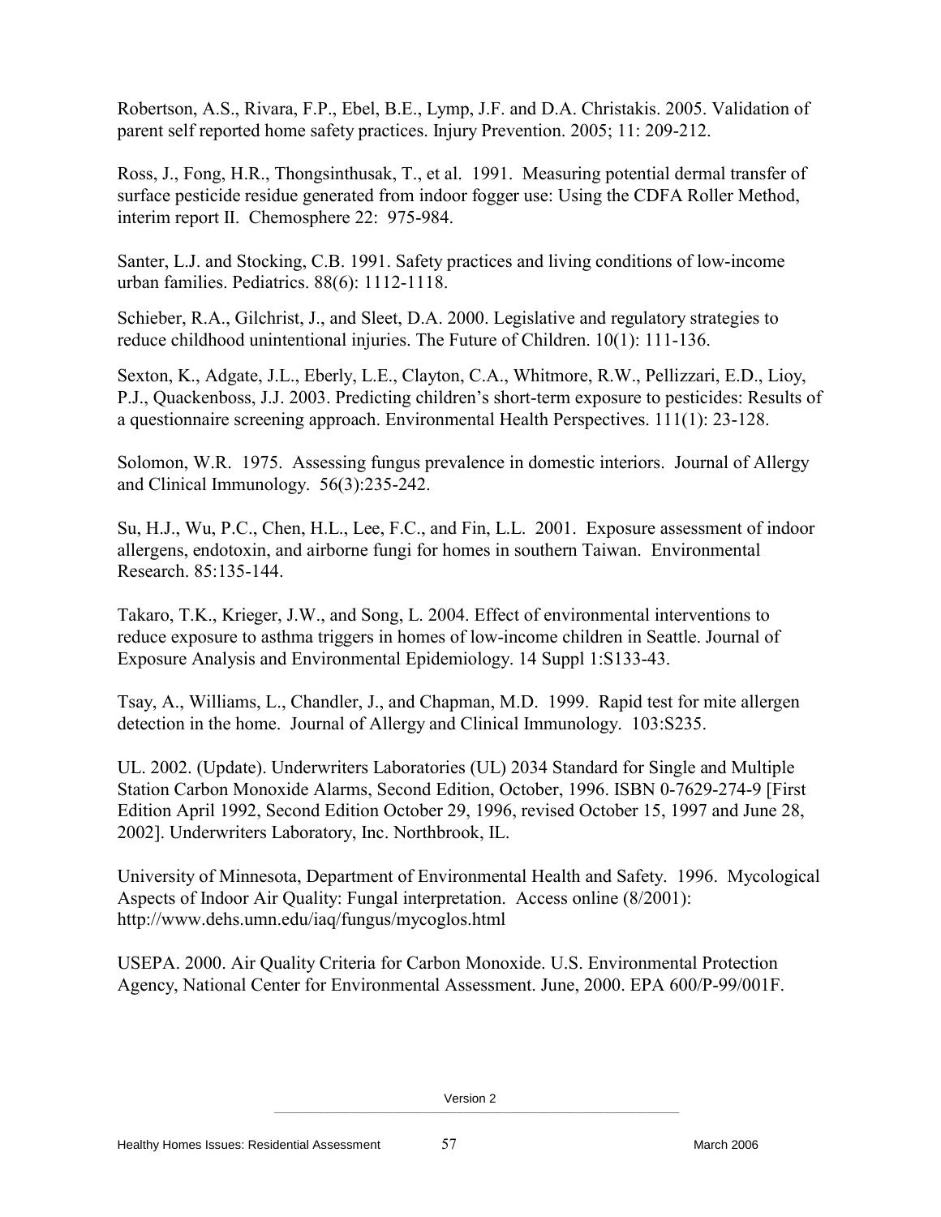Robertson, A.S., Rivara, F.P., Ebel, B.E., Lymp, J.F. and D.A. Christakis. 2005. Validation of parent self reported home safety practices. Injury Prevention. 2005; 11: 209-212.

Ross, J., Fong, H.R., Thongsinthusak, T., et al. 1991. Measuring potential dermal transfer of surface pesticide residue generated from indoor fogger use: Using the CDFA Roller Method, interim report II. Chemosphere 22: 975-984.

Santer, L.J. and Stocking, C.B. 1991. Safety practices and living conditions of low-income urban families. Pediatrics. 88(6): 1112-1118.

Schieber, R.A., Gilchrist, J., and Sleet, D.A. 2000. Legislative and regulatory strategies to reduce childhood unintentional injuries. The Future of Children. 10(1): 111-136.

Sexton, K., Adgate, J.L., Eberly, L.E., Clayton, C.A., Whitmore, R.W., Pellizzari, E.D., Lioy, P.J., Quackenboss, J.J. 2003. Predicting children's short-term exposure to pesticides: Results of a questionnaire screening approach. Environmental Health Perspectives. 111(1): 23-128.

Solomon, W.R. 1975. Assessing fungus prevalence in domestic interiors. Journal of Allergy and Clinical Immunology. 56(3):235-242.

Su, H.J., Wu, P.C., Chen, H.L., Lee, F.C., and Fin, L.L. 2001. Exposure assessment of indoor allergens, endotoxin, and airborne fungi for homes in southern Taiwan. Environmental Research. 85:135-144.

Takaro, T.K., Krieger, J.W., and Song, L. 2004. Effect of environmental interventions to reduce exposure to asthma triggers in homes of low-income children in Seattle. Journal of Exposure Analysis and Environmental Epidemiology. 14 Suppl 1:S133-43.

Tsay, A., Williams, L., Chandler, J., and Chapman, M.D. 1999. Rapid test for mite allergen detection in the home. Journal of Allergy and Clinical Immunology. 103:S235.

UL. 2002. (Update). Underwriters Laboratories (UL) 2034 Standard for Single and Multiple Station Carbon Monoxide Alarms, Second Edition, October, 1996. ISBN 0-7629-274-9 [First Edition April 1992, Second Edition October 29, 1996, revised October 15, 1997 and June 28, 2002]. Underwriters Laboratory, Inc. Northbrook, IL.

University of Minnesota, Department of Environmental Health and Safety. 1996. Mycological Aspects of Indoor Air Quality: Fungal interpretation. Access online (8/2001): http://www.dehs.umn.edu/iaq/fungus/mycoglos.html

USEPA. 2000. Air Quality Criteria for Carbon Monoxide. U.S. Environmental Protection Agency, National Center for Environmental Assessment. June, 2000. EPA 600/P-99/001F.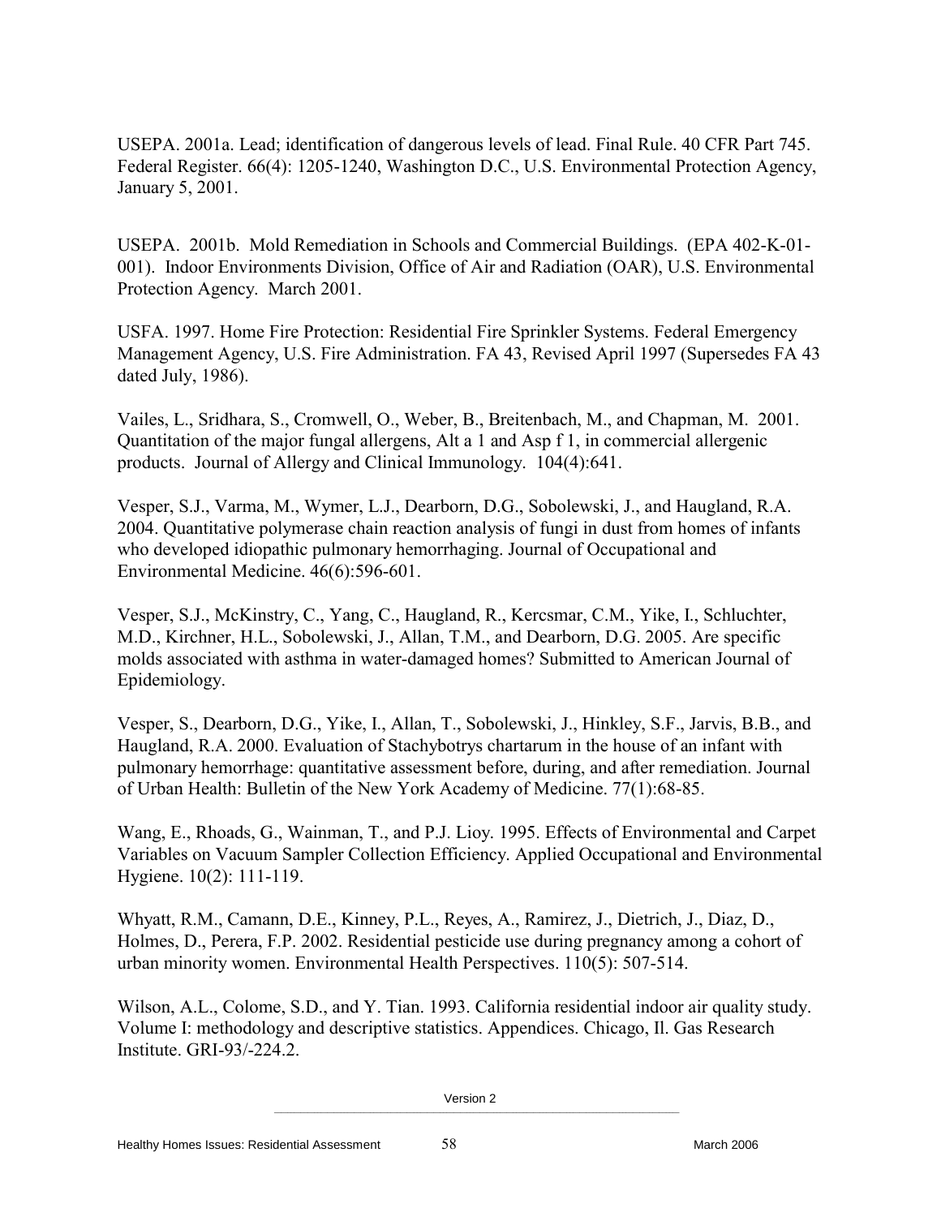USEPA. 2001a. Lead; identification of dangerous levels of lead. Final Rule. 40 CFR Part 745. Federal Register. 66(4): 1205-1240, Washington D.C., U.S. Environmental Protection Agency, January 5, 2001.

USEPA. 2001b. Mold Remediation in Schools and Commercial Buildings. (EPA 402-K-01-001). Indoor Environments Division, Office of Air and Radiation (OAR), U.S. Environmental Protection Agency. March 2001.

USFA. 1997. Home Fire Protection: Residential Fire Sprinkler Systems. Federal Emergency Management Agency, U.S. Fire Administration. FA 43, Revised April 1997 (Supersedes FA 43 dated July, 1986).

Vailes, L., Sridhara, S., Cromwell, O., Weber, B., Breitenbach, M., and Chapman, M. 2001. Quantitation of the major fungal allergens, Alt a 1 and Asp f 1, in commercial allergenic products. Journal of Allergy and Clinical Immunology. 104(4):641.

Vesper, S.J., Varma, M., Wymer, L.J., Dearborn, D.G., Sobolewski, J., and Haugland, R.A. 2004. Quantitative polymerase chain reaction analysis of fungi in dust from homes of infants who developed idiopathic pulmonary hemorrhaging. Journal of Occupational and Environmental Medicine. 46(6):596-601.

Vesper, S.J., McKinstry, C., Yang, C., Haugland, R., Kercsmar, C.M., Yike, I., Schluchter, M.D., Kirchner, H.L., Sobolewski, J., Allan, T.M., and Dearborn, D.G. 2005. Are specific molds associated with asthma in water-damaged homes? Submitted to American Journal of Epidemiology.

Vesper, S., Dearborn, D.G., Yike, I., Allan, T., Sobolewski, J., Hinkley, S.F., Jarvis, B.B., and Haugland, R.A. 2000. Evaluation of Stachybotrys chartarum in the house of an infant with pulmonary hemorrhage: quantitative assessment before, during, and after remediation. Journal of Urban Health: Bulletin of the New York Academy of Medicine. 77(1):68-85.

Wang, E., Rhoads, G., Wainman, T., and P.J. Lioy. 1995. Effects of Environmental and Carpet Variables on Vacuum Sampler Collection Efficiency. Applied Occupational and Environmental Hygiene. 10(2): 111-119.

Whyatt, R.M., Camann, D.E., Kinney, P.L., Reyes, A., Ramirez, J., Dietrich, J., Diaz, D., Holmes, D., Perera, F.P. 2002. Residential pesticide use during pregnancy among a cohort of urban minority women. Environmental Health Perspectives. 110(5): 507-514.

Wilson, A.L., Colome, S.D., and Y. Tian. 1993. California residential indoor air quality study. Volume I: methodology and descriptive statistics. Appendices. Chicago, Il. Gas Research Institute. GRI-93/-224.2.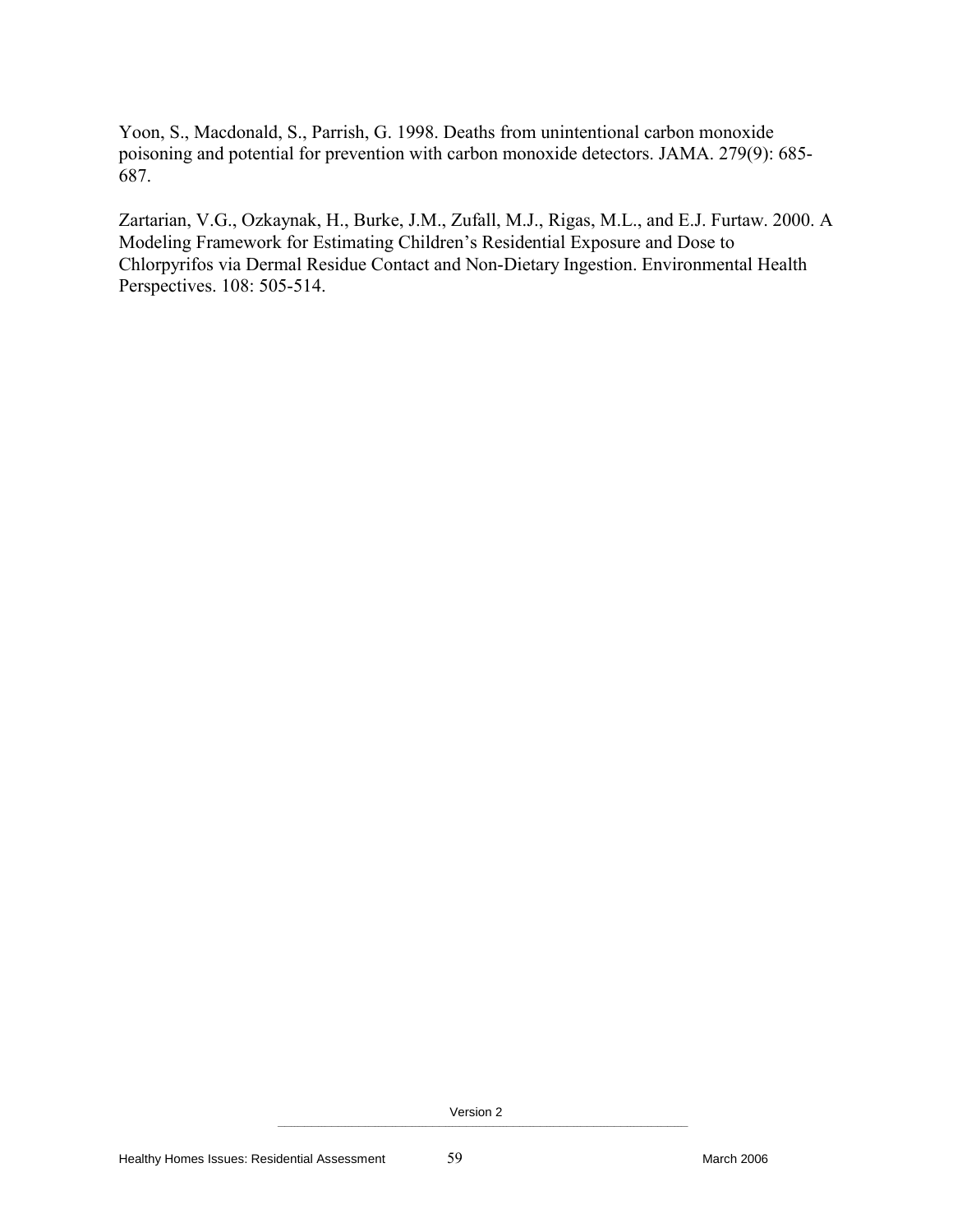Yoon, S., Macdonald, S., Parrish, G. 1998. Deaths from unintentional carbon monoxide poisoning and potential for prevention with carbon monoxide detectors. JAMA. 279(9): 685-687.

Zartarian, V.G., Ozkaynak, H., Burke, J.M., Zufall, M.J., Rigas, M.L., and E.J. Furtaw. 2000. A Modeling Framework for Estimating Children's Residential Exposure and Dose to Chlorpyrifos via Dermal Residue Contact and Non-Dietary Ingestion. Environmental Health Perspectives. 108: 505-514.